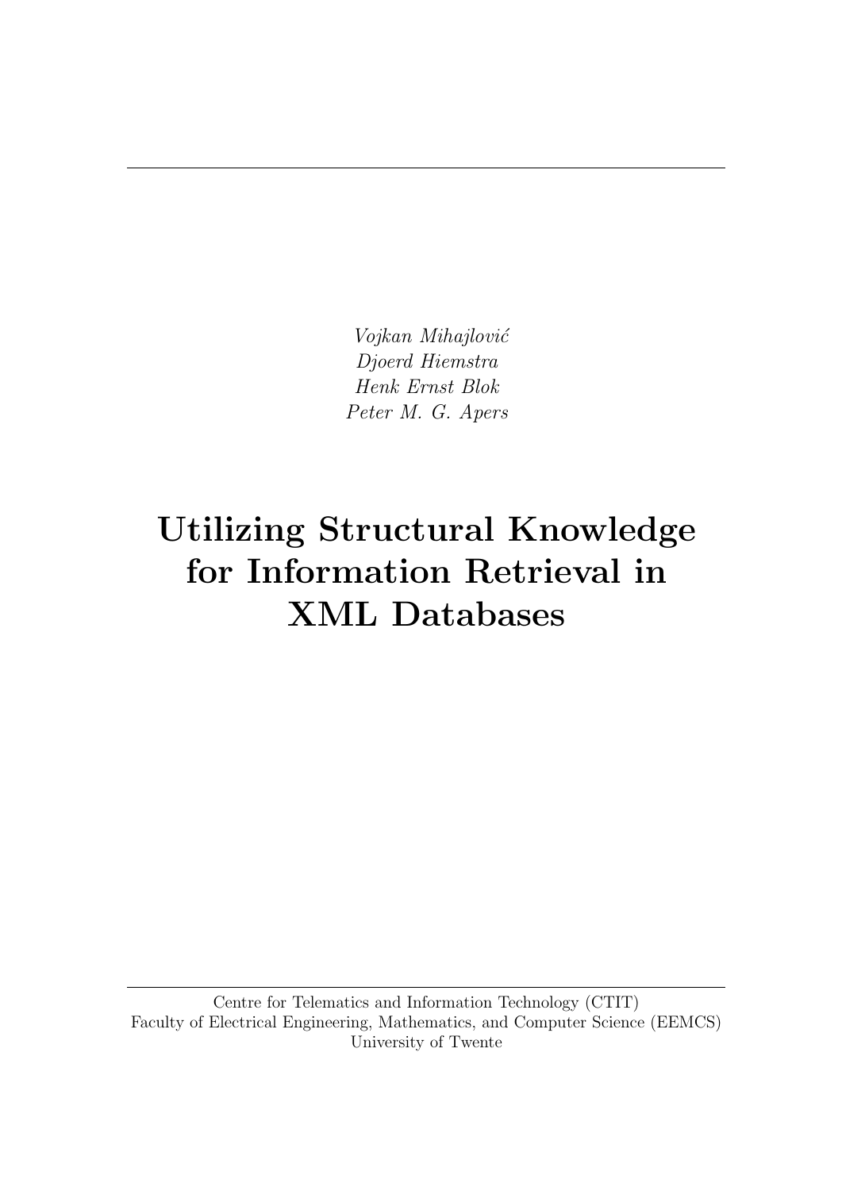*Vojkan Mihajlović*
*Djoerd Hiemstra*
*Henk Ernst Blok*
*Peter M. G. Apers*

# Utilizing Structural Knowledge for Information Retrieval in XML Databases

Centre for Telematics and Information Technology (CTIT)
Faculty of Electrical Engineering, Mathematics, and Computer Science (EEMCS)
University of Twente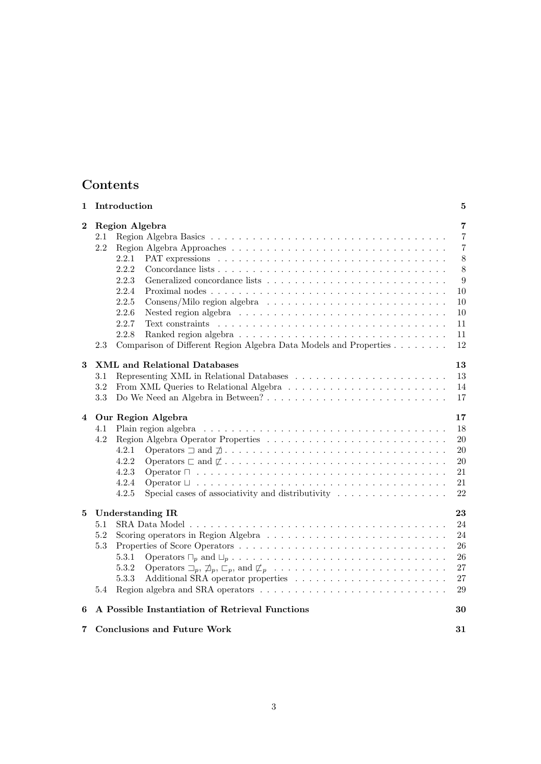# Contents

1 **Introduction** 5

2 **Region Algebra** 7
- 2.1 Region Algebra Basics 7
- 2.2 Region Algebra Approaches 7
  - 2.2.1 PAT expressions 8
  - 2.2.2 Concordance lists 8
  - 2.2.3 Generalized concordance lists 9
  - 2.2.4 Proximal nodes 10
  - 2.2.5 Consens/Milo region algebra 10
  - 2.2.6 Nested region algebra 10
  - 2.2.7 Text constraints 11
  - 2.2.8 Ranked region algebra 11
- 2.3 Comparison of Different Region Algebra Data Models and Properties 12

3 **XML and Relational Databases** 13
- 3.1 Representing XML in Relational Databases 13
- 3.2 From XML Queries to Relational Algebra 14
- 3.3 Do We Need an Algebra in Between? 17

4 **Our Region Algebra** 17
- 4.1 Plain region algebra 18
- 4.2 Region Algebra Operator Properties 20
  - 4.2.1 Operators $\sqsupset$ and $\not\sqsupset$ 20
  - 4.2.2 Operators $\sqsubset$ and $\not\sqsubset$ 20
  - 4.2.3 Operator $\sqcap$ 21
  - 4.2.4 Operator $\sqcup$ 21
  - 4.2.5 Special cases of associativity and distributivity 22

5 **Understanding IR** 23
- 5.1 SRA Data Model 24
- 5.2 Scoring operators in Region Algebra 24
- 5.3 Properties of Score Operators 26
  - 5.3.1 Operators $\sqcap_p$ and $\sqcup_p$ 26
  - 5.3.2 Operators $\sqsupset_p$, $\not\sqsupset_p$, $\sqsubset_p$, and $\not\sqsubset_p$ 27
  - 5.3.3 Additional SRA operator properties 27
- 5.4 Region algebra and SRA operators 29

6 **A Possible Instantiation of Retrieval Functions** 30

7 **Conclusions and Future Work** 31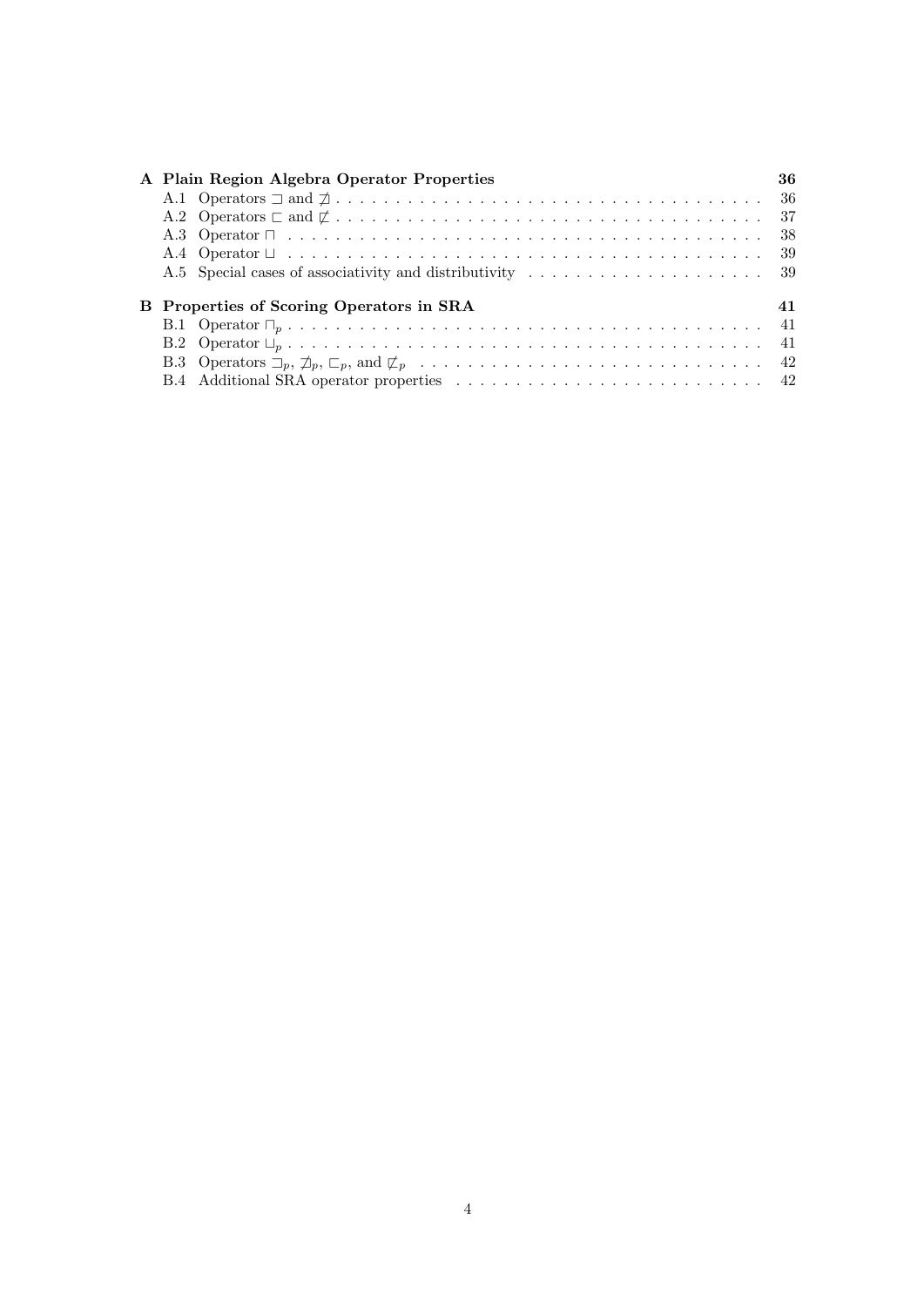**A Plain Region Algebra Operator Properties** 36

- A.1 Operators $\sqsupset$ and $\not\sqsupset$ . . . 36
- A.2 Operators $\sqsubset$ and $\not\sqsubset$ . . . 37
- A.3 Operator $\sqcap$ . . . 38
- A.4 Operator $\sqcup$ . . . 39
- A.5 Special cases of associativity and distributivity . . . 39

**B Properties of Scoring Operators in SRA** 41

- B.1 Operator $\sqcap_p$ . . . 41
- B.2 Operator $\sqcup_p$ . . . 41
- B.3 Operators $\sqsupset_p$, $\not\sqsupset_p$, $\sqsubset_p$, and $\not\sqsubset_p$ . . . 42
- B.4 Additional SRA operator properties . . . 42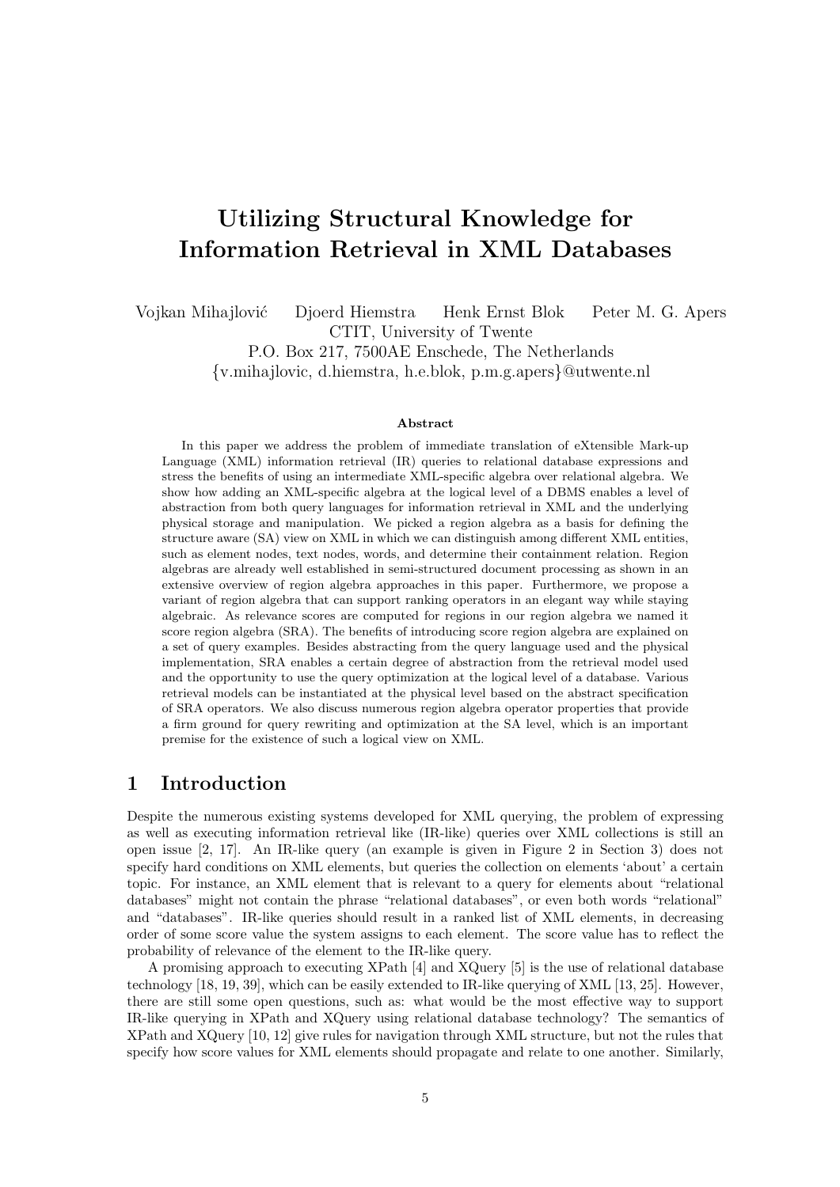# Utilizing Structural Knowledge for Information Retrieval in XML Databases

Vojkan Mihajlović Djoerd Hiemstra Henk Ernst Blok Peter M. G. Apers
CTIT, University of Twente
P.O. Box 217, 7500AE Enschede, The Netherlands
{v.mihajlovic, d.hiemstra, h.e.blok, p.m.g.apers}@utwente.nl

### Abstract

In this paper we address the problem of immediate translation of eXtensible Mark-up Language (XML) information retrieval (IR) queries to relational database expressions and stress the benefits of using an intermediate XML-specific algebra over relational algebra. We show how adding an XML-specific algebra at the logical level of a DBMS enables a level of abstraction from both query languages for information retrieval in XML and the underlying physical storage and manipulation. We picked a region algebra as a basis for defining the structure aware (SA) view on XML in which we can distinguish among different XML entities, such as element nodes, text nodes, words, and determine their containment relation. Region algebras are already well established in semi-structured document processing as shown in an extensive overview of region algebra approaches in this paper. Furthermore, we propose a variant of region algebra that can support ranking operators in an elegant way while staying algebraic. As relevance scores are computed for regions in our region algebra we named it score region algebra (SRA). The benefits of introducing score region algebra are explained on a set of query examples. Besides abstracting from the query language used and the physical implementation, SRA enables a certain degree of abstraction from the retrieval model used and the opportunity to use the query optimization at the logical level of a database. Various retrieval models can be instantiated at the physical level based on the abstract specification of SRA operators. We also discuss numerous region algebra operator properties that provide a firm ground for query rewriting and optimization at the SA level, which is an important premise for the existence of such a logical view on XML.

## 1 Introduction

Despite the numerous existing systems developed for XML querying, the problem of expressing as well as executing information retrieval like (IR-like) queries over XML collections is still an open issue [2, 17]. An IR-like query (an example is given in Figure 2 in Section 3) does not specify hard conditions on XML elements, but queries the collection on elements 'about' a certain topic. For instance, an XML element that is relevant to a query for elements about "relational databases" might not contain the phrase "relational databases", or even both words "relational" and "databases". IR-like queries should result in a ranked list of XML elements, in decreasing order of some score value the system assigns to each element. The score value has to reflect the probability of relevance of the element to the IR-like query.

A promising approach to executing XPath [4] and XQuery [5] is the use of relational database technology [18, 19, 39], which can be easily extended to IR-like querying of XML [13, 25]. However, there are still some open questions, such as: what would be the most effective way to support IR-like querying in XPath and XQuery using relational database technology? The semantics of XPath and XQuery [10, 12] give rules for navigation through XML structure, but not the rules that specify how score values for XML elements should propagate and relate to one another. Similarly,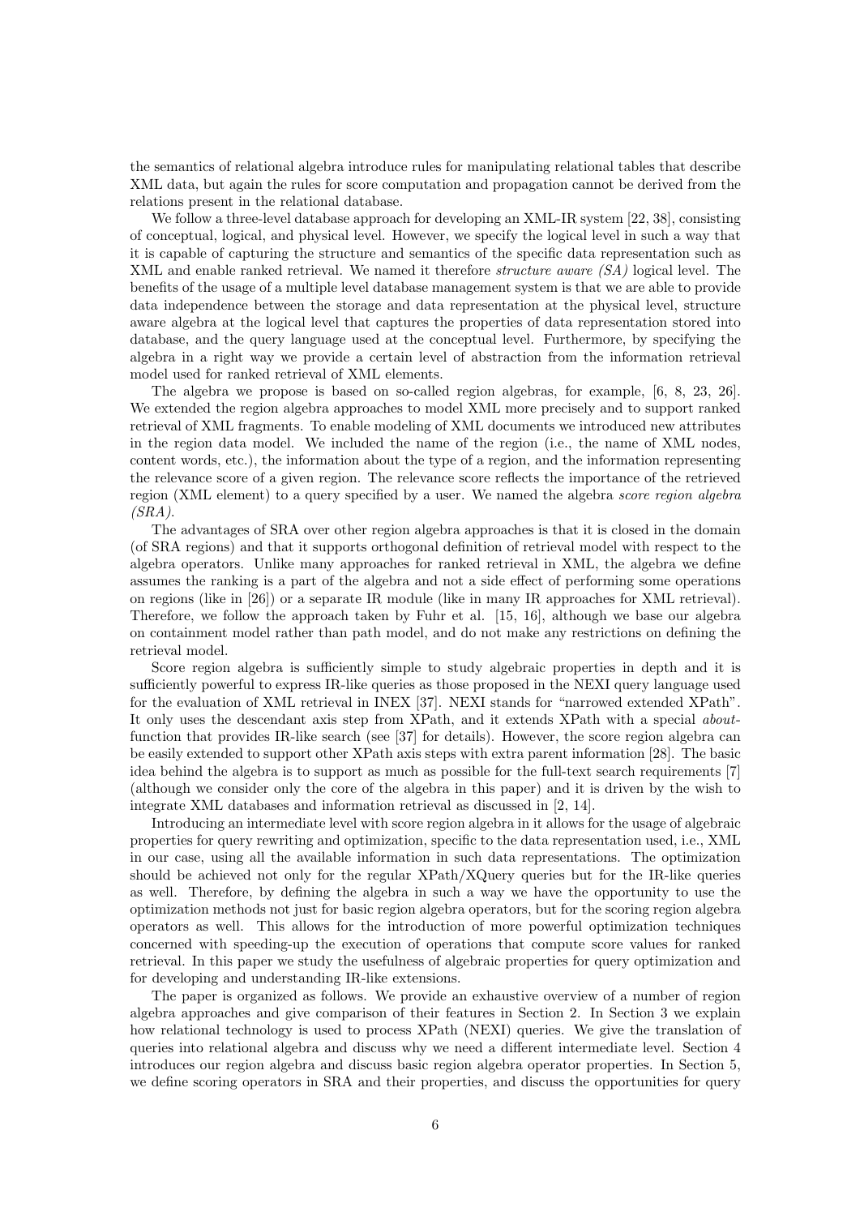the semantics of relational algebra introduce rules for manipulating relational tables that describe XML data, but again the rules for score computation and propagation cannot be derived from the relations present in the relational database.

We follow a three-level database approach for developing an XML-IR system [22, 38], consisting of conceptual, logical, and physical level. However, we specify the logical level in such a way that it is capable of capturing the structure and semantics of the specific data representation such as XML and enable ranked retrieval. We named it therefore *structure aware (SA)* logical level. The benefits of the usage of a multiple level database management system is that we are able to provide data independence between the storage and data representation at the physical level, structure aware algebra at the logical level that captures the properties of data representation stored into database, and the query language used at the conceptual level. Furthermore, by specifying the algebra in a right way we provide a certain level of abstraction from the information retrieval model used for ranked retrieval of XML elements.

The algebra we propose is based on so-called region algebras, for example, [6, 8, 23, 26]. We extended the region algebra approaches to model XML more precisely and to support ranked retrieval of XML fragments. To enable modeling of XML documents we introduced new attributes in the region data model. We included the name of the region (i.e., the name of XML nodes, content words, etc.), the information about the type of a region, and the information representing the relevance score of a given region. The relevance score reflects the importance of the retrieved region (XML element) to a query specified by a user. We named the algebra *score region algebra (SRA)*.

The advantages of SRA over other region algebra approaches is that it is closed in the domain (of SRA regions) and that it supports orthogonal definition of retrieval model with respect to the algebra operators. Unlike many approaches for ranked retrieval in XML, the algebra we define assumes the ranking is a part of the algebra and not a side effect of performing some operations on regions (like in [26]) or a separate IR module (like in many IR approaches for XML retrieval). Therefore, we follow the approach taken by Fuhr et al. [15, 16], although we base our algebra on containment model rather than path model, and do not make any restrictions on defining the retrieval model.

Score region algebra is sufficiently simple to study algebraic properties in depth and it is sufficiently powerful to express IR-like queries as those proposed in the NEXI query language used for the evaluation of XML retrieval in INEX [37]. NEXI stands for "narrowed extended XPath". It only uses the descendant axis step from XPath, and it extends XPath with a special *about*-function that provides IR-like search (see [37] for details). However, the score region algebra can be easily extended to support other XPath axis steps with extra parent information [28]. The basic idea behind the algebra is to support as much as possible for the full-text search requirements [7] (although we consider only the core of the algebra in this paper) and it is driven by the wish to integrate XML databases and information retrieval as discussed in [2, 14].

Introducing an intermediate level with score region algebra in it allows for the usage of algebraic properties for query rewriting and optimization, specific to the data representation used, i.e., XML in our case, using all the available information in such data representations. The optimization should be achieved not only for the regular XPath/XQuery queries but for the IR-like queries as well. Therefore, by defining the algebra in such a way we have the opportunity to use the optimization methods not just for basic region algebra operators, but for the scoring region algebra operators as well. This allows for the introduction of more powerful optimization techniques concerned with speeding-up the execution of operations that compute score values for ranked retrieval. In this paper we study the usefulness of algebraic properties for query optimization and for developing and understanding IR-like extensions.

The paper is organized as follows. We provide an exhaustive overview of a number of region algebra approaches and give comparison of their features in Section 2. In Section 3 we explain how relational technology is used to process XPath (NEXI) queries. We give the translation of queries into relational algebra and discuss why we need a different intermediate level. Section 4 introduces our region algebra and discuss basic region algebra operator properties. In Section 5, we define scoring operators in SRA and their properties, and discuss the opportunities for query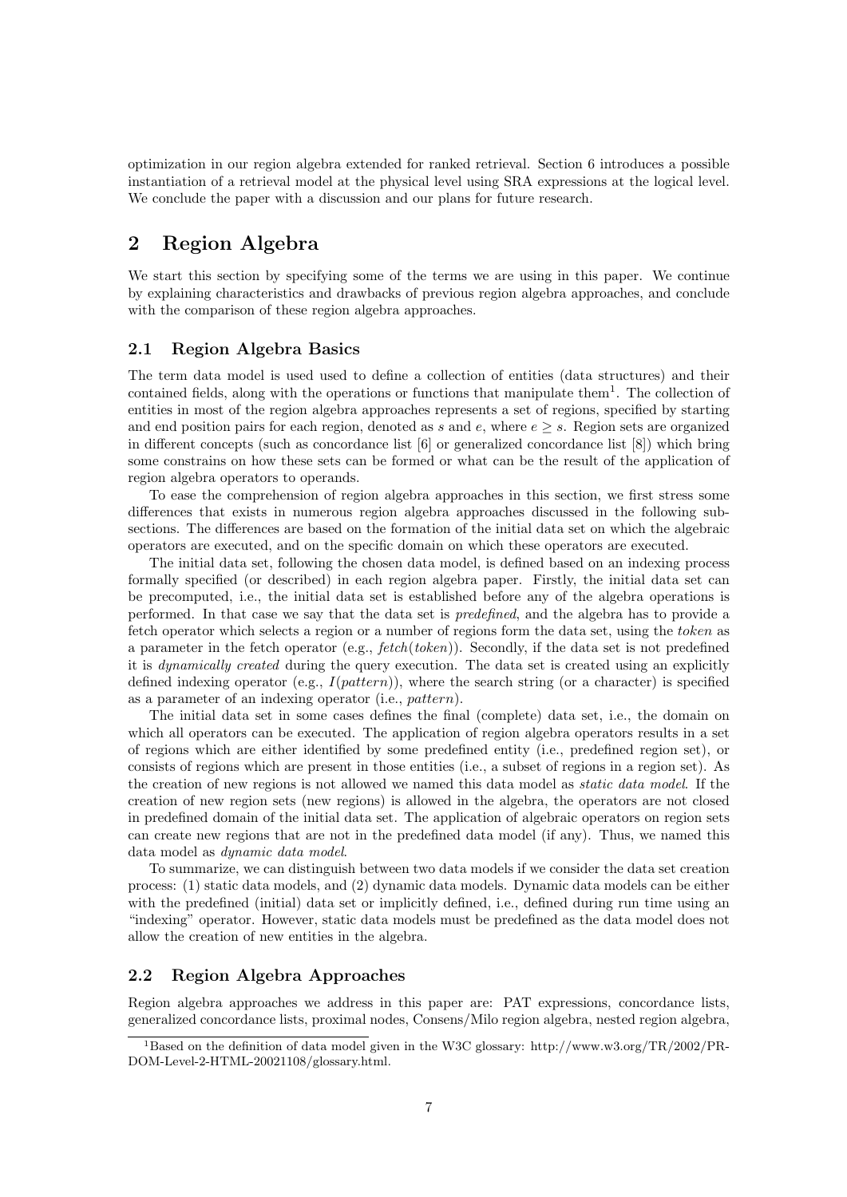optimization in our region algebra extended for ranked retrieval. Section 6 introduces a possible instantiation of a retrieval model at the physical level using SRA expressions at the logical level. We conclude the paper with a discussion and our plans for future research.

# 2 Region Algebra

We start this section by specifying some of the terms we are using in this paper. We continue by explaining characteristics and drawbacks of previous region algebra approaches, and conclude with the comparison of these region algebra approaches.

## 2.1 Region Algebra Basics

The term data model is used used to define a collection of entities (data structures) and their contained fields, along with the operations or functions that manipulate them[1]. The collection of entities in most of the region algebra approaches represents a set of regions, specified by starting and end position pairs for each region, denoted as $s$ and $e$, where $e \geq s$. Region sets are organized in different concepts (such as concordance list [6] or generalized concordance list [8]) which bring some constrains on how these sets can be formed or what can be the result of the application of region algebra operators to operands.

To ease the comprehension of region algebra approaches in this section, we first stress some differences that exists in numerous region algebra approaches discussed in the following subsections. The differences are based on the formation of the initial data set on which the algebraic operators are executed, and on the specific domain on which these operators are executed.

The initial data set, following the chosen data model, is defined based on an indexing process formally specified (or described) in each region algebra paper. Firstly, the initial data set can be precomputed, i.e., the initial data set is established before any of the algebra operations is performed. In that case we say that the data set is *predefined*, and the algebra has to provide a fetch operator which selects a region or a number of regions form the data set, using the *token* as a parameter in the fetch operator (e.g., *fetch*(*token*)). Secondly, if the data set is not predefined it is *dynamically created* during the query execution. The data set is created using an explicitly defined indexing operator (e.g., $I(pattern)$), where the search string (or a character) is specified as a parameter of an indexing operator (i.e., *pattern*).

The initial data set in some cases defines the final (complete) data set, i.e., the domain on which all operators can be executed. The application of region algebra operators results in a set of regions which are either identified by some predefined entity (i.e., predefined region set), or consists of regions which are present in those entities (i.e., a subset of regions in a region set). As the creation of new regions is not allowed we named this data model as *static data model*. If the creation of new region sets (new regions) is allowed in the algebra, the operators are not closed in predefined domain of the initial data set. The application of algebraic operators on region sets can create new regions that are not in the predefined data model (if any). Thus, we named this data model as *dynamic data model*.

To summarize, we can distinguish between two data models if we consider the data set creation process: (1) static data models, and (2) dynamic data models. Dynamic data models can be either with the predefined (initial) data set or implicitly defined, i.e., defined during run time using an "indexing" operator. However, static data models must be predefined as the data model does not allow the creation of new entities in the algebra.

## 2.2 Region Algebra Approaches

Region algebra approaches we address in this paper are: PAT expressions, concordance lists, generalized concordance lists, proximal nodes, Consens/Milo region algebra, nested region algebra,

[1]Based on the definition of data model given in the W3C glossary: http://www.w3.org/TR/2002/PR-DOM-Level-2-HTML-20021108/glossary.html.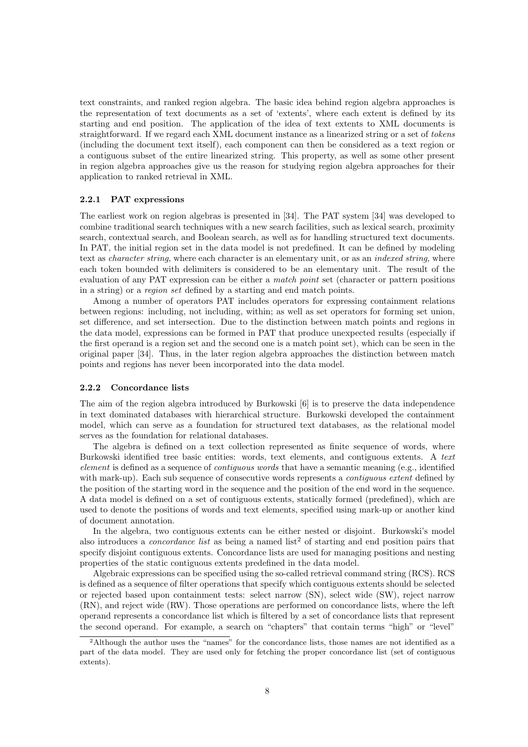text constraints, and ranked region algebra. The basic idea behind region algebra approaches is the representation of text documents as a set of 'extents', where each extent is defined by its starting and end position. The application of the idea of text extents to XML documents is straightforward. If we regard each XML document instance as a linearized string or a set of *tokens* (including the document text itself), each component can then be considered as a text region or a contiguous subset of the entire linearized string. This property, as well as some other present in region algebra approaches give us the reason for studying region algebra approaches for their application to ranked retrieval in XML.

### 2.2.1 PAT expressions

The earliest work on region algebras is presented in [34]. The PAT system [34] was developed to combine traditional search techniques with a new search facilities, such as lexical search, proximity search, contextual search, and Boolean search, as well as for handling structured text documents. In PAT, the initial region set in the data model is not predefined. It can be defined by modeling text as *character string*, where each character is an elementary unit, or as an *indexed string*, where each token bounded with delimiters is considered to be an elementary unit. The result of the evaluation of any PAT expression can be either a *match point* set (character or pattern positions in a string) or a *region set* defined by a starting and end match points.

Among a number of operators PAT includes operators for expressing containment relations between regions: including, not including, within; as well as set operators for forming set union, set difference, and set intersection. Due to the distinction between match points and regions in the data model, expressions can be formed in PAT that produce unexpected results (especially if the first operand is a region set and the second one is a match point set), which can be seen in the original paper [34]. Thus, in the later region algebra approaches the distinction between match points and regions has never been incorporated into the data model.

### 2.2.2 Concordance lists

The aim of the region algebra introduced by Burkowski [6] is to preserve the data independence in text dominated databases with hierarchical structure. Burkowski developed the containment model, which can serve as a foundation for structured text databases, as the relational model serves as the foundation for relational databases.

The algebra is defined on a text collection represented as finite sequence of words, where Burkowski identified tree basic entities: words, text elements, and contiguous extents. A *text element* is defined as a sequence of *contiguous words* that have a semantic meaning (e.g., identified with mark-up). Each sub sequence of consecutive words represents a *contiguous extent* defined by the position of the starting word in the sequence and the position of the end word in the sequence. A data model is defined on a set of contiguous extents, statically formed (predefined), which are used to denote the positions of words and text elements, specified using mark-up or another kind of document annotation.

In the algebra, two contiguous extents can be either nested or disjoint. Burkowski's model also introduces a *concordance list* as being a named list[2] of starting and end position pairs that specify disjoint contiguous extents. Concordance lists are used for managing positions and nesting properties of the static contiguous extents predefined in the data model.

Algebraic expressions can be specified using the so-called retrieval command string (RCS). RCS is defined as a sequence of filter operations that specify which contiguous extents should be selected or rejected based upon containment tests: select narrow (SN), select wide (SW), reject narrow (RN), and reject wide (RW). Those operations are performed on concordance lists, where the left operand represents a concordance list which is filtered by a set of concordance lists that represent the second operand. For example, a search on "chapters" that contain terms "high" or "level"

[2] Although the author uses the "names" for the concordance lists, those names are not identified as a part of the data model. They are used only for fetching the proper concordance list (set of contiguous extents).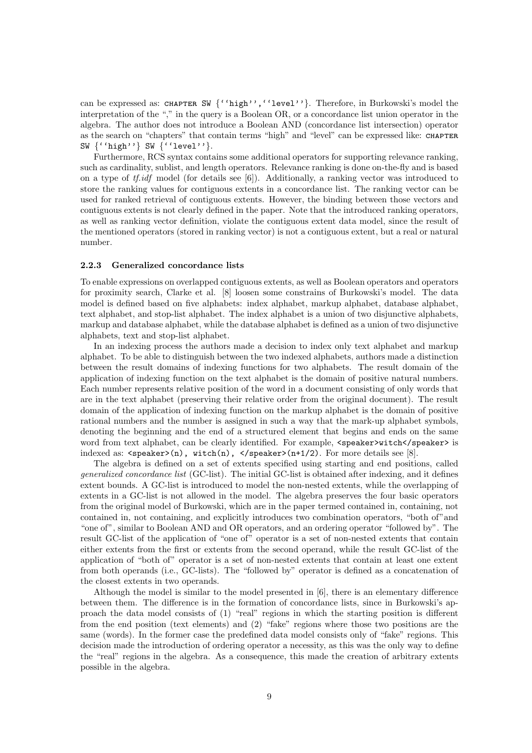can be expressed as: `CHAPTER SW {''high'',''level''}`. Therefore, in Burkowski's model the interpretation of the "," in the query is a Boolean OR, or a concordance list union operator in the algebra. The author does not introduce a Boolean AND (concordance list intersection) operator as the search on "chapters" that contain terms "high" and "level" can be expressed like: `CHAPTER SW {''high''} SW {''level''}`.

Furthermore, RCS syntax contains some additional operators for supporting relevance ranking, such as cardinality, sublist, and length operators. Relevance ranking is done on-the-fly and is based on a type of *tf.idf* model (for details see [6]). Additionally, a ranking vector was introduced to store the ranking values for contiguous extents in a concordance list. The ranking vector can be used for ranked retrieval of contiguous extents. However, the binding between those vectors and contiguous extents is not clearly defined in the paper. Note that the introduced ranking operators, as well as ranking vector definition, violate the contiguous extent data model, since the result of the mentioned operators (stored in ranking vector) is not a contiguous extent, but a real or natural number.

#### 2.2.3 Generalized concordance lists

To enable expressions on overlapped contiguous extents, as well as Boolean operators and operators for proximity search, Clarke et al. [8] loosen some constrains of Burkowski's model. The data model is defined based on five alphabets: index alphabet, markup alphabet, database alphabet, text alphabet, and stop-list alphabet. The index alphabet is a union of two disjunctive alphabets, markup and database alphabet, while the database alphabet is defined as a union of two disjunctive alphabets, text and stop-list alphabet.

In an indexing process the authors made a decision to index only text alphabet and markup alphabet. To be able to distinguish between the two indexed alphabets, authors made a distinction between the result domains of indexing functions for two alphabets. The result domain of the application of indexing function on the text alphabet is the domain of positive natural numbers. Each number represents relative position of the word in a document consisting of only words that are in the text alphabet (preserving their relative order from the original document). The result domain of the application of indexing function on the markup alphabet is the domain of positive rational numbers and the number is assigned in such a way that the mark-up alphabet symbols, denoting the beginning and the end of a structured element that begins and ends on the same word from text alphabet, can be clearly identified. For example, `<speaker>witch</speaker>` is indexed as: `<speaker>(n), witch(n), </speaker>(n+1/2)`. For more details see [8].

The algebra is defined on a set of extents specified using starting and end positions, called *generalized concordance list* (GC-list). The initial GC-list is obtained after indexing, and it defines extent bounds. A GC-list is introduced to model the non-nested extents, while the overlapping of extents in a GC-list is not allowed in the model. The algebra preserves the four basic operators from the original model of Burkowski, which are in the paper termed contained in, containing, not contained in, not containing, and explicitly introduces two combination operators, "both of" and "one of", similar to Boolean AND and OR operators, and an ordering operator "followed by". The result GC-list of the application of "one of" operator is a set of non-nested extents that contain either extents from the first or extents from the second operand, while the result GC-list of the application of "both of" operator is a set of non-nested extents that contain at least one extent from both operands (i.e., GC-lists). The "followed by" operator is defined as a concatenation of the closest extents in two operands.

Although the model is similar to the model presented in [6], there is an elementary difference between them. The difference is in the formation of concordance lists, since in Burkowski's approach the data model consists of (1) "real" regions in which the starting position is different from the end position (text elements) and (2) "fake" regions where those two positions are the same (words). In the former case the predefined data model consists only of "fake" regions. This decision made the introduction of ordering operator a necessity, as this was the only way to define the "real" regions in the algebra. As a consequence, this made the creation of arbitrary extents possible in the algebra.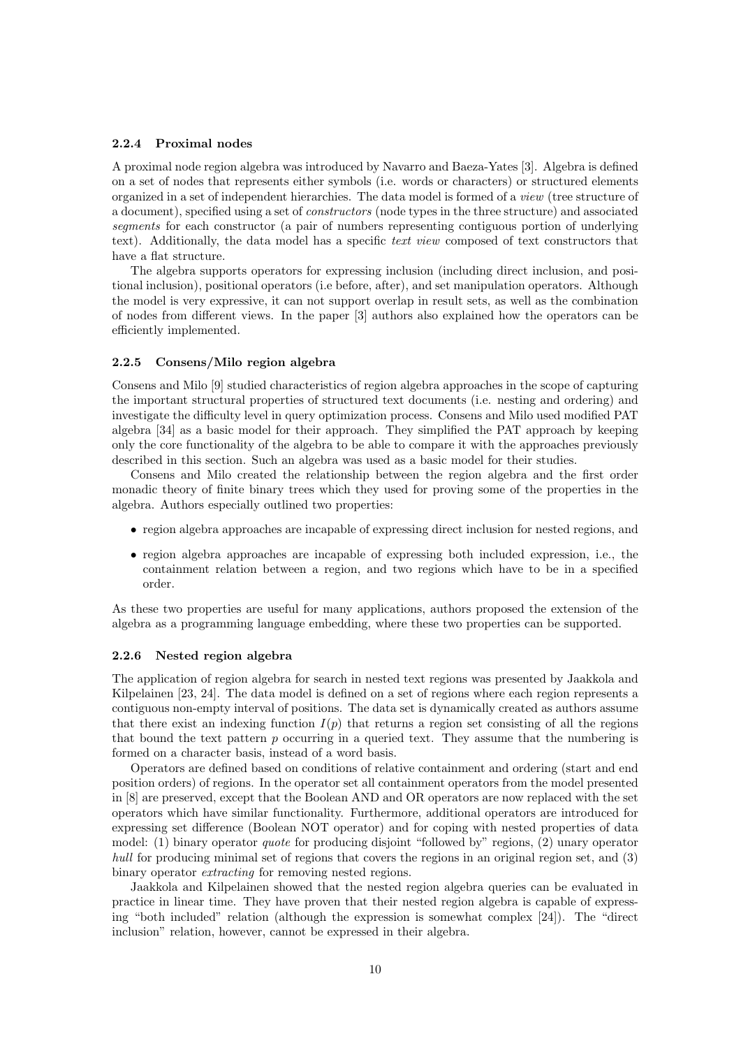### 2.2.4 Proximal nodes

A proximal node region algebra was introduced by Navarro and Baeza-Yates [3]. Algebra is defined on a set of nodes that represents either symbols (i.e. words or characters) or structured elements organized in a set of independent hierarchies. The data model is formed of a *view* (tree structure of a document), specified using a set of *constructors* (node types in the three structure) and associated *segments* for each constructor (a pair of numbers representing contiguous portion of underlying text). Additionally, the data model has a specific *text view* composed of text constructors that have a flat structure.

The algebra supports operators for expressing inclusion (including direct inclusion, and positional inclusion), positional operators (i.e before, after), and set manipulation operators. Although the model is very expressive, it can not support overlap in result sets, as well as the combination of nodes from different views. In the paper [3] authors also explained how the operators can be efficiently implemented.

### 2.2.5 Consens/Milo region algebra

Consens and Milo [9] studied characteristics of region algebra approaches in the scope of capturing the important structural properties of structured text documents (i.e. nesting and ordering) and investigate the difficulty level in query optimization process. Consens and Milo used modified PAT algebra [34] as a basic model for their approach. They simplified the PAT approach by keeping only the core functionality of the algebra to be able to compare it with the approaches previously described in this section. Such an algebra was used as a basic model for their studies.

Consens and Milo created the relationship between the region algebra and the first order monadic theory of finite binary trees which they used for proving some of the properties in the algebra. Authors especially outlined two properties:

- region algebra approaches are incapable of expressing direct inclusion for nested regions, and
- region algebra approaches are incapable of expressing both included expression, i.e., the containment relation between a region, and two regions which have to be in a specified order.

As these two properties are useful for many applications, authors proposed the extension of the algebra as a programming language embedding, where these two properties can be supported.

### 2.2.6 Nested region algebra

The application of region algebra for search in nested text regions was presented by Jaakkola and Kilpelainen [23, 24]. The data model is defined on a set of regions where each region represents a contiguous non-empty interval of positions. The data set is dynamically created as authors assume that there exist an indexing function $I(p)$ that returns a region set consisting of all the regions that bound the text pattern $p$ occurring in a queried text. They assume that the numbering is formed on a character basis, instead of a word basis.

Operators are defined based on conditions of relative containment and ordering (start and end position orders) of regions. In the operator set all containment operators from the model presented in [8] are preserved, except that the Boolean AND and OR operators are now replaced with the set operators which have similar functionality. Furthermore, additional operators are introduced for expressing set difference (Boolean NOT operator) and for coping with nested properties of data model: (1) binary operator *quote* for producing disjoint "followed by" regions, (2) unary operator *hull* for producing minimal set of regions that covers the regions in an original region set, and (3) binary operator *extracting* for removing nested regions.

Jaakkola and Kilpelainen showed that the nested region algebra queries can be evaluated in practice in linear time. They have proven that their nested region algebra is capable of expressing "both included" relation (although the expression is somewhat complex [24]). The "direct inclusion" relation, however, cannot be expressed in their algebra.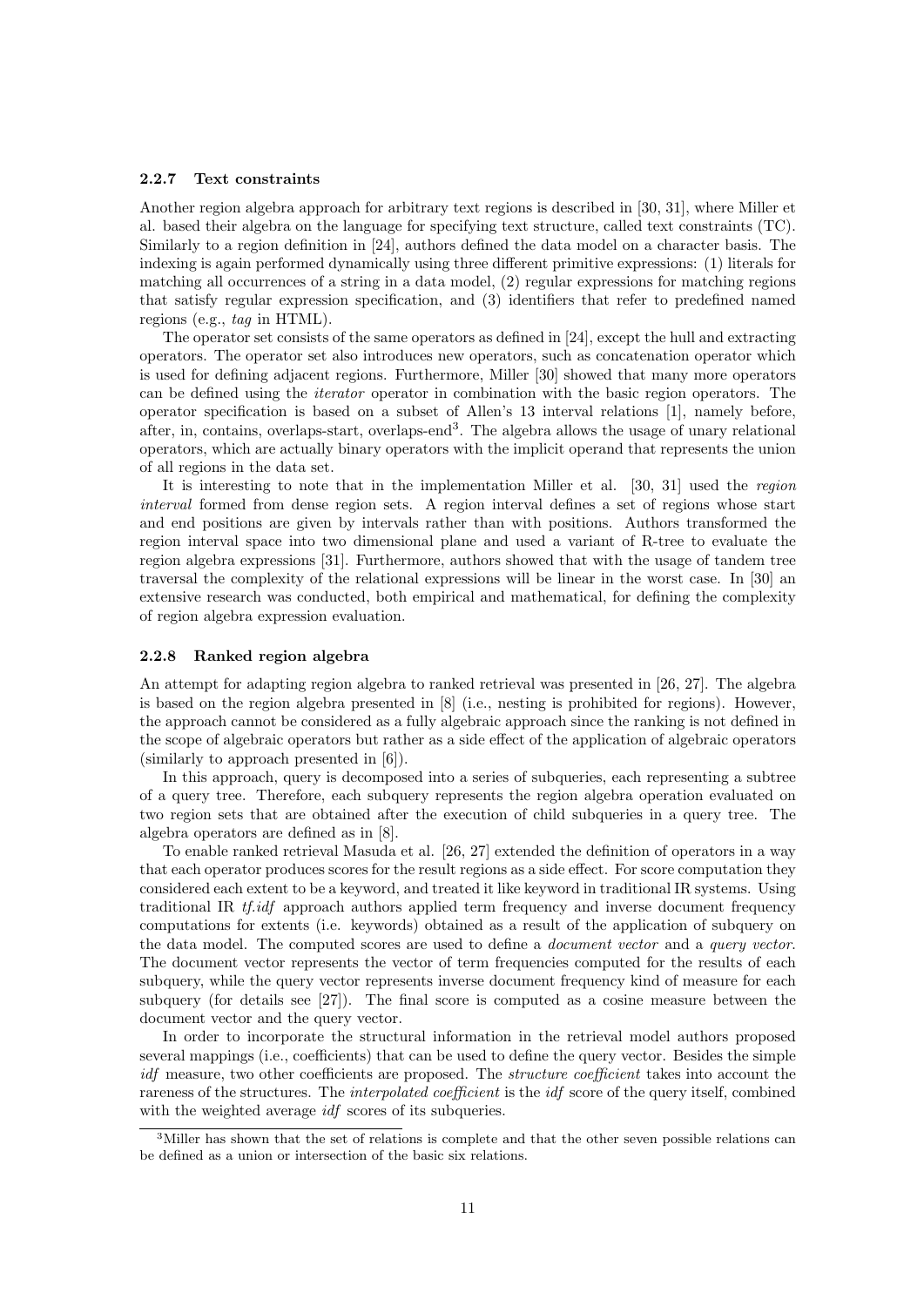### 2.2.7 Text constraints

Another region algebra approach for arbitrary text regions is described in [30, 31], where Miller et al. based their algebra on the language for specifying text structure, called text constraints (TC). Similarly to a region definition in [24], authors defined the data model on a character basis. The indexing is again performed dynamically using three different primitive expressions: (1) literals for matching all occurrences of a string in a data model, (2) regular expressions for matching regions that satisfy regular expression specification, and (3) identifiers that refer to predefined named regions (e.g., *tag* in HTML).

The operator set consists of the same operators as defined in [24], except the hull and extracting operators. The operator set also introduces new operators, such as concatenation operator which is used for defining adjacent regions. Furthermore, Miller [30] showed that many more operators can be defined using the *iterator* operator in combination with the basic region operators. The operator specification is based on a subset of Allen's 13 interval relations [1], namely before, after, in, contains, overlaps-start, overlaps-end[3]. The algebra allows the usage of unary relational operators, which are actually binary operators with the implicit operand that represents the union of all regions in the data set.

It is interesting to note that in the implementation Miller et al. [30, 31] used the *region interval* formed from dense region sets. A region interval defines a set of regions whose start and end positions are given by intervals rather than with positions. Authors transformed the region interval space into two dimensional plane and used a variant of R-tree to evaluate the region algebra expressions [31]. Furthermore, authors showed that with the usage of tandem tree traversal the complexity of the relational expressions will be linear in the worst case. In [30] an extensive research was conducted, both empirical and mathematical, for defining the complexity of region algebra expression evaluation.

### 2.2.8 Ranked region algebra

An attempt for adapting region algebra to ranked retrieval was presented in [26, 27]. The algebra is based on the region algebra presented in [8] (i.e., nesting is prohibited for regions). However, the approach cannot be considered as a fully algebraic approach since the ranking is not defined in the scope of algebraic operators but rather as a side effect of the application of algebraic operators (similarly to approach presented in [6]).

In this approach, query is decomposed into a series of subqueries, each representing a subtree of a query tree. Therefore, each subquery represents the region algebra operation evaluated on two region sets that are obtained after the execution of child subqueries in a query tree. The algebra operators are defined as in [8].

To enable ranked retrieval Masuda et al. [26, 27] extended the definition of operators in a way that each operator produces scores for the result regions as a side effect. For score computation they considered each extent to be a keyword, and treated it like keyword in traditional IR systems. Using traditional IR *tf.idf* approach authors applied term frequency and inverse document frequency computations for extents (i.e. keywords) obtained as a result of the application of subquery on the data model. The computed scores are used to define a *document vector* and a *query vector*. The document vector represents the vector of term frequencies computed for the results of each subquery, while the query vector represents inverse document frequency kind of measure for each subquery (for details see [27]). The final score is computed as a cosine measure between the document vector and the query vector.

In order to incorporate the structural information in the retrieval model authors proposed several mappings (i.e., coefficients) that can be used to define the query vector. Besides the simple *idf* measure, two other coefficients are proposed. The *structure coefficient* takes into account the rareness of the structures. The *interpolated coefficient* is the *idf* score of the query itself, combined with the weighted average *idf* scores of its subqueries.

[3]Miller has shown that the set of relations is complete and that the other seven possible relations can be defined as a union or intersection of the basic six relations.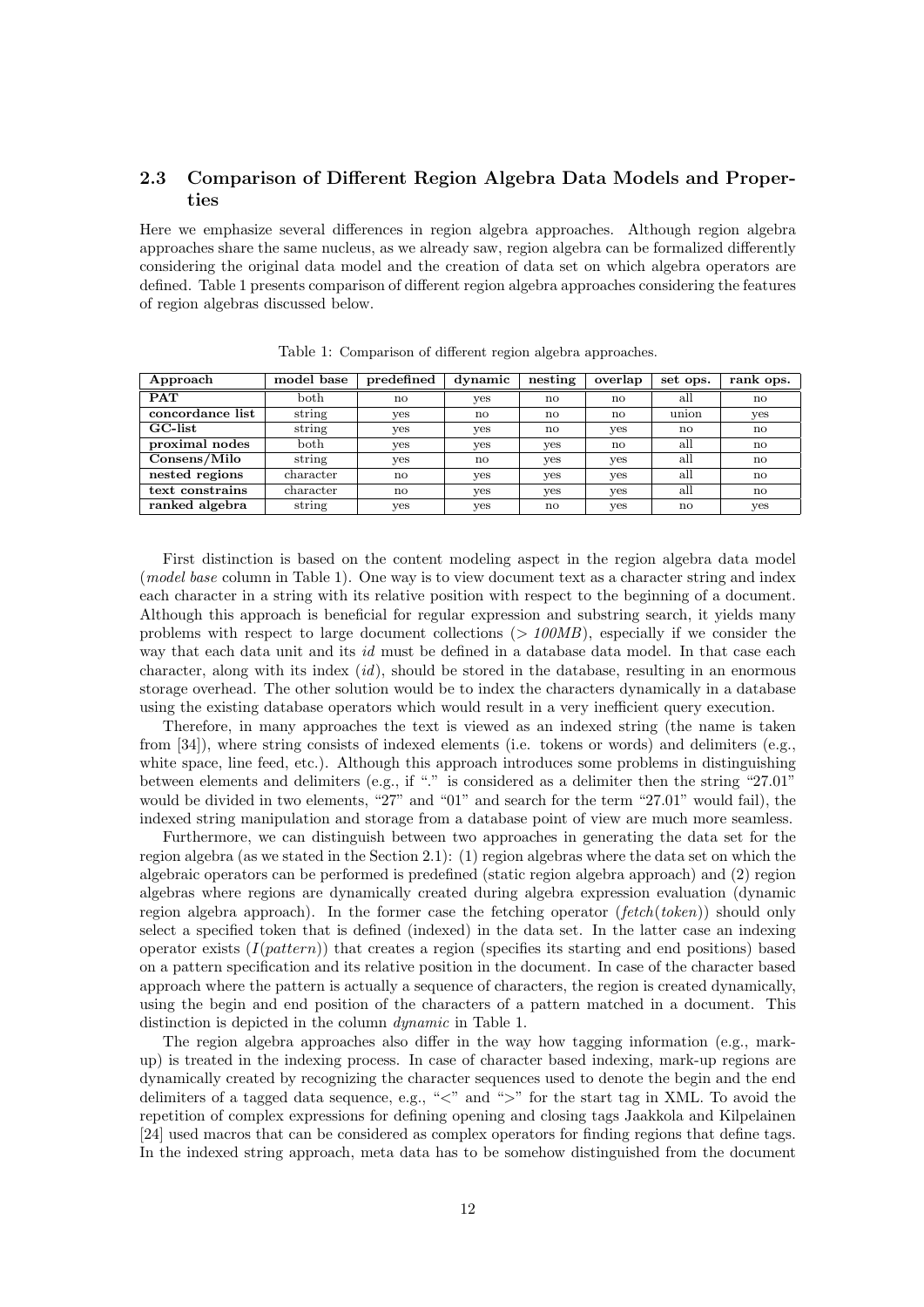## 2.3 Comparison of Different Region Algebra Data Models and Properties

Here we emphasize several differences in region algebra approaches. Although region algebra approaches share the same nucleus, as we already saw, region algebra can be formalized differently considering the original data model and the creation of data set on which algebra operators are defined. Table 1 presents comparison of different region algebra approaches considering the features of region algebras discussed below.

Table 1: Comparison of different region algebra approaches.

| Approach | model base | predefined | dynamic | nesting | overlap | set ops. | rank ops. |
|---|---|---|---|---|---|---|---|
| **PAT** | both | no | yes | no | no | all | no |
| **concordance list** | string | yes | no | no | no | union | yes |
| **GC-list** | string | yes | yes | no | yes | no | no |
| **proximal nodes** | both | yes | yes | yes | no | all | no |
| **Consens/Milo** | string | yes | no | yes | yes | all | no |
| **nested regions** | character | no | yes | yes | yes | all | no |
| **text constrains** | character | no | yes | yes | yes | all | no |
| **ranked algebra** | string | yes | yes | no | yes | no | yes |

First distinction is based on the content modeling aspect in the region algebra data model (*model base* column in Table 1). One way is to view document text as a character string and index each character in a string with its relative position with respect to the beginning of a document. Although this approach is beneficial for regular expression and substring search, it yields many problems with respect to large document collections (> *100MB*), especially if we consider the way that each data unit and its *id* must be defined in a database data model. In that case each character, along with its index (*id*), should be stored in the database, resulting in an enormous storage overhead. The other solution would be to index the characters dynamically in a database using the existing database operators which would result in a very inefficient query execution.

Therefore, in many approaches the text is viewed as an indexed string (the name is taken from [34]), where string consists of indexed elements (i.e. tokens or words) and delimiters (e.g., white space, line feed, etc.). Although this approach introduces some problems in distinguishing between elements and delimiters (e.g., if "." is considered as a delimiter then the string "27.01" would be divided in two elements, "27" and "01" and search for the term "27.01" would fail), the indexed string manipulation and storage from a database point of view are much more seamless.

Furthermore, we can distinguish between two approaches in generating the data set for the region algebra (as we stated in the Section 2.1): (1) region algebras where the data set on which the algebraic operators can be performed is predefined (static region algebra approach) and (2) region algebras where regions are dynamically created during algebra expression evaluation (dynamic region algebra approach). In the former case the fetching operator (*fetch*(*token*)) should only select a specified token that is defined (indexed) in the data set. In the latter case an indexing operator exists (*I*(*pattern*)) that creates a region (specifies its starting and end positions) based on a pattern specification and its relative position in the document. In case of the character based approach where the pattern is actually a sequence of characters, the region is created dynamically, using the begin and end position of the characters of a pattern matched in a document. This distinction is depicted in the column *dynamic* in Table 1.

The region algebra approaches also differ in the way how tagging information (e.g., mark-up) is treated in the indexing process. In case of character based indexing, mark-up regions are dynamically created by recognizing the character sequences used to denote the begin and the end delimiters of a tagged data sequence, e.g., "<" and ">" for the start tag in XML. To avoid the repetition of complex expressions for defining opening and closing tags Jaakkola and Kilpelainen [24] used macros that can be considered as complex operators for finding regions that define tags. In the indexed string approach, meta data has to be somehow distinguished from the document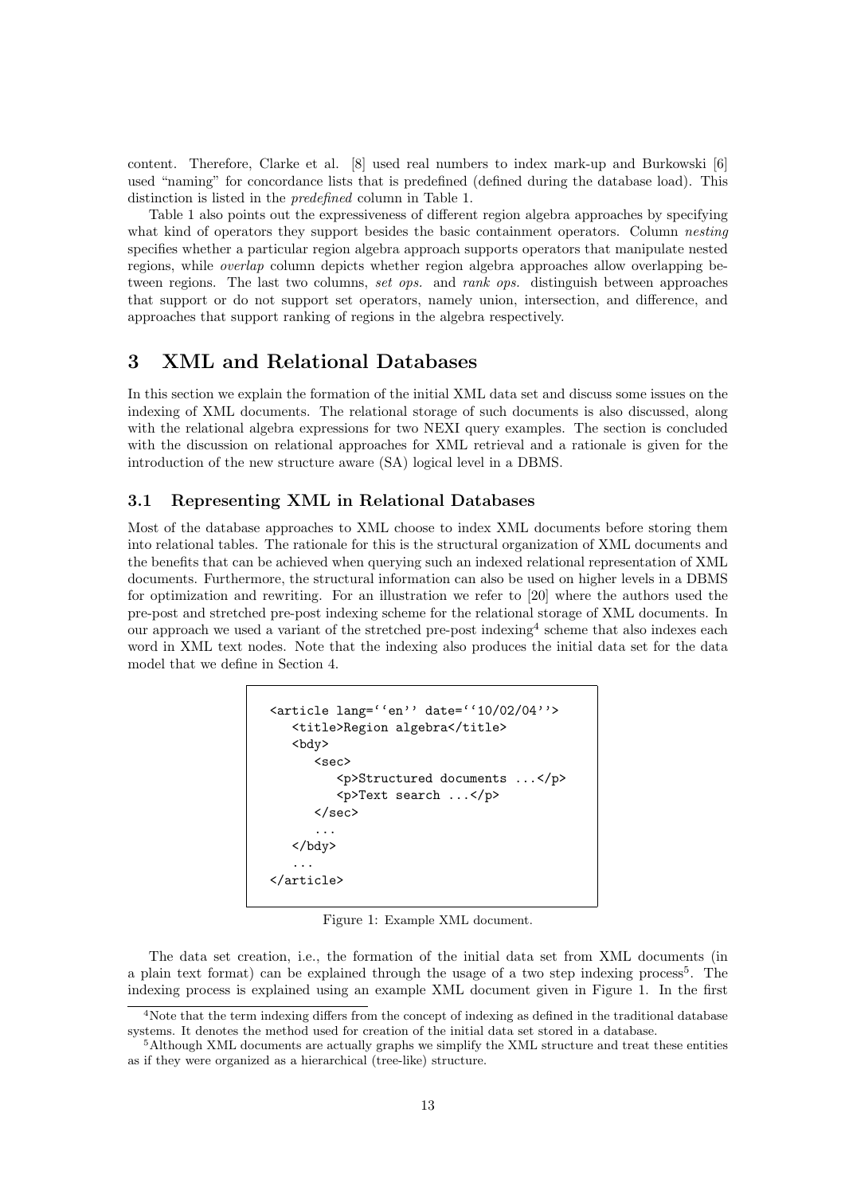content. Therefore, Clarke et al. [8] used real numbers to index mark-up and Burkowski [6] used "naming" for concordance lists that is predefined (defined during the database load). This distinction is listed in the *predefined* column in Table 1.

Table 1 also points out the expressiveness of different region algebra approaches by specifying what kind of operators they support besides the basic containment operators. Column *nesting* specifies whether a particular region algebra approach supports operators that manipulate nested regions, while *overlap* column depicts whether region algebra approaches allow overlapping between regions. The last two columns, *set ops.* and *rank ops.* distinguish between approaches that support or do not support set operators, namely union, intersection, and difference, and approaches that support ranking of regions in the algebra respectively.

# 3 XML and Relational Databases

In this section we explain the formation of the initial XML data set and discuss some issues on the indexing of XML documents. The relational storage of such documents is also discussed, along with the relational algebra expressions for two NEXI query examples. The section is concluded with the discussion on relational approaches for XML retrieval and a rationale is given for the introduction of the new structure aware (SA) logical level in a DBMS.

## 3.1 Representing XML in Relational Databases

Most of the database approaches to XML choose to index XML documents before storing them into relational tables. The rationale for this is the structural organization of XML documents and the benefits that can be achieved when querying such an indexed relational representation of XML documents. Furthermore, the structural information can also be used on higher levels in a DBMS for optimization and rewriting. For an illustration we refer to [20] where the authors used the pre-post and stretched pre-post indexing scheme for the relational storage of XML documents. In our approach we used a variant of the stretched pre-post indexing[4] scheme that also indexes each word in XML text nodes. Note that the indexing also produces the initial data set for the data model that we define in Section 4.

```
<article lang=''en'' date=''10/02/04''>
   <title>Region algebra</title>
   <bdy>
      <sec>
         <p>Structured documents ...</p>
         <p>Text search ...</p>
      </sec>
      ...
   </bdy>
   ...
</article>
```

Figure 1: Example XML document.

The data set creation, i.e., the formation of the initial data set from XML documents (in a plain text format) can be explained through the usage of a two step indexing process[5]. The indexing process is explained using an example XML document given in Figure 1. In the first

[4] Note that the term indexing differs from the concept of indexing as defined in the traditional database systems. It denotes the method used for creation of the initial data set stored in a database.

[5] Although XML documents are actually graphs we simplify the XML structure and treat these entities as if they were organized as a hierarchical (tree-like) structure.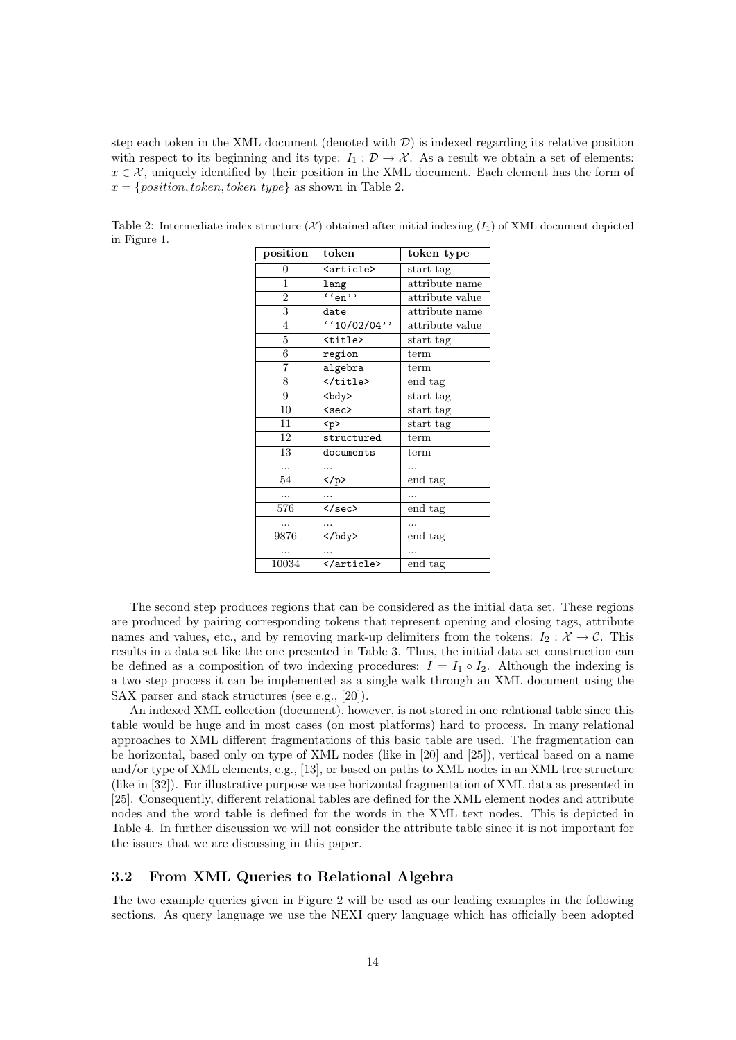step each token in the XML document (denoted with $\mathcal{D}$) is indexed regarding its relative position with respect to its beginning and its type: $I_1 : \mathcal{D} \rightarrow \mathcal{X}$. As a result we obtain a set of elements: $x \in \mathcal{X}$, uniquely identified by their position in the XML document. Each element has the form of $x = \{position, token, token\_type\}$ as shown in Table 2.

Table 2: Intermediate index structure ($\mathcal{X}$) obtained after initial indexing ($I_1$) of XML document depicted in Figure 1.

| position | token | token_type |
|---|---|---|
| 0 | `<article>` | start tag |
| 1 | `lang` | attribute name |
| 2 | ``en'' | attribute value |
| 3 | `date` | attribute name |
| 4 | ``10/02/04'' | attribute value |
| 5 | `<title>` | start tag |
| 6 | `region` | term |
| 7 | `algebra` | term |
| 8 | `</title>` | end tag |
| 9 | `<bdy>` | start tag |
| 10 | `<sec>` | start tag |
| 11 | `<p>` | start tag |
| 12 | `structured` | term |
| 13 | `documents` | term |
| ... | ... | ... |
| 54 | `</p>` | end tag |
| ... | ... | ... |
| 576 | `</sec>` | end tag |
| ... | ... | ... |
| 9876 | `</bdy>` | end tag |
| ... | ... | ... |
| 10034 | `</article>` | end tag |

The second step produces regions that can be considered as the initial data set. These regions are produced by pairing corresponding tokens that represent opening and closing tags, attribute names and values, etc., and by removing mark-up delimiters from the tokens: $I_2 : \mathcal{X} \rightarrow \mathcal{C}$. This results in a data set like the one presented in Table 3. Thus, the initial data set construction can be defined as a composition of two indexing procedures: $I = I_1 \circ I_2$. Although the indexing is a two step process it can be implemented as a single walk through an XML document using the SAX parser and stack structures (see e.g., [20]).

An indexed XML collection (document), however, is not stored in one relational table since this table would be huge and in most cases (on most platforms) hard to process. In many relational approaches to XML different fragmentations of this basic table are used. The fragmentation can be horizontal, based only on type of XML nodes (like in [20] and [25]), vertical based on a name and/or type of XML elements, e.g., [13], or based on paths to XML nodes in an XML tree structure (like in [32]). For illustrative purpose we use horizontal fragmentation of XML data as presented in [25]. Consequently, different relational tables are defined for the XML element nodes and attribute nodes and the word table is defined for the words in the XML text nodes. This is depicted in Table 4. In further discussion we will not consider the attribute table since it is not important for the issues that we are discussing in this paper.

### 3.2 From XML Queries to Relational Algebra

The two example queries given in Figure 2 will be used as our leading examples in the following sections. As query language we use the NEXI query language which has officially been adopted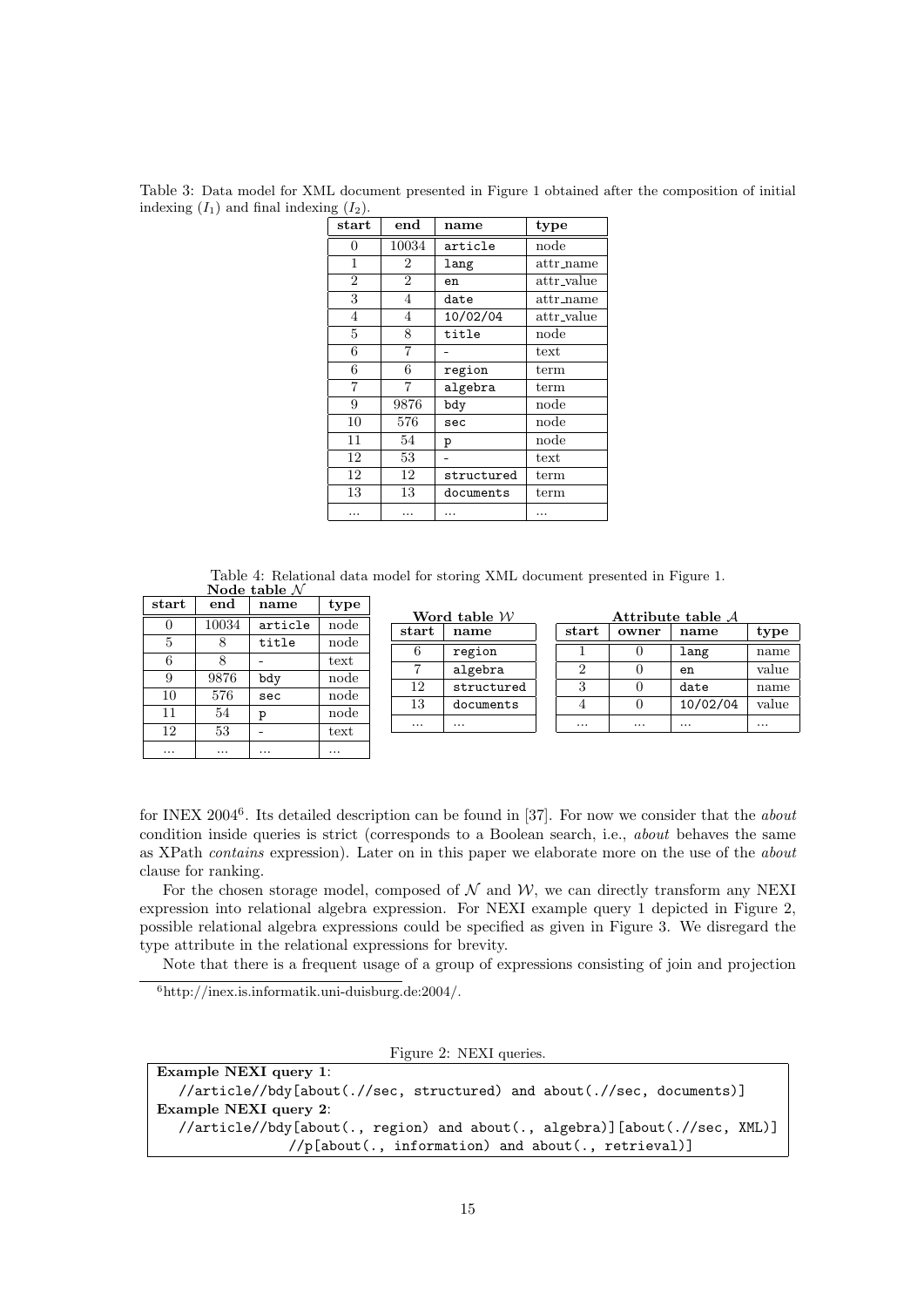Table 3: Data model for XML document presented in Figure 1 obtained after the composition of initial indexing ($I_1$) and final indexing ($I_2$).

| start | end | name | type |
|---|---|---|---|
| 0 | 10034 | article | node |
| 1 | 2 | lang | attr_name |
| 2 | 2 | en | attr_value |
| 3 | 4 | date | attr_name |
| 4 | 4 | 10/02/04 | attr_value |
| 5 | 8 | title | node |
| 6 | 7 | - | text |
| 6 | 6 | region | term |
| 7 | 7 | algebra | term |
| 9 | 9876 | bdy | node |
| 10 | 576 | sec | node |
| 11 | 54 | p | node |
| 12 | 53 | - | text |
| 12 | 12 | structured | term |
| 13 | 13 | documents | term |
| ... | ... | ... | ... |

Table 4: Relational data model for storing XML document presented in Figure 1.

**Node table $\mathcal{N}$**

| start | end | name | type |
|---|---|---|---|
| 0 | 10034 | article | node |
| 5 | 8 | title | node |
| 6 | 8 | - | text |
| 9 | 9876 | bdy | node |
| 10 | 576 | sec | node |
| 11 | 54 | p | node |
| 12 | 53 | - | text |
| ... | ... | ... | ... |

**Word table $\mathcal{W}$**

| start | name |
|---|---|
| 6 | region |
| 7 | algebra |
| 12 | structured |
| 13 | documents |
| ... | ... |

**Attribute table $\mathcal{A}$**

| start | owner | name | type |
|---|---|---|---|
| 1 | 0 | lang | name |
| 2 | 0 | en | value |
| 3 | 0 | date | name |
| 4 | 0 | 10/02/04 | value |
| ... | ... | ... | ... |

for INEX 2004[6]. Its detailed description can be found in [37]. For now we consider that the *about* condition inside queries is strict (corresponds to a Boolean search, i.e., *about* behaves the same as XPath *contains* expression). Later on in this paper we elaborate more on the use of the *about* clause for ranking.

For the chosen storage model, composed of $\mathcal{N}$ and $\mathcal{W}$, we can directly transform any NEXI expression into relational algebra expression. For NEXI example query 1 depicted in Figure 2, possible relational algebra expressions could be specified as given in Figure 3. We disregard the type attribute in the relational expressions for brevity.

Note that there is a frequent usage of a group of expressions consisting of join and projection

[6]http://inex.is.informatik.uni-duisburg.de:2004/.

Figure 2: NEXI queries.

**Example NEXI query 1**:

```
//article//bdy[about(.//sec, structured) and about(.//sec, documents)]
```

**Example NEXI query 2**:

```
//article//bdy[about(., region) and about(., algebra)][about(.//sec, XML)]
              //p[about(., information) and about(., retrieval)]
```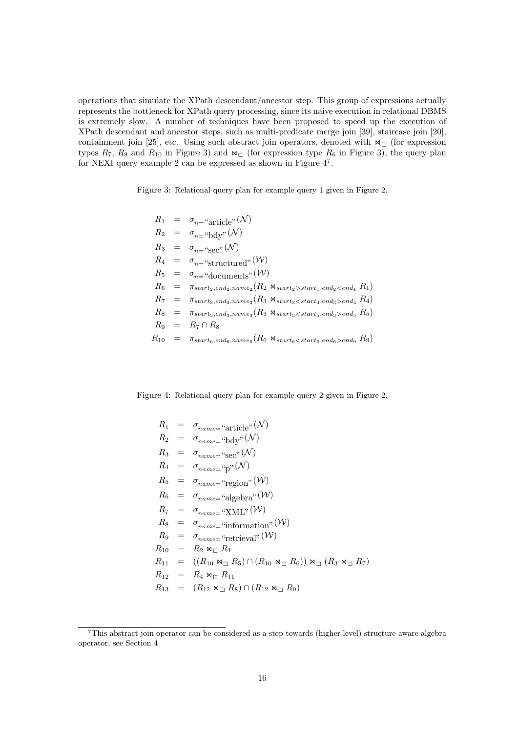operations that simulate the XPath descendant/ancestor step. This group of expressions actually represents the bottleneck for XPath query processing, since its naive execution in relational DBMS is extremely slow. A number of techniques have been proposed to speed up the execution of XPath descendant and ancestor steps, such as multi-predicate merge join [39], staircase join [20], containment join [25], etc. Using such abstract join operators, denoted with $\ltimes_{\sqsupset}$ (for expression types $R_7$, $R_8$ and $R_{10}$ in Figure 3) and $\ltimes_{\sqsubset}$ (for expression type $R_6$ in Figure 3), the query plan for NEXI query example 2 can be expressed as shown in Figure 4[7].

Figure 3: Relational query plan for example query 1 given in Figure 2.

$$
\begin{aligned}
R_1 &= \sigma_{n=\text{"article"}}(\mathcal{N}) \\
R_2 &= \sigma_{n=\text{"bdy"}}(\mathcal{N}) \\
R_3 &= \sigma_{n=\text{"sec"}}(\mathcal{N}) \\
R_4 &= \sigma_{n=\text{"structured"}}(\mathcal{W}) \\
R_5 &= \sigma_{n=\text{"documents"}}(\mathcal{W}) \\
R_6 &= \pi_{start_2,end_2,name_2}(R_2 \ltimes_{start_2>start_1,end_2<end_1} R_1) \\
R_7 &= \pi_{start_3,end_3,name_3}(R_3 \ltimes_{start_3<start_4,end_3>end_4} R_4) \\
R_8 &= \pi_{start_3,end_3,name_3}(R_3 \ltimes_{start_3<start_5,end_3>end_5} R_5) \\
R_9 &= R_7 \cap R_8 \\
R_{10} &= \pi_{start_6,end_6,name_6}(R_6 \ltimes_{start_6<start_9,end_6>end_9} R_9)
\end{aligned}
$$

Figure 4: Relational query plan for example query 2 given in Figure 2.

$$
\begin{aligned}
R_1 &= \sigma_{name=\text{"article"}}(\mathcal{N}) \\
R_2 &= \sigma_{name=\text{"bdy"}}(\mathcal{N}) \\
R_3 &= \sigma_{name=\text{"sec"}}(\mathcal{N}) \\
R_4 &= \sigma_{name=\text{"p"}}(\mathcal{N}) \\
R_5 &= \sigma_{name=\text{"region"}}(\mathcal{W}) \\
R_6 &= \sigma_{name=\text{"algebra"}}(\mathcal{W}) \\
R_7 &= \sigma_{name=\text{"XML"}}(\mathcal{W}) \\
R_8 &= \sigma_{name=\text{"information"}}(\mathcal{W}) \\
R_9 &= \sigma_{name=\text{"retrieval"}}(\mathcal{W}) \\
R_{10} &= R_2 \ltimes_{\sqsubset} R_1 \\
R_{11} &= ((R_{10} \ltimes_{\sqsupset} R_5) \cap (R_{10} \ltimes_{\sqsupset} R_6)) \ltimes_{\sqsupset} (R_3 \ltimes_{\sqsupset} R_7) \\
R_{12} &= R_4 \ltimes_{\sqsubset} R_{11} \\
R_{13} &= (R_{12} \ltimes_{\sqsupset} R_8) \cap (R_{12} \ltimes_{\sqsupset} R_9)
\end{aligned}
$$

[7] This abstract join operator can be considered as a step towards (higher level) structure aware algebra operator, see Section 4.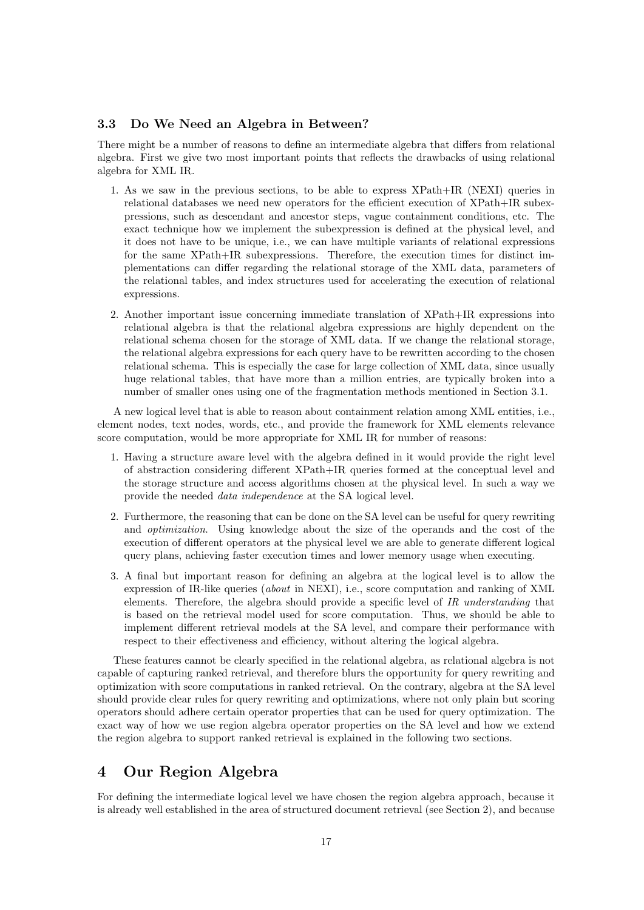### 3.3 Do We Need an Algebra in Between?

There might be a number of reasons to define an intermediate algebra that differs from relational algebra. First we give two most important points that reflects the drawbacks of using relational algebra for XML IR.

1. As we saw in the previous sections, to be able to express XPath+IR (NEXI) queries in relational databases we need new operators for the efficient execution of XPath+IR subexpressions, such as descendant and ancestor steps, vague containment conditions, etc. The exact technique how we implement the subexpression is defined at the physical level, and it does not have to be unique, i.e., we can have multiple variants of relational expressions for the same XPath+IR subexpressions. Therefore, the execution times for distinct implementations can differ regarding the relational storage of the XML data, parameters of the relational tables, and index structures used for accelerating the execution of relational expressions.

2. Another important issue concerning immediate translation of XPath+IR expressions into relational algebra is that the relational algebra expressions are highly dependent on the relational schema chosen for the storage of XML data. If we change the relational storage, the relational algebra expressions for each query have to be rewritten according to the chosen relational schema. This is especially the case for large collection of XML data, since usually huge relational tables, that have more than a million entries, are typically broken into a number of smaller ones using one of the fragmentation methods mentioned in Section 3.1.

A new logical level that is able to reason about containment relation among XML entities, i.e., element nodes, text nodes, words, etc., and provide the framework for XML elements relevance score computation, would be more appropriate for XML IR for number of reasons:

1. Having a structure aware level with the algebra defined in it would provide the right level of abstraction considering different XPath+IR queries formed at the conceptual level and the storage structure and access algorithms chosen at the physical level. In such a way we provide the needed *data independence* at the SA logical level.

2. Furthermore, the reasoning that can be done on the SA level can be useful for query rewriting and *optimization*. Using knowledge about the size of the operands and the cost of the execution of different operators at the physical level we are able to generate different logical query plans, achieving faster execution times and lower memory usage when executing.

3. A final but important reason for defining an algebra at the logical level is to allow the expression of IR-like queries (*about* in NEXI), i.e., score computation and ranking of XML elements. Therefore, the algebra should provide a specific level of *IR understanding* that is based on the retrieval model used for score computation. Thus, we should be able to implement different retrieval models at the SA level, and compare their performance with respect to their effectiveness and efficiency, without altering the logical algebra.

These features cannot be clearly specified in the relational algebra, as relational algebra is not capable of capturing ranked retrieval, and therefore blurs the opportunity for query rewriting and optimization with score computations in ranked retrieval. On the contrary, algebra at the SA level should provide clear rules for query rewriting and optimizations, where not only plain but scoring operators should adhere certain operator properties that can be used for query optimization. The exact way of how we use region algebra operator properties on the SA level and how we extend the region algebra to support ranked retrieval is explained in the following two sections.

## 4 Our Region Algebra

For defining the intermediate logical level we have chosen the region algebra approach, because it is already well established in the area of structured document retrieval (see Section 2), and because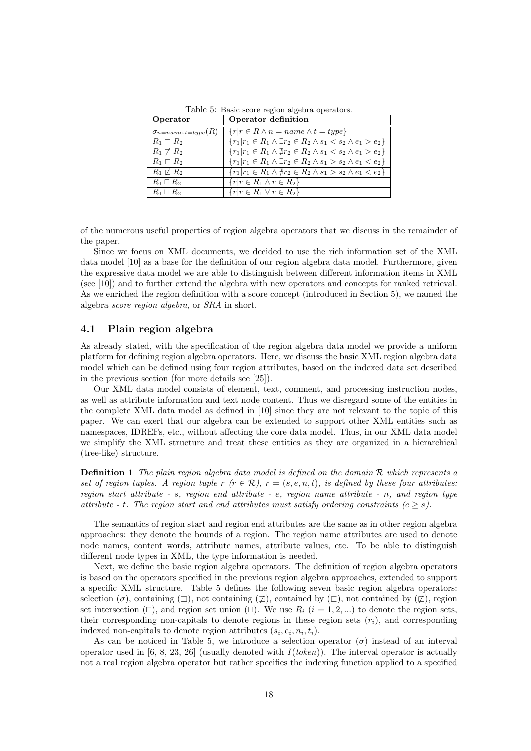Table 5: Basic score region algebra operators.

| **Operator** | **Operator definition** |
|---|---|
| $\sigma_{n=name,t=type}(R)$ | $\{r \mid r \in R \wedge n = name \wedge t = type\}$ |
| $R_1 \sqsupset R_2$ | $\{r_1 \mid r_1 \in R_1 \wedge \exists r_2 \in R_2 \wedge s_1 < s_2 \wedge e_1 > e_2\}$ |
| $R_1 \not\sqsupset R_2$ | $\{r_1 \mid r_1 \in R_1 \wedge \nexists r_2 \in R_2 \wedge s_1 < s_2 \wedge e_1 > e_2\}$ |
| $R_1 \sqsubset R_2$ | $\{r_1 \mid r_1 \in R_1 \wedge \exists r_2 \in R_2 \wedge s_1 > s_2 \wedge e_1 < e_2\}$ |
| $R_1 \not\sqsubset R_2$ | $\{r_1 \mid r_1 \in R_1 \wedge \nexists r_2 \in R_2 \wedge s_1 > s_2 \wedge e_1 < e_2\}$ |
| $R_1 \sqcap R_2$ | $\{r \mid r \in R_1 \wedge r \in R_2\}$ |
| $R_1 \sqcup R_2$ | $\{r \mid r \in R_1 \vee r \in R_2\}$ |

of the numerous useful properties of region algebra operators that we discuss in the remainder of the paper.

Since we focus on XML documents, we decided to use the rich information set of the XML data model [10] as a base for the definition of our region algebra data model. Furthermore, given the expressive data model we are able to distinguish between different information items in XML (see [10]) and to further extend the algebra with new operators and concepts for ranked retrieval. As we enriched the region definition with a score concept (introduced in Section 5), we named the algebra *score region algebra*, or *SRA* in short.

## 4.1 Plain region algebra

As already stated, with the specification of the region algebra data model we provide a uniform platform for defining region algebra operators. Here, we discuss the basic XML region algebra data model which can be defined using four region attributes, based on the indexed data set described in the previous section (for more details see [25]).

Our XML data model consists of element, text, comment, and processing instruction nodes, as well as attribute information and text node content. Thus we disregard some of the entities in the complete XML data model as defined in [10] since they are not relevant to the topic of this paper. We can exert that our algebra can be extended to support other XML entities such as namespaces, IDREFs, etc., without affecting the core data model. Thus, in our XML data model we simplify the XML structure and treat these entities as they are organized in a hierarchical (tree-like) structure.

**Definition 1** *The plain region algebra data model is defined on the domain $\mathcal{R}$ which represents a set of region tuples. A region tuple $r$ ($r \in \mathcal{R}$), $r = (s, e, n, t)$, is defined by these four attributes: region start attribute - $s$, region end attribute - $e$, region name attribute - $n$, and region type attribute - $t$. The region start and end attributes must satisfy ordering constraints ($e \geq s$).*

The semantics of region start and region end attributes are the same as in other region algebra approaches: they denote the bounds of a region. The region name attributes are used to denote node names, content words, attribute names, attribute values, etc. To be able to distinguish different node types in XML, the type information is needed.

Next, we define the basic region algebra operators. The definition of region algebra operators is based on the operators specified in the previous region algebra approaches, extended to support a specific XML structure. Table 5 defines the following seven basic region algebra operators: selection ($\sigma$), containing ($\sqsupset$), not containing ($\not\sqsupset$), contained by ($\sqsubset$), not contained by ($\not\sqsubset$), region set intersection ($\sqcap$), and region set union ($\sqcup$). We use $R_i$ ($i = 1, 2, ...$) to denote the region sets, their corresponding non-capitals to denote regions in these region sets ($r_i$), and corresponding indexed non-capitals to denote region attributes ($s_i, e_i, n_i, t_i$).

As can be noticed in Table 5, we introduce a selection operator ($\sigma$) instead of an interval operator used in [6, 8, 23, 26] (usually denoted with $I(token)$). The interval operator is actually not a real region algebra operator but rather specifies the indexing function applied to a specified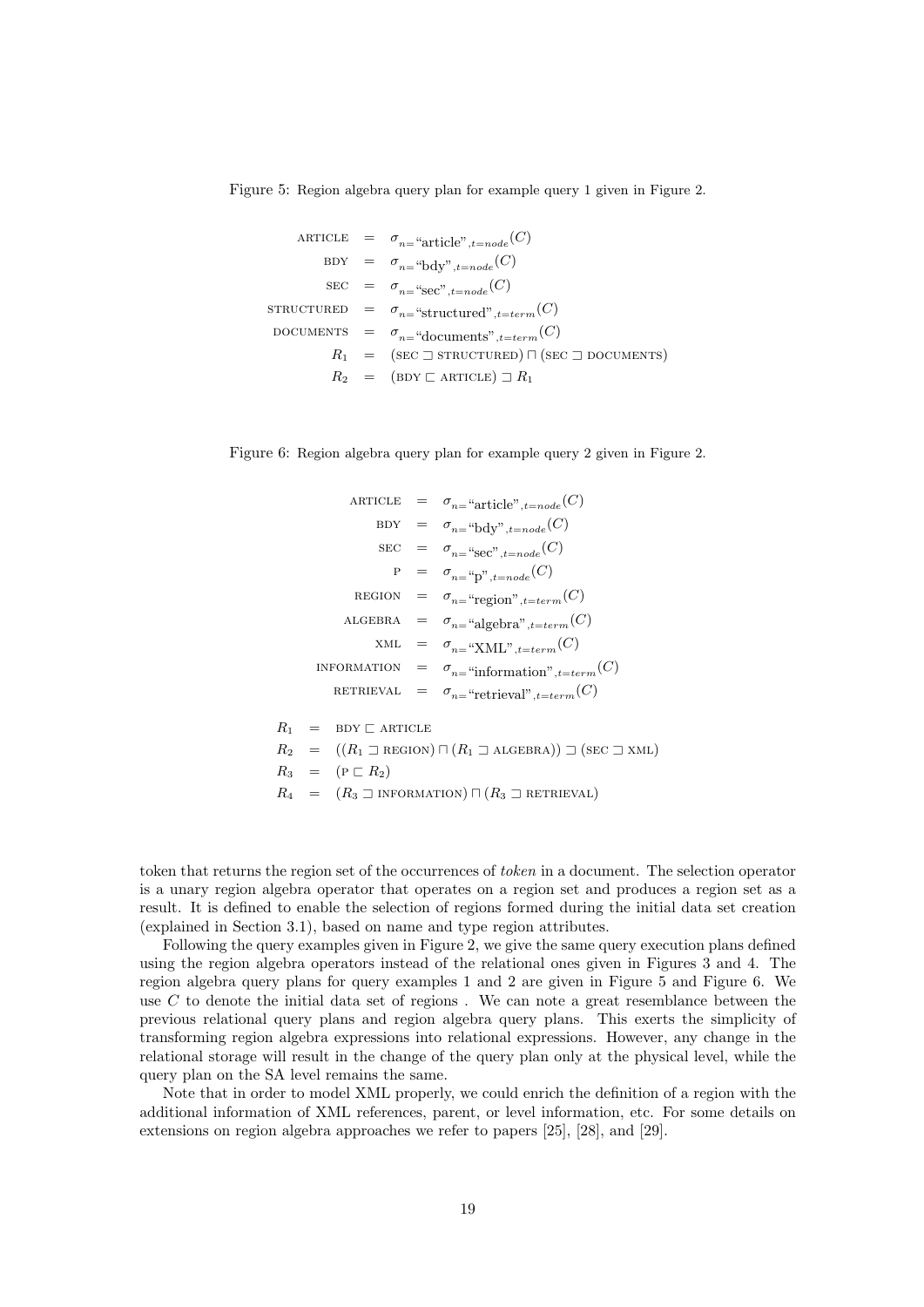Figure 5: Region algebra query plan for example query 1 given in Figure 2.

$$
\begin{aligned}
\textsc{article} &= \sigma_{n=\text{"article"},t=node}(C) \\
\textsc{bdy} &= \sigma_{n=\text{"bdy"},t=node}(C) \\
\textsc{sec} &= \sigma_{n=\text{"sec"},t=node}(C) \\
\textsc{structured} &= \sigma_{n=\text{"structured"},t=term}(C) \\
\textsc{documents} &= \sigma_{n=\text{"documents"},t=term}(C) \\
R_1 &= (\textsc{sec} \sqsupset \textsc{structured}) \sqcap (\textsc{sec} \sqsupset \textsc{documents}) \\
R_2 &= (\textsc{bdy} \sqsubset \textsc{article}) \sqsupset R_1
\end{aligned}
$$

Figure 6: Region algebra query plan for example query 2 given in Figure 2.

$$
\begin{aligned}
\textsc{article} &= \sigma_{n=\text{"article"},t=node}(C) \\
\textsc{bdy} &= \sigma_{n=\text{"bdy"},t=node}(C) \\
\textsc{sec} &= \sigma_{n=\text{"sec"},t=node}(C) \\
\textsc{p} &= \sigma_{n=\text{"p"},t=node}(C) \\
\textsc{region} &= \sigma_{n=\text{"region"},t=term}(C) \\
\textsc{algebra} &= \sigma_{n=\text{"algebra"},t=term}(C) \\
\textsc{xml} &= \sigma_{n=\text{"XML"},t=term}(C) \\
\textsc{information} &= \sigma_{n=\text{"information"},t=term}(C) \\
\textsc{retrieval} &= \sigma_{n=\text{"retrieval"},t=term}(C)
\end{aligned}
$$

$$
\begin{aligned}
R_1 &= \textsc{bdy} \sqsubset \textsc{article} \\
R_2 &= ((R_1 \sqsupset \textsc{region}) \sqcap (R_1 \sqsupset \textsc{algebra})) \sqsupset (\textsc{sec} \sqsupset \textsc{xml}) \\
R_3 &= (\textsc{p} \sqsubset R_2) \\
R_4 &= (R_3 \sqsupset \textsc{information}) \sqcap (R_3 \sqsupset \textsc{retrieval})
\end{aligned}
$$

token that returns the region set of the occurrences of *token* in a document. The selection operator is a unary region algebra operator that operates on a region set and produces a region set as a result. It is defined to enable the selection of regions formed during the initial data set creation (explained in Section 3.1), based on name and type region attributes.

Following the query examples given in Figure 2, we give the same query execution plans defined using the region algebra operators instead of the relational ones given in Figures 3 and 4. The region algebra query plans for query examples 1 and 2 are given in Figure 5 and Figure 6. We use $C$ to denote the initial data set of regions . We can note a great resemblance between the previous relational query plans and region algebra query plans. This exerts the simplicity of transforming region algebra expressions into relational expressions. However, any change in the relational storage will result in the change of the query plan only at the physical level, while the query plan on the SA level remains the same.

Note that in order to model XML properly, we could enrich the definition of a region with the additional information of XML references, parent, or level information, etc. For some details on extensions on region algebra approaches we refer to papers [25], [28], and [29].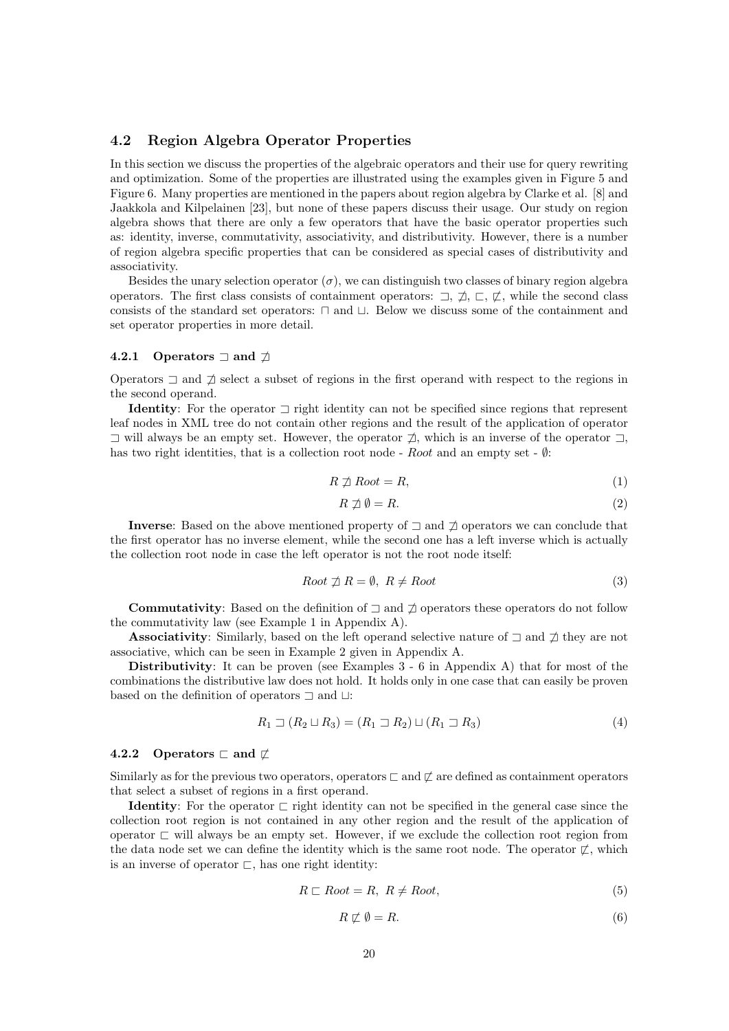### 4.2 Region Algebra Operator Properties

In this section we discuss the properties of the algebraic operators and their use for query rewriting and optimization. Some of the properties are illustrated using the examples given in Figure 5 and Figure 6. Many properties are mentioned in the papers about region algebra by Clarke et al. [8] and Jaakkola and Kilpelainen [23], but none of these papers discuss their usage. Our study on region algebra shows that there are only a few operators that have the basic operator properties such as: identity, inverse, commutativity, associativity, and distributivity. However, there is a number of region algebra specific properties that can be considered as special cases of distributivity and associativity.

Besides the unary selection operator ($\sigma$), we can distinguish two classes of binary region algebra operators. The first class consists of containment operators: $\sqsupset$, $\not\sqsupset$, $\sqsubset$, $\not\sqsubset$, while the second class consists of the standard set operators: $\sqcap$ and $\sqcup$. Below we discuss some of the containment and set operator properties in more detail.

#### 4.2.1 Operators $\sqsupset$ and $\not\sqsupset$

Operators $\sqsupset$ and $\not\sqsupset$ select a subset of regions in the first operand with respect to the regions in the second operand.

**Identity**: For the operator $\sqsupset$ right identity can not be specified since regions that represent leaf nodes in XML tree do not contain other regions and the result of the application of operator $\sqsupset$ will always be an empty set. However, the operator $\not\sqsupset$, which is an inverse of the operator $\sqsupset$, has two right identities, that is a collection root node - *Root* and an empty set - $\emptyset$:

$$R \not\sqsupset Root = R, \tag{1}$$

$$R \not\sqsupset \emptyset = R. \tag{2}$$

**Inverse**: Based on the above mentioned property of $\sqsupset$ and $\not\sqsupset$ operators we can conclude that the first operator has no inverse element, while the second one has a left inverse which is actually the collection root node in case the left operator is not the root node itself:

$$Root \not\sqsupset R = \emptyset, \;\; R \neq Root \tag{3}$$

**Commutativity**: Based on the definition of $\sqsupset$ and $\not\sqsupset$ operators these operators do not follow the commutativity law (see Example 1 in Appendix A).

**Associativity**: Similarly, based on the left operand selective nature of $\sqsupset$ and $\not\sqsupset$ they are not associative, which can be seen in Example 2 given in Appendix A.

**Distributivity**: It can be proven (see Examples 3 - 6 in Appendix A) that for most of the combinations the distributive law does not hold. It holds only in one case that can easily be proven based on the definition of operators $\sqsupset$ and $\sqcup$:

$$R_1 \sqsupset (R_2 \sqcup R_3) = (R_1 \sqsupset R_2) \sqcup (R_1 \sqsupset R_3) \tag{4}$$

#### 4.2.2 Operators $\sqsubset$ and $\not\sqsubset$

Similarly as for the previous two operators, operators $\sqsubset$ and $\not\sqsubset$ are defined as containment operators that select a subset of regions in a first operand.

**Identity**: For the operator $\sqsubset$ right identity can not be specified in the general case since the collection root region is not contained in any other region and the result of the application of operator $\sqsubset$ will always be an empty set. However, if we exclude the collection root region from the data node set we can define the identity which is the same root node. The operator $\not\sqsubset$, which is an inverse of operator $\sqsubset$, has one right identity:

$$R \sqsubset Root = R, \;\; R \neq Root, \tag{5}$$

$$R \not\sqsubset \emptyset = R. \tag{6}$$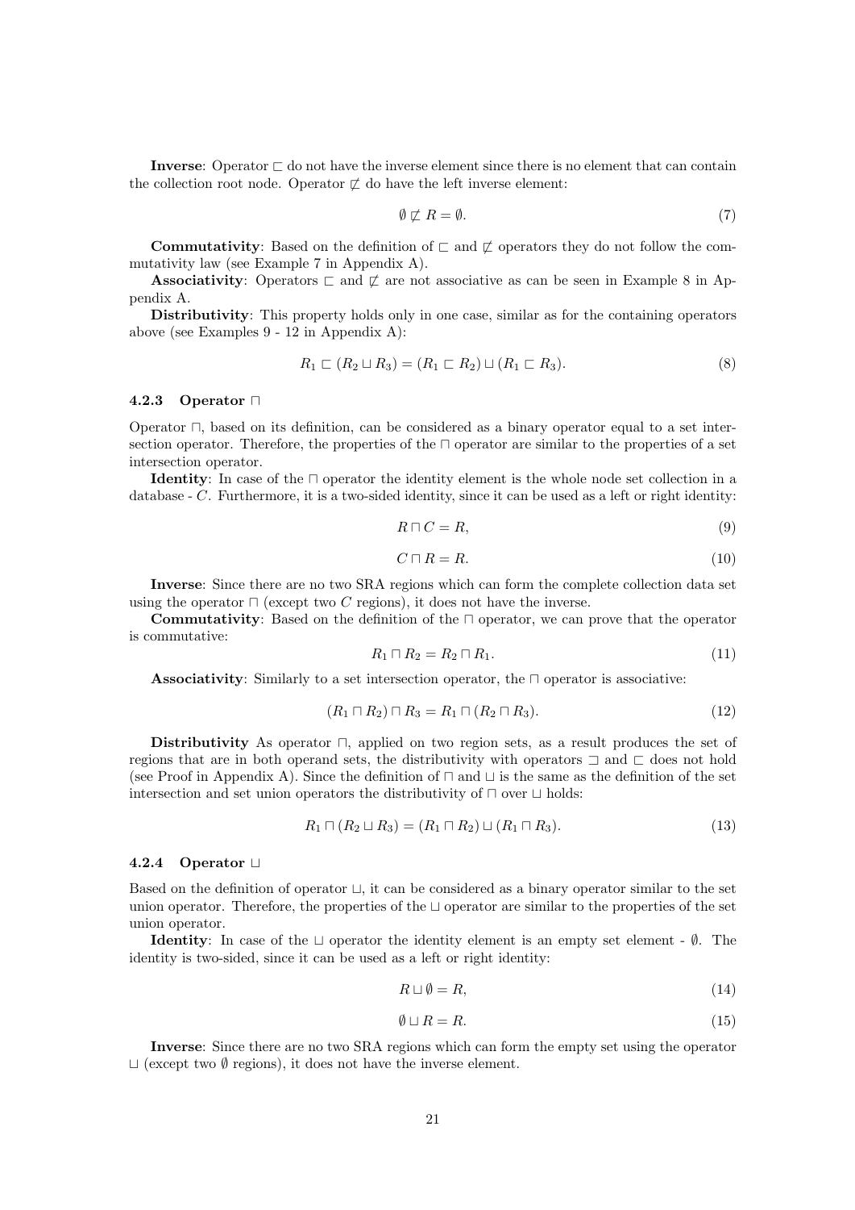**Inverse**: Operator $\sqsubset$ do not have the inverse element since there is no element that can contain the collection root node. Operator $\not\sqsubset$ do have the left inverse element:

$$\emptyset \not\sqsubset R = \emptyset. \tag{7}$$

**Commutativity**: Based on the definition of $\sqsubset$ and $\not\sqsubset$ operators they do not follow the commutativity law (see Example 7 in Appendix A).

**Associativity**: Operators $\sqsubset$ and $\not\sqsubset$ are not associative as can be seen in Example 8 in Appendix A.

**Distributivity**: This property holds only in one case, similar as for the containing operators above (see Examples 9 - 12 in Appendix A):

$$R_1 \sqsubset (R_2 \sqcup R_3) = (R_1 \sqsubset R_2) \sqcup (R_1 \sqsubset R_3). \tag{8}$$

### 4.2.3 Operator $\sqcap$

Operator $\sqcap$, based on its definition, can be considered as a binary operator equal to a set intersection operator. Therefore, the properties of the $\sqcap$ operator are similar to the properties of a set intersection operator.

**Identity**: In case of the $\sqcap$ operator the identity element is the whole node set collection in a database - $C$. Furthermore, it is a two-sided identity, since it can be used as a left or right identity:

$$R \sqcap C = R, \tag{9}$$

$$C \sqcap R = R. \tag{10}$$

**Inverse**: Since there are no two SRA regions which can form the complete collection data set using the operator $\sqcap$ (except two $C$ regions), it does not have the inverse.

**Commutativity**: Based on the definition of the $\sqcap$ operator, we can prove that the operator is commutative:

$$R_1 \sqcap R_2 = R_2 \sqcap R_1. \tag{11}$$

**Associativity**: Similarly to a set intersection operator, the $\sqcap$ operator is associative:

$$(R_1 \sqcap R_2) \sqcap R_3 = R_1 \sqcap (R_2 \sqcap R_3). \tag{12}$$

**Distributivity** As operator $\sqcap$, applied on two region sets, as a result produces the set of regions that are in both operand sets, the distributivity with operators $\sqsupset$ and $\sqsubset$ does not hold (see Proof in Appendix A). Since the definition of $\sqcap$ and $\sqcup$ is the same as the definition of the set intersection and set union operators the distributivity of $\sqcap$ over $\sqcup$ holds:

$$R_1 \sqcap (R_2 \sqcup R_3) = (R_1 \sqcap R_2) \sqcup (R_1 \sqcap R_3). \tag{13}$$

### 4.2.4 Operator $\sqcup$

Based on the definition of operator $\sqcup$, it can be considered as a binary operator similar to the set union operator. Therefore, the properties of the $\sqcup$ operator are similar to the properties of the set union operator.

**Identity**: In case of the $\sqcup$ operator the identity element is an empty set element - $\emptyset$. The identity is two-sided, since it can be used as a left or right identity:

$$R \sqcup \emptyset = R, \tag{14}$$

$$\emptyset \sqcup R = R. \tag{15}$$

**Inverse**: Since there are no two SRA regions which can form the empty set using the operator $\sqcup$ (except two $\emptyset$ regions), it does not have the inverse element.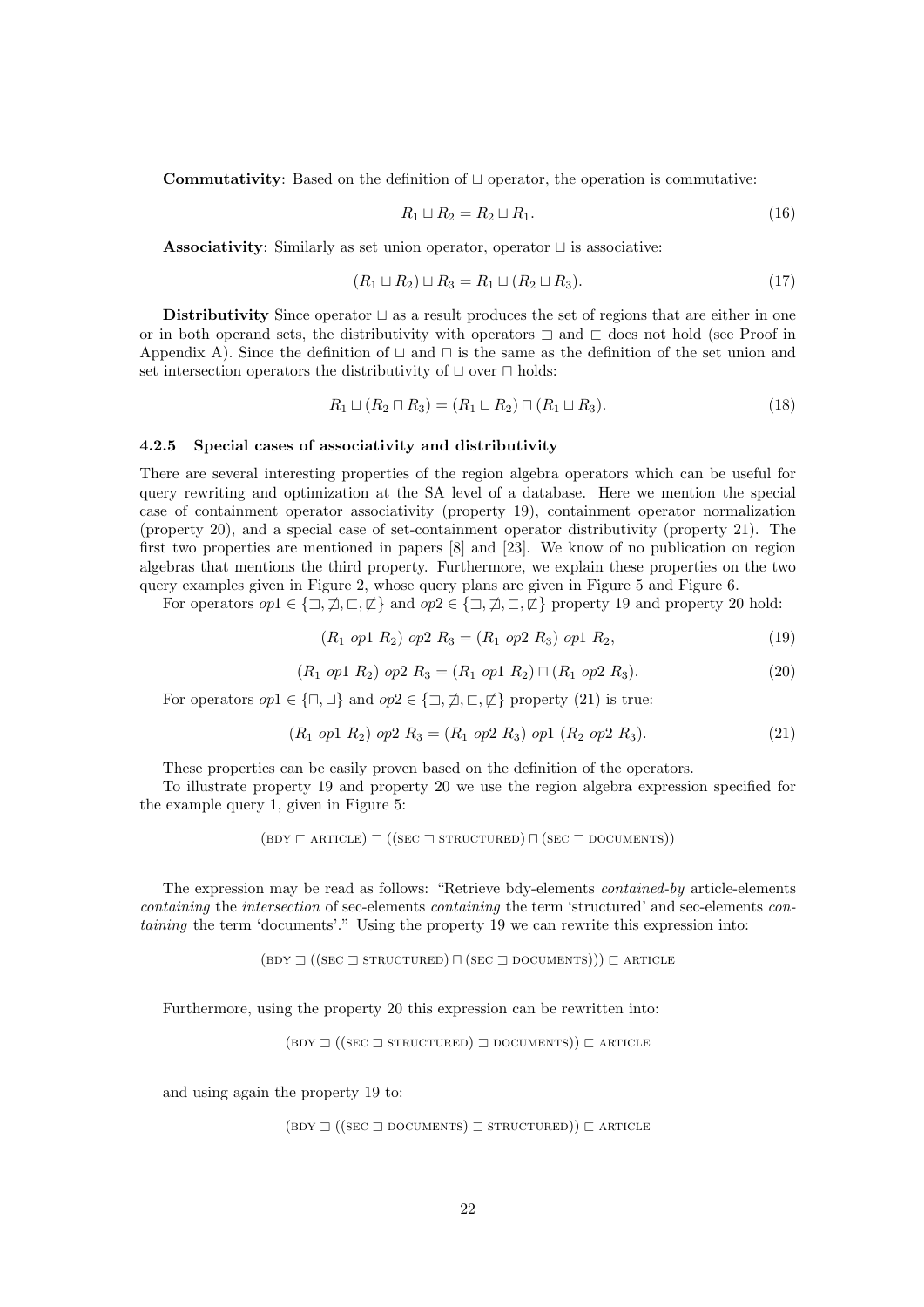**Commutativity**: Based on the definition of $\sqcup$ operator, the operation is commutative:

$$R_1 \sqcup R_2 = R_2 \sqcup R_1. \tag{16}$$

**Associativity**: Similarly as set union operator, operator $\sqcup$ is associative:

$$(R_1 \sqcup R_2) \sqcup R_3 = R_1 \sqcup (R_2 \sqcup R_3). \tag{17}$$

**Distributivity** Since operator $\sqcup$ as a result produces the set of regions that are either in one or in both operand sets, the distributivity with operators $\sqsupset$ and $\sqsubset$ does not hold (see Proof in Appendix A). Since the definition of $\sqcup$ and $\sqcap$ is the same as the definition of the set union and set intersection operators the distributivity of $\sqcup$ over $\sqcap$ holds:

$$R_1 \sqcup (R_2 \sqcap R_3) = (R_1 \sqcup R_2) \sqcap (R_1 \sqcup R_3). \tag{18}$$

### 4.2.5 Special cases of associativity and distributivity

There are several interesting properties of the region algebra operators which can be useful for query rewriting and optimization at the SA level of a database. Here we mention the special case of containment operator associativity (property 19), containment operator normalization (property 20), and a special case of set-containment operator distributivity (property 21). The first two properties are mentioned in papers [8] and [23]. We know of no publication on region algebras that mentions the third property. Furthermore, we explain these properties on the two query examples given in Figure 2, whose query plans are given in Figure 5 and Figure 6.

For operators $op1 \in \{\sqsupset, \not\sqsupset, \sqsubset, \not\sqsubset\}$ and $op2 \in \{\sqsupset, \not\sqsupset, \sqsubset, \not\sqsubset\}$ property 19 and property 20 hold:

$$(R_1 \ op1 \ R_2) \ op2 \ R_3 = (R_1 \ op2 \ R_3) \ op1 \ R_2, \tag{19}$$

$$(R_1 \ op1 \ R_2) \ op2 \ R_3 = (R_1 \ op1 \ R_2) \sqcap (R_1 \ op2 \ R_3). \tag{20}$$

For operators $op1 \in \{\sqcap, \sqcup\}$ and $op2 \in \{\sqsupset, \not\sqsupset, \sqsubset, \not\sqsubset\}$ property (21) is true:

$$(R_1 \ op1 \ R_2) \ op2 \ R_3 = (R_1 \ op2 \ R_3) \ op1 \ (R_2 \ op2 \ R_3). \tag{21}$$

These properties can be easily proven based on the definition of the operators.

To illustrate property 19 and property 20 we use the region algebra expression specified for the example query 1, given in Figure 5:

$$(\text{BDY} \sqsubset \text{ARTICLE}) \sqsupset ((\text{SEC} \sqsupset \text{STRUCTURED}) \sqcap (\text{SEC} \sqsupset \text{DOCUMENTS}))$$

The expression may be read as follows: "Retrieve bdy-elements *contained-by* article-elements *containing* the *intersection* of sec-elements *containing* the term 'structured' and sec-elements *containing* the term 'documents'." Using the property 19 we can rewrite this expression into:

$$(\text{BDY} \sqsupset ((\text{SEC} \sqsupset \text{STRUCTURED}) \sqcap (\text{SEC} \sqsupset \text{DOCUMENTS}))) \sqsubset \text{ARTICLE}$$

Furthermore, using the property 20 this expression can be rewritten into:

$$(\text{BDY} \sqsupset ((\text{SEC} \sqsupset \text{STRUCTURED}) \sqsupset \text{DOCUMENTS})) \sqsubset \text{ARTICLE}$$

and using again the property 19 to:

$$(\text{BDY} \sqsupset ((\text{SEC} \sqsupset \text{DOCUMENTS}) \sqsupset \text{STRUCTURED})) \sqsubset \text{ARTICLE}$$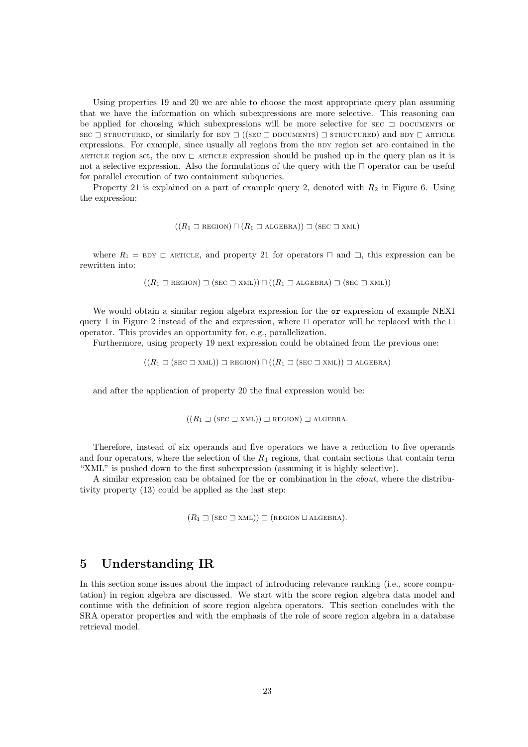Using properties 19 and 20 we are able to choose the most appropriate query plan assuming that we have the information on which subexpressions are more selective. This reasoning can be applied for choosing which subexpressions will be more selective for $\textsc{sec} \sqsupset \textsc{documents}$ or $\textsc{sec} \sqsupset \textsc{structured}$, or similarly for $\textsc{bdy} \sqsupset ((\textsc{sec} \sqsupset \textsc{documents}) \sqsupset \textsc{structured})$ and $\textsc{bdy} \sqsubset \textsc{article}$ expressions. For example, since usually all regions from the $\textsc{bdy}$ region set are contained in the $\textsc{article}$ region set, the $\textsc{bdy} \sqsubset \textsc{article}$ expression should be pushed up in the query plan as it is not a selective expression. Also the formulations of the query with the $\sqcap$ operator can be useful for parallel execution of two containment subqueries.

Property 21 is explained on a part of example query 2, denoted with $R_2$ in Figure 6. Using the expression:

$$((R_1 \sqsupset \textsc{region}) \sqcap (R_1 \sqsupset \textsc{algebra})) \sqsupset (\textsc{sec} \sqsupset \textsc{xml})$$

where $R_1 = \textsc{bdy} \sqsubset \textsc{article}$, and property 21 for operators $\sqcap$ and $\sqsupset$, this expression can be rewritten into:

$$((R_1 \sqsupset \textsc{region}) \sqsupset (\textsc{sec} \sqsupset \textsc{xml})) \sqcap ((R_1 \sqsupset \textsc{algebra}) \sqsupset (\textsc{sec} \sqsupset \textsc{xml}))$$

We would obtain a similar region algebra expression for the `or` expression of example NEXI query 1 in Figure 2 instead of the `and` expression, where $\sqcap$ operator will be replaced with the $\sqcup$ operator. This provides an opportunity for, e.g., parallelization.

Furthermore, using property 19 next expression could be obtained from the previous one:

$$((R_1 \sqsupset (\textsc{sec} \sqsupset \textsc{xml})) \sqsupset \textsc{region}) \sqcap ((R_1 \sqsupset (\textsc{sec} \sqsupset \textsc{xml})) \sqsupset \textsc{algebra})$$

and after the application of property 20 the final expression would be:

$$((R_1 \sqsupset (\textsc{sec} \sqsupset \textsc{xml})) \sqsupset \textsc{region}) \sqsupset \textsc{algebra}.$$

Therefore, instead of six operands and five operators we have a reduction to five operands and four operators, where the selection of the $R_1$ regions, that contain sections that contain term "XML" is pushed down to the first subexpression (assuming it is highly selective).

A similar expression can be obtained for the `or` combination in the *about*, where the distributivity property (13) could be applied as the last step:

$$(R_1 \sqsupset (\textsc{sec} \sqsupset \textsc{xml})) \sqsupset (\textsc{region} \sqcup \textsc{algebra}).$$

## 5 Understanding IR

In this section some issues about the impact of introducing relevance ranking (i.e., score computation) in region algebra are discussed. We start with the score region algebra data model and continue with the definition of score region algebra operators. This section concludes with the SRA operator properties and with the emphasis of the role of score region algebra in a database retrieval model.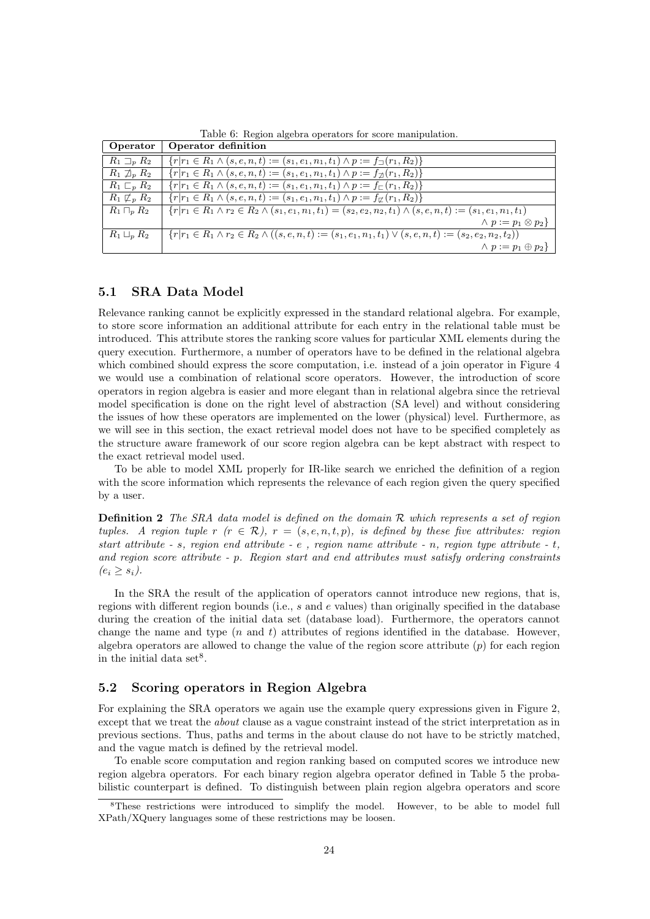Table 6: Region algebra operators for score manipulation.

| Operator | Operator definition |
|---|---|
| $R_1 \sqsupset_p R_2$ | $\{r \vert r_1 \in R_1 \wedge (s,e,n,t) := (s_1,e_1,n_1,t_1) \wedge p := f_{\sqsupset}(r_1,R_2)\}$ |
| $R_1 \not\sqsupset_p R_2$ | $\{r \vert r_1 \in R_1 \wedge (s,e,n,t) := (s_1,e_1,n_1,t_1) \wedge p := f_{\not\sqsupset}(r_1,R_2)\}$ |
| $R_1 \sqsubset_p R_2$ | $\{r \vert r_1 \in R_1 \wedge (s,e,n,t) := (s_1,e_1,n_1,t_1) \wedge p := f_{\sqsubset}(r_1,R_2)\}$ |
| $R_1 \not\sqsubset_p R_2$ | $\{r \vert r_1 \in R_1 \wedge (s,e,n,t) := (s_1,e_1,n_1,t_1) \wedge p := f_{\not\sqsubset}(r_1,R_2)\}$ |
| $R_1 \sqcap_p R_2$ | $\{r \vert r_1 \in R_1 \wedge r_2 \in R_2 \wedge (s_1,e_1,n_1,t_1) = (s_2,e_2,n_2,t_1) \wedge (s,e,n,t) := (s_1,e_1,n_1,t_1)$ $\wedge\ p := p_1 \otimes p_2\}$ |
| $R_1 \sqcup_p R_2$ | $\{r \vert r_1 \in R_1 \wedge r_2 \in R_2 \wedge ((s,e,n,t) := (s_1,e_1,n_1,t_1) \vee (s,e,n,t) := (s_2,e_2,n_2,t_2))$ $\wedge\ p := p_1 \oplus p_2\}$ |

## 5.1 SRA Data Model

Relevance ranking cannot be explicitly expressed in the standard relational algebra. For example, to store score information an additional attribute for each entry in the relational table must be introduced. This attribute stores the ranking score values for particular XML elements during the query execution. Furthermore, a number of operators have to be defined in the relational algebra which combined should express the score computation, i.e. instead of a join operator in Figure 4 we would use a combination of relational score operators. However, the introduction of score operators in region algebra is easier and more elegant than in relational algebra since the retrieval model specification is done on the right level of abstraction (SA level) and without considering the issues of how these operators are implemented on the lower (physical) level. Furthermore, as we will see in this section, the exact retrieval model does not have to be specified completely as the structure aware framework of our score region algebra can be kept abstract with respect to the exact retrieval model used.

To be able to model XML properly for IR-like search we enriched the definition of a region with the score information which represents the relevance of each region given the query specified by a user.

**Definition 2** *The SRA data model is defined on the domain $\mathcal{R}$ which represents a set of region tuples. A region tuple $r$ ($r \in \mathcal{R}$), $r = (s,e,n,t,p)$, is defined by these five attributes: region start attribute - $s$, region end attribute - $e$ , region name attribute - $n$, region type attribute - $t$, and region score attribute - $p$. Region start and end attributes must satisfy ordering constraints ($e_i \geq s_i$).*

In the SRA the result of the application of operators cannot introduce new regions, that is, regions with different region bounds (i.e., $s$ and $e$ values) than originally specified in the database during the creation of the initial data set (database load). Furthermore, the operators cannot change the name and type ($n$ and $t$) attributes of regions identified in the database. However, algebra operators are allowed to change the value of the region score attribute ($p$) for each region in the initial data set[8].

## 5.2 Scoring operators in Region Algebra

For explaining the SRA operators we again use the example query expressions given in Figure 2, except that we treat the *about* clause as a vague constraint instead of the strict interpretation as in previous sections. Thus, paths and terms in the about clause do not have to be strictly matched, and the vague match is defined by the retrieval model.

To enable score computation and region ranking based on computed scores we introduce new region algebra operators. For each binary region algebra operator defined in Table 5 the probabilistic counterpart is defined. To distinguish between plain region algebra operators and score

[8]These restrictions were introduced to simplify the model. However, to be able to model full XPath/XQuery languages some of these restrictions may be loosen.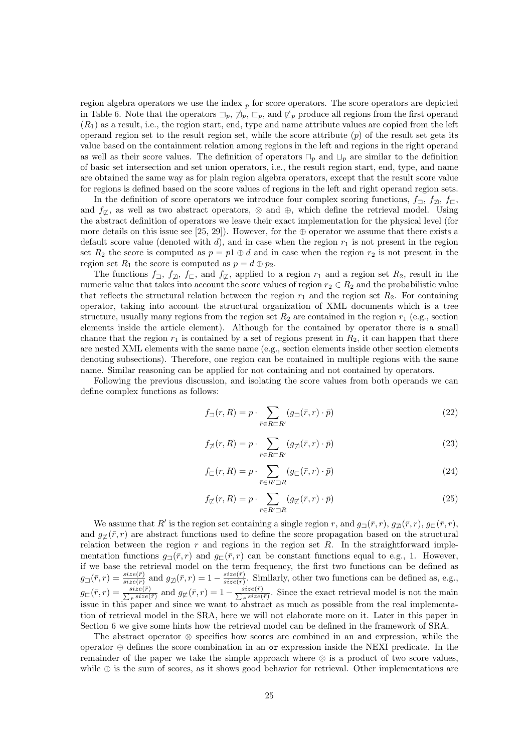region algebra operators we use the index $_p$ for score operators. The score operators are depicted in Table 6. Note that the operators $\sqsupset_p$, $\not\sqsupset_p$, $\sqsubset_p$, and $\not\sqsubset_p$ produce all regions from the first operand ($R_1$) as a result, i.e., the region start, end, type and name attribute values are copied from the left operand region set to the result region set, while the score attribute ($p$) of the result set gets its value based on the containment relation among regions in the left and regions in the right operand as well as their score values. The definition of operators $\sqcap_p$ and $\sqcup_p$ are similar to the definition of basic set intersection and set union operators, i.e., the result region start, end, type, and name are obtained the same way as for plain region algebra operators, except that the result score value for regions is defined based on the score values of regions in the left and right operand region sets.

In the definition of score operators we introduce four complex scoring functions, $f_\sqsupset$, $f_{\not\sqsupset}$, $f_\sqsubset$, and $f_{\not\sqsubset}$, as well as two abstract operators, $\otimes$ and $\oplus$, which define the retrieval model. Using the abstract definition of operators we leave their exact implementation for the physical level (for more details on this issue see [25, 29]). However, for the $\oplus$ operator we assume that there exists a default score value (denoted with $d$), and in case when the region $r_1$ is not present in the region set $R_2$ the score is computed as $p = p1 \oplus d$ and in case when the region $r_2$ is not present in the region set $R_1$ the score is computed as $p = d \oplus p_2$.

The functions $f_\sqsupset$, $f_{\not\sqsupset}$, $f_\sqsubset$, and $f_{\not\sqsubset}$, applied to a region $r_1$ and a region set $R_2$, result in the numeric value that takes into account the score values of region $r_2 \in R_2$ and the probabilistic value that reflects the structural relation between the region $r_1$ and the region set $R_2$. For containing operator, taking into account the structural organization of XML documents which is a tree structure, usually many regions from the region set $R_2$ are contained in the region $r_1$ (e.g., section elements inside the article element). Although for the contained by operator there is a small chance that the region $r_1$ is contained by a set of regions present in $R_2$, it can happen that there are nested XML elements with the same name (e.g., section elements inside other section elements denoting subsections). Therefore, one region can be contained in multiple regions with the same name. Similar reasoning can be applied for not containing and not contained by operators.

Following the previous discussion, and isolating the score values from both operands we can define complex functions as follows:

$$f_\sqsupset(r, R) = p \cdot \sum_{\bar{r} \in R \sqsubset R'} (g_\sqsupset(\bar{r}, r) \cdot \bar{p}) \tag{22}$$

$$f_{\not\sqsupset}(r, R) = p \cdot \sum_{\bar{r} \in R \sqsubset R'} (g_{\not\sqsupset}(\bar{r}, r) \cdot \bar{p}) \tag{23}$$

$$f_\sqsubset(r, R) = p \cdot \sum_{\bar{r} \in R' \sqsupset R} (g_\sqsubset(\bar{r}, r) \cdot \bar{p}) \tag{24}$$

$$f_{\not\sqsubset}(r, R) = p \cdot \sum_{\bar{r} \in R' \sqsupset R} (g_{\not\sqsubset}(\bar{r}, r) \cdot \bar{p}) \tag{25}$$

We assume that $R'$ is the region set containing a single region $r$, and $g_\sqsupset(\bar{r}, r)$, $g_{\not\sqsupset}(\bar{r}, r)$, $g_\sqsubset(\bar{r}, r)$, and $g_{\not\sqsubset}(\bar{r}, r)$ are abstract functions used to define the score propagation based on the structural relation between the region $r$ and regions in the region set $R$. In the straightforward implementation functions $g_\sqsupset(\bar{r}, r)$ and $g_\sqsubset(\bar{r}, r)$ can be constant functions equal to e.g., 1. However, if we base the retrieval model on the term frequency, the first two functions can be defined as $g_\sqsupset(\bar{r}, r) = \frac{size(\bar{r})}{size(r)}$ and $g_{\not\sqsupset}(\bar{r}, r) = 1 - \frac{size(\bar{r})}{size(r)}$. Similarly, other two functions can be defined as, e.g., $g_\sqsubset(\bar{r}, r) = \frac{size(\bar{r})}{\sum_{\bar{r}} size(\bar{r})}$ and $g_{\not\sqsubset}(\bar{r}, r) = 1 - \frac{size(\bar{r})}{\sum_{\bar{r}} size(\bar{r})}$. Since the exact retrieval model is not the main issue in this paper and since we want to abstract as much as possible from the real implementation of retrieval model in the SRA, here we will not elaborate more on it. Later in this paper in Section 6 we give some hints how the retrieval model can be defined in the framework of SRA.

The abstract operator $\otimes$ specifies how scores are combined in an `and` expression, while the operator $\oplus$ defines the score combination in an `or` expression inside the NEXI predicate. In the remainder of the paper we take the simple approach where $\otimes$ is a product of two score values, while $\oplus$ is the sum of scores, as it shows good behavior for retrieval. Other implementations are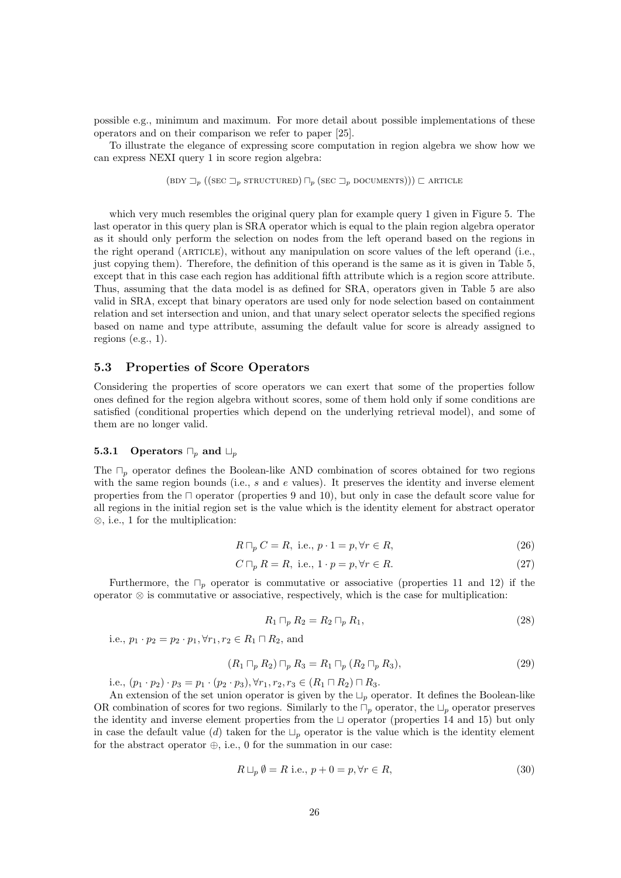possible e.g., minimum and maximum. For more detail about possible implementations of these operators and on their comparison we refer to paper [25].

To illustrate the elegance of expressing score computation in region algebra we show how we can express NEXI query 1 in score region algebra:

$$(\text{BDY} \sqsupset_p ((\text{SEC} \sqsupset_p \text{STRUCTURED}) \sqcap_p (\text{SEC} \sqsupset_p \text{DOCUMENTS}))) \sqsubset \text{ARTICLE}$$

which very much resembles the original query plan for example query 1 given in Figure 5. The last operator in this query plan is SRA operator which is equal to the plain region algebra operator as it should only perform the selection on nodes from the left operand based on the regions in the right operand (ARTICLE), without any manipulation on score values of the left operand (i.e., just copying them). Therefore, the definition of this operand is the same as it is given in Table 5, except that in this case each region has additional fifth attribute which is a region score attribute. Thus, assuming that the data model is as defined for SRA, operators given in Table 5 are also valid in SRA, except that binary operators are used only for node selection based on containment relation and set intersection and union, and that unary select operator selects the specified regions based on name and type attribute, assuming the default value for score is already assigned to regions (e.g., 1).

## 5.3 Properties of Score Operators

Considering the properties of score operators we can exert that some of the properties follow ones defined for the region algebra without scores, some of them hold only if some conditions are satisfied (conditional properties which depend on the underlying retrieval model), and some of them are no longer valid.

### 5.3.1 Operators $\sqcap_p$ and $\sqcup_p$

The $\sqcap_p$ operator defines the Boolean-like AND combination of scores obtained for two regions with the same region bounds (i.e., $s$ and $e$ values). It preserves the identity and inverse element properties from the $\sqcap$ operator (properties 9 and 10), but only in case the default score value for all regions in the initial region set is the value which is the identity element for abstract operator $\otimes$, i.e., 1 for the multiplication:

$$R \sqcap_p C = R, \text{ i.e., } p \cdot 1 = p, \forall r \in R, \tag{26}$$

$$C \sqcap_p R = R, \text{ i.e., } 1 \cdot p = p, \forall r \in R. \tag{27}$$

Furthermore, the $\sqcap_p$ operator is commutative or associative (properties 11 and 12) if the operator $\otimes$ is commutative or associative, respectively, which is the case for multiplication:

$$R_1 \sqcap_p R_2 = R_2 \sqcap_p R_1, \tag{28}$$

i.e., $p_1 \cdot p_2 = p_2 \cdot p_1, \forall r_1, r_2 \in R_1 \sqcap R_2$, and

$$(R_1 \sqcap_p R_2) \sqcap_p R_3 = R_1 \sqcap_p (R_2 \sqcap_p R_3), \tag{29}$$

i.e., $(p_1 \cdot p_2) \cdot p_3 = p_1 \cdot (p_2 \cdot p_3), \forall r_1, r_2, r_3 \in (R_1 \sqcap R_2) \sqcap R_3$.

An extension of the set union operator is given by the $\sqcup_p$ operator. It defines the Boolean-like OR combination of scores for two regions. Similarly to the $\sqcap_p$ operator, the $\sqcup_p$ operator preserves the identity and inverse element properties from the $\sqcup$ operator (properties 14 and 15) but only in case the default value ($d$) taken for the $\sqcup_p$ operator is the value which is the identity element for the abstract operator $\oplus$, i.e., 0 for the summation in our case:

$$R \sqcup_p \emptyset = R \text{ i.e., } p + 0 = p, \forall r \in R, \tag{30}$$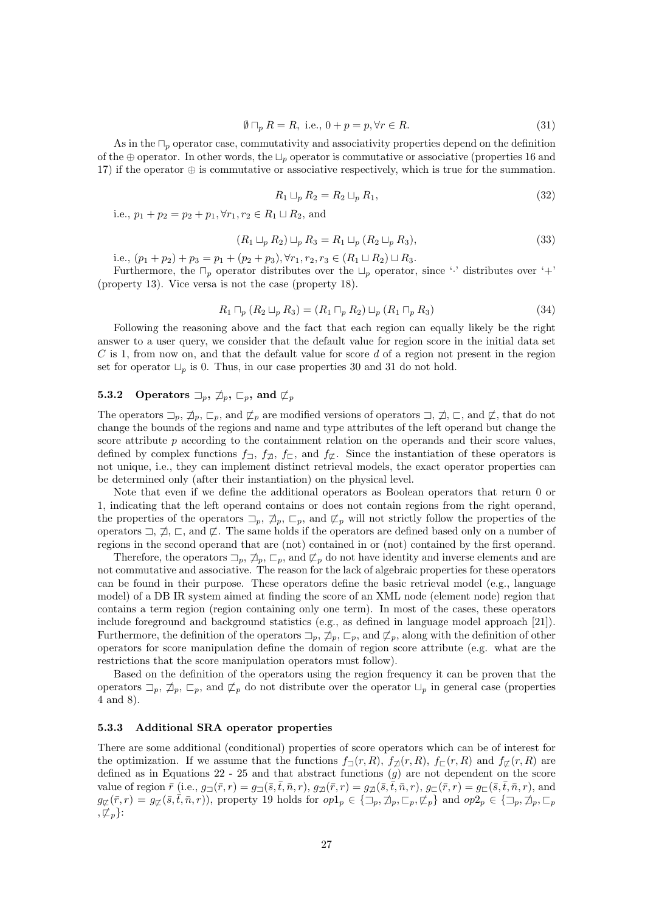$$\emptyset \sqcap_p R = R, \text{ i.e., } 0 + p = p, \forall r \in R. \tag{31}$$

As in the $\sqcap_p$ operator case, commutativity and associativity properties depend on the definition of the $\oplus$ operator. In other words, the $\sqcup_p$ operator is commutative or associative (properties 16 and 17) if the operator $\oplus$ is commutative or associative respectively, which is true for the summation.

$$R_1 \sqcup_p R_2 = R_2 \sqcup_p R_1, \tag{32}$$

i.e., $p_1 + p_2 = p_2 + p_1, \forall r_1, r_2 \in R_1 \sqcup R_2$, and

$$(R_1 \sqcup_p R_2) \sqcup_p R_3 = R_1 \sqcup_p (R_2 \sqcup_p R_3), \tag{33}$$

i.e., $(p_1 + p_2) + p_3 = p_1 + (p_2 + p_3), \forall r_1, r_2, r_3 \in (R_1 \sqcup R_2) \sqcup R_3$.

Furthermore, the $\sqcap_p$ operator distributes over the $\sqcup_p$ operator, since '$\cdot$' distributes over '$+$' (property 13). Vice versa is not the case (property 18).

$$R_1 \sqcap_p (R_2 \sqcup_p R_3) = (R_1 \sqcap_p R_2) \sqcup_p (R_1 \sqcap_p R_3) \tag{34}$$

Following the reasoning above and the fact that each region can equally likely be the right answer to a user query, we consider that the default value for region score in the initial data set $C$ is 1, from now on, and that the default value for score $d$ of a region not present in the region set for operator $\sqcup_p$ is 0. Thus, in our case properties 30 and 31 do not hold.

### 5.3.2 Operators $\sqsupset_p$, $\not\sqsupset_p$, $\sqsubset_p$, and $\not\sqsubset_p$

The operators $\sqsupset_p$, $\not\sqsupset_p$, $\sqsubset_p$, and $\not\sqsubset_p$ are modified versions of operators $\sqsupset$, $\not\sqsupset$, $\sqsubset$, and $\not\sqsubset$, that do not change the bounds of the regions and name and type attributes of the left operand but change the score attribute $p$ according to the containment relation on the operands and their score values, defined by complex functions $f_\sqsupset$, $f_{\not\sqsupset}$, $f_\sqsubset$, and $f_{\not\sqsubset}$. Since the instantiation of these operators is not unique, i.e., they can implement distinct retrieval models, the exact operator properties can be determined only (after their instantiation) on the physical level.

Note that even if we define the additional operators as Boolean operators that return 0 or 1, indicating that the left operand contains or does not contain regions from the right operand, the properties of the operators $\sqsupset_p$, $\not\sqsupset_p$, $\sqsubset_p$, and $\not\sqsubset_p$ will not strictly follow the properties of the operators $\sqsupset$, $\not\sqsupset$, $\sqsubset$, and $\not\sqsubset$. The same holds if the operators are defined based only on a number of regions in the second operand that are (not) contained in or (not) contained by the first operand.

Therefore, the operators $\sqsupset_p$, $\not\sqsupset_p$, $\sqsubset_p$, and $\not\sqsubset_p$ do not have identity and inverse elements and are not commutative and associative. The reason for the lack of algebraic properties for these operators can be found in their purpose. These operators define the basic retrieval model (e.g., language model) of a DB IR system aimed at finding the score of an XML node (element node) region that contains a term region (region containing only one term). In most of the cases, these operators include foreground and background statistics (e.g., as defined in language model approach [21]). Furthermore, the definition of the operators $\sqsupset_p$, $\not\sqsupset_p$, $\sqsubset_p$, and $\not\sqsubset_p$, along with the definition of other operators for score manipulation define the domain of region score attribute (e.g. what are the restrictions that the score manipulation operators must follow).

Based on the definition of the operators using the region frequency it can be proven that the operators $\sqsupset_p$, $\not\sqsupset_p$, $\sqsubset_p$, and $\not\sqsubset_p$ do not distribute over the operator $\sqcup_p$ in general case (properties 4 and 8).

#### 5.3.3 Additional SRA operator properties

There are some additional (conditional) properties of score operators which can be of interest for the optimization. If we assume that the functions $f_\sqsupset(r, R)$, $f_{\not\sqsupset}(r, R)$, $f_\sqsubset(r, R)$ and $f_{\not\sqsubset}(r, R)$ are defined as in Equations 22 - 25 and that abstract functions ($g$) are not dependent on the score value of region $\bar{r}$ (i.e., $g_\sqsupset(\bar{r}, r) = g_\sqsupset(\bar{s}, \bar{t}, \bar{n}, r)$, $g_{\not\sqsupset}(\bar{r}, r) = g_{\not\sqsupset}(\bar{s}, \bar{t}, \bar{n}, r)$, $g_\sqsubset(\bar{r}, r) = g_\sqsubset(\bar{s}, \bar{t}, \bar{n}, r)$, and $g_{\not\sqsubset}(\bar{r}, r) = g_{\not\sqsubset}(\bar{s}, \bar{t}, \bar{n}, r)$), property 19 holds for $op1_p \in \{\sqsupset_p, \not\sqsupset_p, \sqsubset_p, \not\sqsubset_p\}$ and $op2_p \in \{\sqsupset_p, \not\sqsupset_p, \sqsubset_p, \not\sqsubset_p\}$: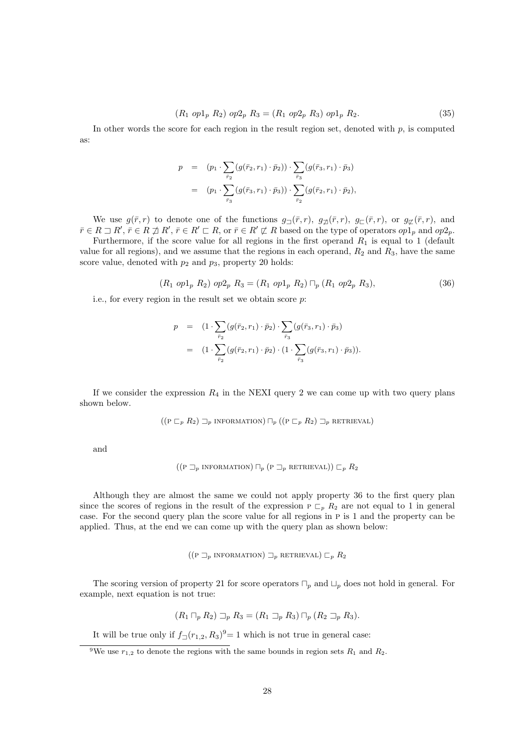$$(R_1\ op1_p\ R_2)\ op2_p\ R_3 = (R_1\ op2_p\ R_3)\ op1_p\ R_2. \tag{35}$$

In other words the score for each region in the result region set, denoted with $p$, is computed as:

$$\begin{aligned}
p &= (p_1 \cdot \sum_{\bar{r}_2}(g(\bar{r}_2, r_1)\cdot \bar{p}_2)) \cdot \sum_{\bar{r}_3}(g(\bar{r}_3, r_1)\cdot \bar{p}_3) \\
&= (p_1 \cdot \sum_{\bar{r}_3}(g(\bar{r}_3, r_1)\cdot \bar{p}_3)) \cdot \sum_{\bar{r}_2}(g(\bar{r}_2, r_1)\cdot \bar{p}_2),
\end{aligned}$$

We use $g(\bar{r}, r)$ to denote one of the functions $g_{\sqsupset}(\bar{r}, r)$, $g_{\not\sqsupset}(\bar{r}, r)$, $g_{\sqsubset}(\bar{r}, r)$, or $g_{\not\sqsubset}(\bar{r}, r)$, and $\bar{r} \in R \sqsupset R'$, $\bar{r} \in R \not\sqsupset R'$, $\bar{r} \in R' \sqsubset R$, or $\bar{r} \in R' \not\sqsubset R$ based on the type of operators $op1_p$ and $op2_p$.

Furthermore, if the score value for all regions in the first operand $R_1$ is equal to 1 (default value for all regions), and we assume that the regions in each operand, $R_2$ and $R_3$, have the same score value, denoted with $p_2$ and $p_3$, property 20 holds:

$$(R_1\ op1_p\ R_2)\ op2_p\ R_3 = (R_1\ op1_p\ R_2) \sqcap_p (R_1\ op2_p\ R_3), \tag{36}$$

i.e., for every region in the result set we obtain score $p$:

$$\begin{aligned}
p &= (1 \cdot \sum_{\bar{r}_2}(g(\bar{r}_2, r_1)\cdot \bar{p}_2) \cdot \sum_{\bar{r}_3}(g(\bar{r}_3, r_1)\cdot \bar{p}_3) \\
&= (1 \cdot \sum_{\bar{r}_2}(g(\bar{r}_2, r_1)\cdot \bar{p}_2) \cdot (1 \cdot \sum_{\bar{r}_3}(g(\bar{r}_3, r_1)\cdot \bar{p}_3)).
\end{aligned}$$

If we consider the expression $R_4$ in the NEXI query 2 we can come up with two query plans shown below.

$$((\text{P} \sqsubset_p R_2) \sqsupset_p \text{INFORMATION}) \sqcap_p ((\text{P} \sqsubset_p R_2) \sqsupset_p \text{RETRIEVAL})$$

and

$$((\text{P} \sqsupset_p \text{INFORMATION}) \sqcap_p (\text{P} \sqsupset_p \text{RETRIEVAL})) \sqsubset_p R_2$$

Although they are almost the same we could not apply property 36 to the first query plan since the scores of regions in the result of the expression $\text{P} \sqsubset_p R_2$ are not equal to 1 in general case. For the second query plan the score value for all regions in P is 1 and the property can be applied. Thus, at the end we can come up with the query plan as shown below:

$$((\text{P} \sqsupset_p \text{INFORMATION}) \sqsupset_p \text{RETRIEVAL}) \sqsubset_p R_2$$

The scoring version of property 21 for score operators $\sqcap_p$ and $\sqcup_p$ does not hold in general. For example, next equation is not true:

$$(R_1 \sqcap_p R_2) \sqsupset_p R_3 = (R_1 \sqsupset_p R_3) \sqcap_p (R_2 \sqsupset_p R_3).$$

It will be true only if $f_{\sqsupset}(r_{1,2}, R_3)$[9]$= 1$ which is not true in general case:

[9] We use $r_{1,2}$ to denote the regions with the same bounds in region sets $R_1$ and $R_2$.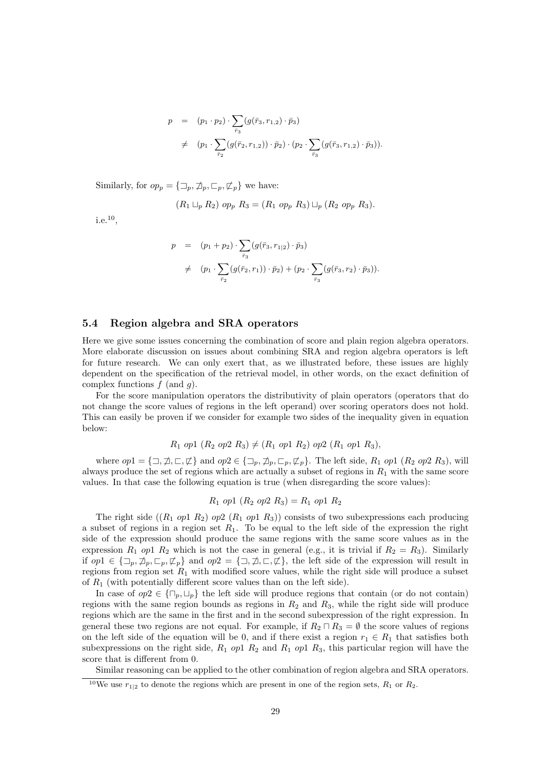$$
\begin{aligned}
p &= (p_1 \cdot p_2) \cdot \sum_{\bar{r}_3} (g(\bar{r}_3, r_{1,2}) \cdot \bar{p}_3) \\
&\neq (p_1 \cdot \sum_{\bar{r}_2} (g(\bar{r}_2, r_{1,2})) \cdot \bar{p}_2) \cdot (p_2 \cdot \sum_{\bar{r}_3} (g(\bar{r}_3, r_{1,2}) \cdot \bar{p}_3)).
\end{aligned}
$$

Similarly, for $op_p = \{\sqsupset_p, \not\sqsupset_p, \sqsubset_p, \not\sqsubset_p\}$ we have:

$$
(R_1 \sqcup_p R_2) \; op_p \; R_3 = (R_1 \; op_p \; R_3) \sqcup_p (R_2 \; op_p \; R_3).
$$

i.e.[10],

$$
\begin{aligned}
p &= (p_1 + p_2) \cdot \sum_{\bar{r}_3} (g(\bar{r}_3, r_{1|2}) \cdot \bar{p}_3) \\
&\neq (p_1 \cdot \sum_{\bar{r}_2} (g(\bar{r}_2, r_1)) \cdot \bar{p}_2) + (p_2 \cdot \sum_{\bar{r}_3} (g(\bar{r}_3, r_2) \cdot \bar{p}_3)).
\end{aligned}
$$

## 5.4 Region algebra and SRA operators

Here we give some issues concerning the combination of score and plain region algebra operators. More elaborate discussion on issues about combining SRA and region algebra operators is left for future research. We can only exert that, as we illustrated before, these issues are highly dependent on the specification of the retrieval model, in other words, on the exact definition of complex functions $f$ (and $g$).

For the score manipulation operators the distributivity of plain operators (operators that do not change the score values of regions in the left operand) over scoring operators does not hold. This can easily be proven if we consider for example two sides of the inequality given in equation below:

$$
R_1 \; op1 \; (R_2 \; op2 \; R_3) \neq (R_1 \; op1 \; R_2) \; op2 \; (R_1 \; op1 \; R_3),
$$

where $op1 = \{\sqsupset, \not\sqsupset, \sqsubset, \not\sqsubset\}$ and $op2 \in \{\sqsupset_p, \not\sqsupset_p, \sqsubset_p, \not\sqsubset_p\}$. The left side, $R_1 \; op1 \; (R_2 \; op2 \; R_3)$, will always produce the set of regions which are actually a subset of regions in $R_1$ with the same score values. In that case the following equation is true (when disregarding the score values):

$$
R_1 \; op1 \; (R_2 \; op2 \; R_3) = R_1 \; op1 \; R_2
$$

The right side ($(R_1 \; op1 \; R_2) \; op2 \; (R_1 \; op1 \; R_3)$) consists of two subexpressions each producing a subset of regions in a region set $R_1$. To be equal to the left side of the expression the right side of the expression should produce the same regions with the same score values as in the expression $R_1 \; op1 \; R_2$ which is not the case in general (e.g., it is trivial if $R_2 = R_3$). Similarly if $op1 \in \{\sqsupset_p, \not\sqsupset_p, \sqsubset_p, \not\sqsubset_p\}$ and $op2 = \{\sqsupset, \not\sqsupset, \sqsubset, \not\sqsubset\}$, the left side of the expression will result in regions from region set $R_1$ with modified score values, while the right side will produce a subset of $R_1$ (with potentially different score values than on the left side).

In case of $op2 \in \{\sqcap_p, \sqcup_p\}$ the left side will produce regions that contain (or do not contain) regions with the same region bounds as regions in $R_2$ and $R_3$, while the right side will produce regions which are the same in the first and in the second subexpression of the right expression. In general these two regions are not equal. For example, if $R_2 \sqcap R_3 = \emptyset$ the score values of regions on the left side of the equation will be 0, and if there exist a region $r_1 \in R_1$ that satisfies both subexpressions on the right side, $R_1 \; op1 \; R_2$ and $R_1 \; op1 \; R_3$, this particular region will have the score that is different from 0.

Similar reasoning can be applied to the other combination of region algebra and SRA operators.

[10] We use $r_{1|2}$ to denote the regions which are present in one of the region sets, $R_1$ or $R_2$.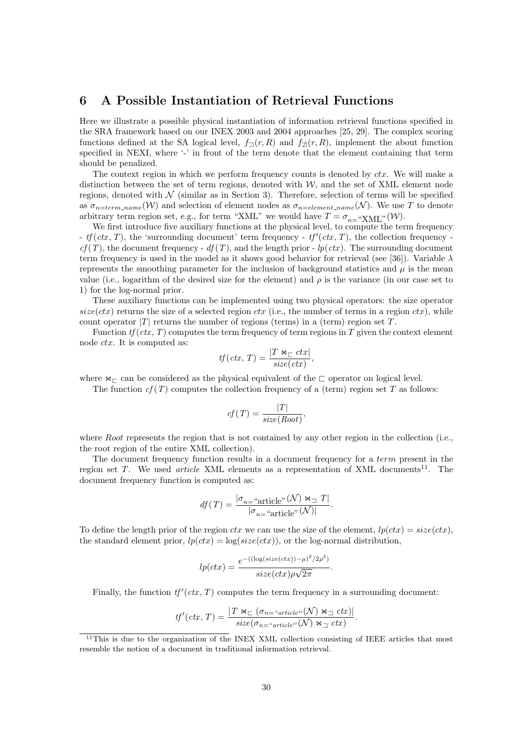## 6 A Possible Instantiation of Retrieval Functions

Here we illustrate a possible physical instantiation of information retrieval functions specified in the SRA framework based on our INEX 2003 and 2004 approaches [25, 29]. The complex scoring functions defined at the SA logical level, $f_{\sqsupset}(r, R)$ and $f_{\not\sqsupset}(r, R)$, implement the about function specified in NEXI, where '-' in front of the term denote that the element containing that term should be penalized.

The context region in which we perform frequency counts is denoted by $ctx$. We will make a distinction between the set of term regions, denoted with $\mathcal{W}$, and the set of XML element node regions, denoted with $\mathcal{N}$ (similar as in Section 3). Therefore, selection of terms will be specified as $\sigma_{n=term\_name}(\mathcal{W})$ and selection of element nodes as $\sigma_{n=element\_name}(\mathcal{N})$. We use $T$ to denote arbitrary term region set, e.g., for term "XML" we would have $T = \sigma_{n=\text{"XML"}}(\mathcal{W})$.

We first introduce five auxiliary functions at the physical level, to compute the term frequency - $tf(ctx, T)$, the 'surrounding document' term frequency - $tf'(ctx, T)$, the collection frequency - $cf(T)$, the document frequency - $df(T)$, and the length prior - $lp(ctx)$. The surrounding document term frequency is used in the model as it shows good behavior for retrieval (see [36]). Variable $\lambda$ represents the smoothing parameter for the inclusion of background statistics and $\mu$ is the mean value (i.e., logarithm of the desired size for the element) and $\rho$ is the variance (in our case set to 1) for the log-normal prior.

These auxiliary functions can be implemented using two physical operators: the size operator $size(ctx)$ returns the size of a selected region $ctx$ (i.e., the number of terms in a region $ctx$), while count operator $|T|$ returns the number of regions (terms) in a (term) region set $T$.

Function $tf(ctx, T)$ computes the term frequency of term regions in $T$ given the context element node $ctx$. It is computed as:

$$tf(ctx, T) = \frac{|T \bowtie_{\sqsubset} ctx|}{size(ctx)},$$

where $\bowtie_{\sqsubset}$ can be considered as the physical equivalent of the $\sqsubset$ operator on logical level.

The function $cf(T)$ computes the collection frequency of a (term) region set $T$ as follows:

$$cf(T) = \frac{|T|}{size(Root)},$$

where *Root* represents the region that is not contained by any other region in the collection (i.e., the root region of the entire XML collection).

The document frequency function results in a document frequency for a *term* present in the region set $T$. We used *article* XML elements as a representation of XML documents[11]. The document frequency function is computed as:

$$df(T) = \frac{|\sigma_{n=\text{"article"}}(\mathcal{N}) \bowtie_{\sqsupset} T|}{|\sigma_{n=\text{"article"}}(\mathcal{N})|}.$$

To define the length prior of the region $ctx$ we can use the size of the element, $lp(ctx) = size(ctx)$, the standard element prior, $lp(ctx) = \log(size(ctx))$, or the log-normal distribution,

$$lp(ctx) = \frac{e^{-((\log(size(ctx)) - \mu)^2 / 2\rho^2)}}{size(ctx)\rho\sqrt{2\pi}}.$$

Finally, the function $tf'(ctx, T)$ computes the term frequency in a surrounding document:

$$tf'(ctx, T) = \frac{|T \bowtie_{\sqsubset} (\sigma_{n=\text{"}article\text{"}}(\mathcal{N}) \bowtie_{\sqsupset} ctx)|}{size(\sigma_{n=\text{"}article\text{"}}(\mathcal{N}) \bowtie_{\sqsupset} ctx)}.$$

[11] This is due to the organization of the INEX XML collection consisting of IEEE articles that most resemble the notion of a document in traditional information retrieval.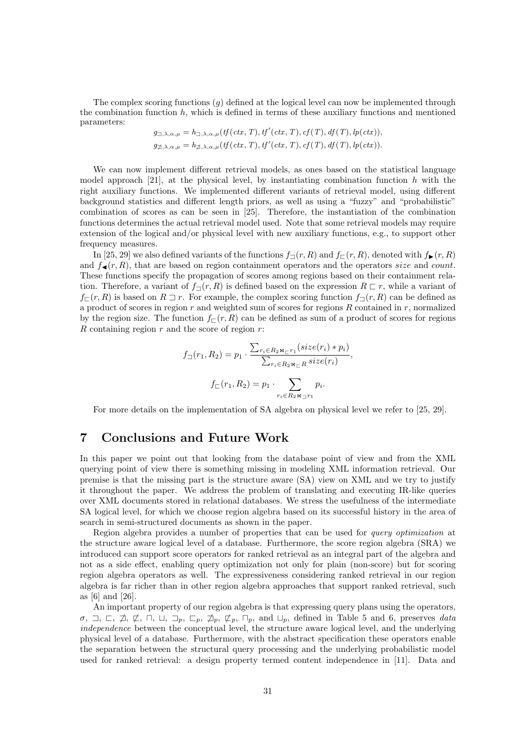The complex scoring functions ($g$) defined at the logical level can now be implemented through the combination function $h$, which is defined in terms of these auxiliary functions and mentioned parameters:

$$g_{\sqsupset,\lambda,\alpha,\mu} = h_{\sqsupset,\lambda,\alpha,\mu}(tf(ctx, T), tf'(ctx, T), cf(T), df(T), lp(ctx)),$$
$$g_{\not\sqsupset,\lambda,\alpha,\mu} = h_{\not\sqsupset,\lambda,\alpha,\mu}(tf(ctx, T), tf'(ctx, T), cf(T), df(T), lp(ctx)).$$

We can now implement different retrieval models, as ones based on the statistical language model approach [21], at the physical level, by instantiating combination function $h$ with the right auxiliary functions. We implemented different variants of retrieval model, using different background statistics and different length priors, as well as using a "fuzzy" and "probabilistic" combination of scores as can be seen in [25]. Therefore, the instantiation of the combination functions determines the actual retrieval model used. Note that some retrieval models may require extension of the logical and/or physical level with new auxiliary functions, e.g., to support other frequency measures.

In [25, 29] we also defined variants of the functions $f_{\sqsupset}(r, R)$ and $f_{\sqsubset}(r, R)$, denoted with $f_{\blacktriangleright}(r, R)$ and $f_{\blacktriangleleft}(r, R)$, that are based on region containment operators and the operators *size* and *count*. These functions specify the propagation of scores among regions based on their containment relation. Therefore, a variant of $f_{\sqsupset}(r, R)$ is defined based on the expression $R \sqsubset r$, while a variant of $f_{\sqsubset}(r, R)$ is based on $R \sqsupset r$. For example, the complex scoring function $f_{\sqsupset}(r, R)$ can be defined as a product of scores in region $r$ and weighted sum of scores for regions $R$ contained in $r$, normalized by the region size. The function $f_{\sqsubset}(r, R)$ can be defined as sum of a product of scores for regions $R$ containing region $r$ and the score of region $r$:

$$f_{\sqsupset}(r_1, R_2) = p_1 \cdot \frac{\sum_{r_i \in R_2 \bowtie_{\sqsubset} r_1} (size(r_i) * p_i)}{\sum_{r_i \in R_2 \bowtie_{\sqsubset} R} size(r_i)},$$

$$f_{\sqsubset}(r_1, R_2) = p_1 \cdot \sum_{r_i \in R_2 \bowtie_{\sqsupset} r_1} p_i.$$

For more details on the implementation of SA algebra on physical level we refer to [25, 29].

## 7 Conclusions and Future Work

In this paper we point out that looking from the database point of view and from the XML querying point of view there is something missing in modeling XML information retrieval. Our premise is that the missing part is the structure aware (SA) view on XML and we try to justify it throughout the paper. We address the problem of translating and executing IR-like queries over XML documents stored in relational databases. We stress the usefulness of the intermediate SA logical level, for which we choose region algebra based on its successful history in the area of search in semi-structured documents as shown in the paper.

Region algebra provides a number of properties that can be used for *query optimization* at the structure aware logical level of a database. Furthermore, the score region algebra (SRA) we introduced can support score operators for ranked retrieval as an integral part of the algebra and not as a side effect, enabling query optimization not only for plain (non-score) but for scoring region algebra operators as well. The expressiveness considering ranked retrieval in our region algebra is far richer than in other region algebra approaches that support ranked retrieval, such as [6] and [26].

An important property of our region algebra is that expressing query plans using the operators, $\sigma$, $\sqsupset$, $\sqsubset$, $\not\sqsupset$, $\not\sqsubset$, $\sqcap$, $\sqcup$, $\sqsupset_p$, $\sqsubset_p$, $\not\sqsupset_p$, $\not\sqsubset_p$, $\sqcap_p$, and $\sqcup_p$, defined in Table 5 and 6, preserves *data independence* between the conceptual level, the structure aware logical level, and the underlying physical level of a database. Furthermore, with the abstract specification these operators enable the separation between the structural query processing and the underlying probabilistic model used for ranked retrieval: a design property termed content independence in [11]. Data and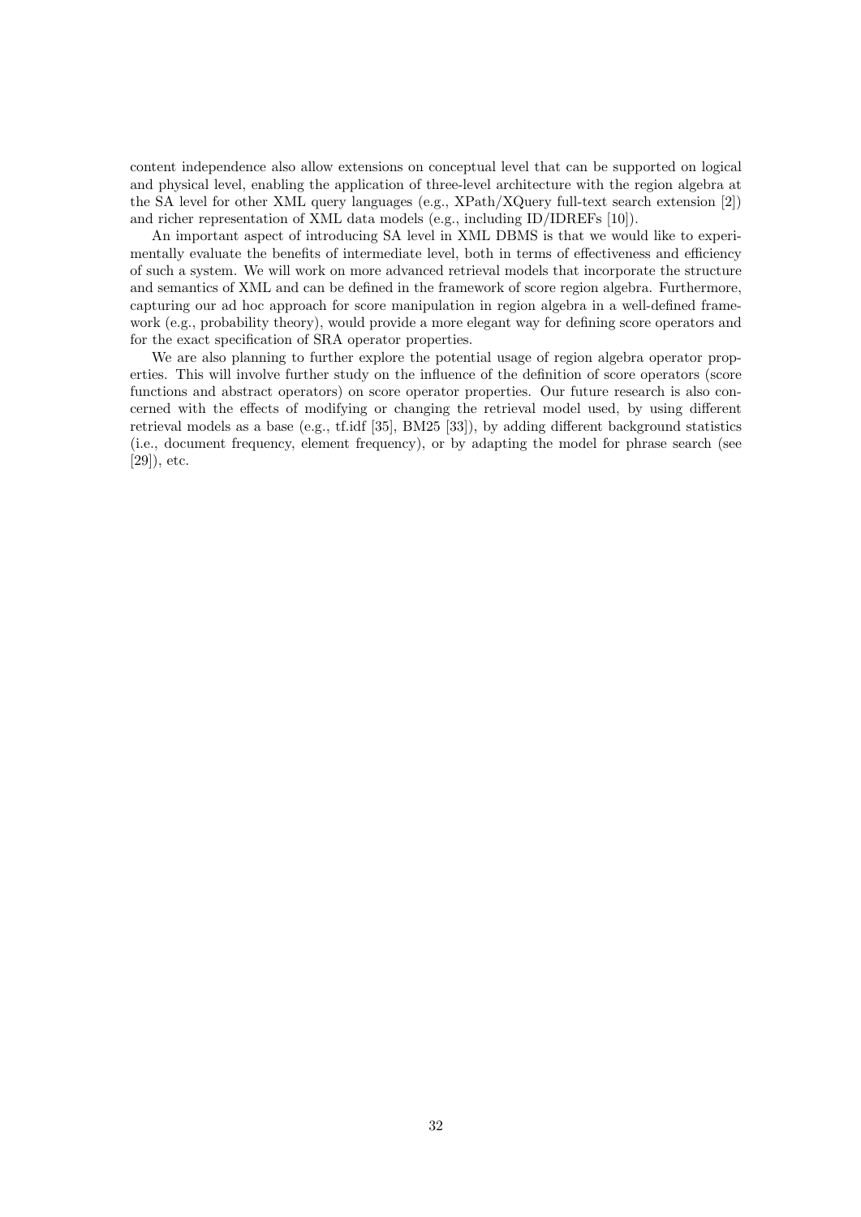content independence also allow extensions on conceptual level that can be supported on logical and physical level, enabling the application of three-level architecture with the region algebra at the SA level for other XML query languages (e.g., XPath/XQuery full-text search extension [2]) and richer representation of XML data models (e.g., including ID/IDREFs [10]).

An important aspect of introducing SA level in XML DBMS is that we would like to experimentally evaluate the benefits of intermediate level, both in terms of effectiveness and efficiency of such a system. We will work on more advanced retrieval models that incorporate the structure and semantics of XML and can be defined in the framework of score region algebra. Furthermore, capturing our ad hoc approach for score manipulation in region algebra in a well-defined framework (e.g., probability theory), would provide a more elegant way for defining score operators and for the exact specification of SRA operator properties.

We are also planning to further explore the potential usage of region algebra operator properties. This will involve further study on the influence of the definition of score operators (score functions and abstract operators) on score operator properties. Our future research is also concerned with the effects of modifying or changing the retrieval model used, by using different retrieval models as a base (e.g., tf.idf [35], BM25 [33]), by adding different background statistics (i.e., document frequency, element frequency), or by adapting the model for phrase search (see [29]), etc.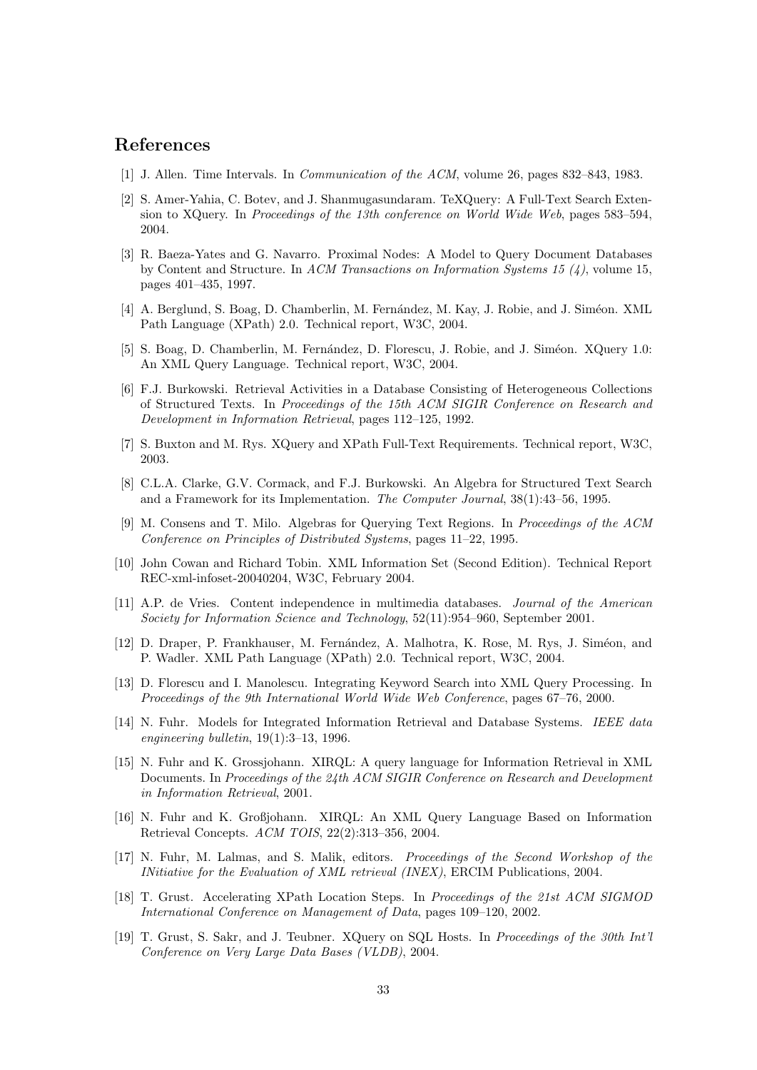## References

[1] J. Allen. Time Intervals. In *Communication of the ACM*, volume 26, pages 832–843, 1983.

[2] S. Amer-Yahia, C. Botev, and J. Shanmugasundaram. TeXQuery: A Full-Text Search Extension to XQuery. In *Proceedings of the 13th conference on World Wide Web*, pages 583–594, 2004.

[3] R. Baeza-Yates and G. Navarro. Proximal Nodes: A Model to Query Document Databases by Content and Structure. In *ACM Transactions on Information Systems 15 (4)*, volume 15, pages 401–435, 1997.

[4] A. Berglund, S. Boag, D. Chamberlin, M. Fernández, M. Kay, J. Robie, and J. Siméon. XML Path Language (XPath) 2.0. Technical report, W3C, 2004.

[5] S. Boag, D. Chamberlin, M. Fernández, D. Florescu, J. Robie, and J. Siméon. XQuery 1.0: An XML Query Language. Technical report, W3C, 2004.

[6] F.J. Burkowski. Retrieval Activities in a Database Consisting of Heterogeneous Collections of Structured Texts. In *Proceedings of the 15th ACM SIGIR Conference on Research and Development in Information Retrieval*, pages 112–125, 1992.

[7] S. Buxton and M. Rys. XQuery and XPath Full-Text Requirements. Technical report, W3C, 2003.

[8] C.L.A. Clarke, G.V. Cormack, and F.J. Burkowski. An Algebra for Structured Text Search and a Framework for its Implementation. *The Computer Journal*, 38(1):43–56, 1995.

[9] M. Consens and T. Milo. Algebras for Querying Text Regions. In *Proceedings of the ACM Conference on Principles of Distributed Systems*, pages 11–22, 1995.

[10] John Cowan and Richard Tobin. XML Information Set (Second Edition). Technical Report REC-xml-infoset-20040204, W3C, February 2004.

[11] A.P. de Vries. Content independence in multimedia databases. *Journal of the American Society for Information Science and Technology*, 52(11):954–960, September 2001.

[12] D. Draper, P. Frankhauser, M. Fernández, A. Malhotra, K. Rose, M. Rys, J. Siméon, and P. Wadler. XML Path Language (XPath) 2.0. Technical report, W3C, 2004.

[13] D. Florescu and I. Manolescu. Integrating Keyword Search into XML Query Processing. In *Proceedings of the 9th International World Wide Web Conference*, pages 67–76, 2000.

[14] N. Fuhr. Models for Integrated Information Retrieval and Database Systems. *IEEE data engineering bulletin*, 19(1):3–13, 1996.

[15] N. Fuhr and K. Grossjohann. XIRQL: A query language for Information Retrieval in XML Documents. In *Proceedings of the 24th ACM SIGIR Conference on Research and Development in Information Retrieval*, 2001.

[16] N. Fuhr and K. Großjohann. XIRQL: An XML Query Language Based on Information Retrieval Concepts. *ACM TOIS*, 22(2):313–356, 2004.

[17] N. Fuhr, M. Lalmas, and S. Malik, editors. *Proceedings of the Second Workshop of the INitiative for the Evaluation of XML retrieval (INEX)*, ERCIM Publications, 2004.

[18] T. Grust. Accelerating XPath Location Steps. In *Proceedings of the 21st ACM SIGMOD International Conference on Management of Data*, pages 109–120, 2002.

[19] T. Grust, S. Sakr, and J. Teubner. XQuery on SQL Hosts. In *Proceedings of the 30th Int'l Conference on Very Large Data Bases (VLDB)*, 2004.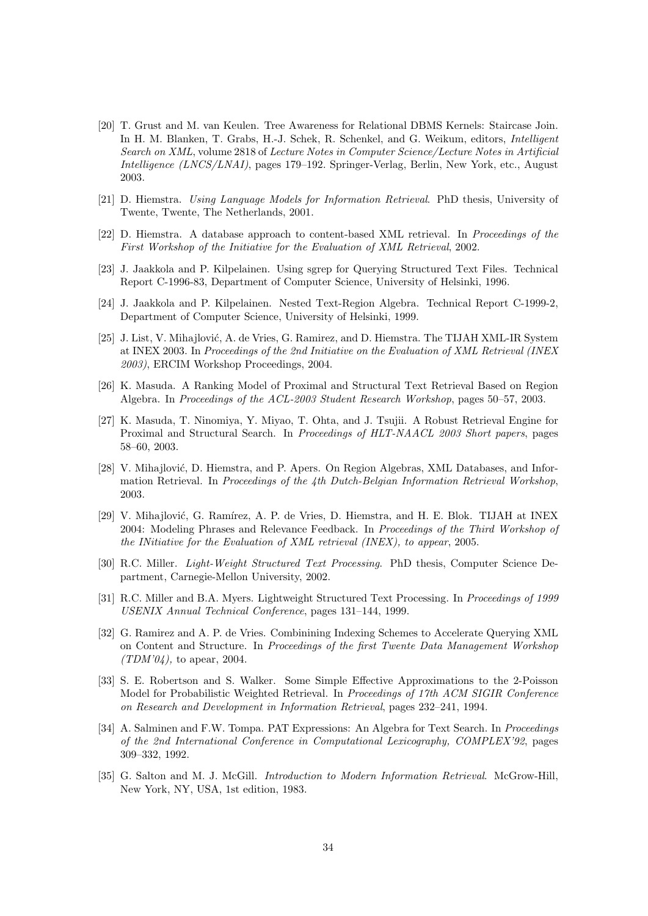[20] T. Grust and M. van Keulen. Tree Awareness for Relational DBMS Kernels: Staircase Join. In H. M. Blanken, T. Grabs, H.-J. Schek, R. Schenkel, and G. Weikum, editors, *Intelligent Search on XML*, volume 2818 of *Lecture Notes in Computer Science/Lecture Notes in Artificial Intelligence (LNCS/LNAI)*, pages 179–192. Springer-Verlag, Berlin, New York, etc., August 2003.

[21] D. Hiemstra. *Using Language Models for Information Retrieval*. PhD thesis, University of Twente, Twente, The Netherlands, 2001.

[22] D. Hiemstra. A database approach to content-based XML retrieval. In *Proceedings of the First Workshop of the Initiative for the Evaluation of XML Retrieval*, 2002.

[23] J. Jaakkola and P. Kilpelainen. Using sgrep for Querying Structured Text Files. Technical Report C-1996-83, Department of Computer Science, University of Helsinki, 1996.

[24] J. Jaakkola and P. Kilpelainen. Nested Text-Region Algebra. Technical Report C-1999-2, Department of Computer Science, University of Helsinki, 1999.

[25] J. List, V. Mihajlović, A. de Vries, G. Ramirez, and D. Hiemstra. The TIJAH XML-IR System at INEX 2003. In *Proceedings of the 2nd Initiative on the Evaluation of XML Retrieval (INEX 2003)*, ERCIM Workshop Proceedings, 2004.

[26] K. Masuda. A Ranking Model of Proximal and Structural Text Retrieval Based on Region Algebra. In *Proceedings of the ACL-2003 Student Research Workshop*, pages 50–57, 2003.

[27] K. Masuda, T. Ninomiya, Y. Miyao, T. Ohta, and J. Tsujii. A Robust Retrieval Engine for Proximal and Structural Search. In *Proceedings of HLT-NAACL 2003 Short papers*, pages 58–60, 2003.

[28] V. Mihajlović, D. Hiemstra, and P. Apers. On Region Algebras, XML Databases, and Information Retrieval. In *Proceedings of the 4th Dutch-Belgian Information Retrieval Workshop*, 2003.

[29] V. Mihajlović, G. Ramírez, A. P. de Vries, D. Hiemstra, and H. E. Blok. TIJAH at INEX 2004: Modeling Phrases and Relevance Feedback. In *Proceedings of the Third Workshop of the INitiative for the Evaluation of XML retrieval (INEX), to appear*, 2005.

[30] R.C. Miller. *Light-Weight Structured Text Processing*. PhD thesis, Computer Science Department, Carnegie-Mellon University, 2002.

[31] R.C. Miller and B.A. Myers. Lightweight Structured Text Processing. In *Proceedings of 1999 USENIX Annual Technical Conference*, pages 131–144, 1999.

[32] G. Ramirez and A. P. de Vries. Combinining Indexing Schemes to Accelerate Querying XML on Content and Structure. In *Proceedings of the first Twente Data Management Workshop (TDM'04)*, to apear, 2004.

[33] S. E. Robertson and S. Walker. Some Simple Effective Approximations to the 2-Poisson Model for Probabilistic Weighted Retrieval. In *Proceedings of 17th ACM SIGIR Conference on Research and Development in Information Retrieval*, pages 232–241, 1994.

[34] A. Salminen and F.W. Tompa. PAT Expressions: An Algebra for Text Search. In *Proceedings of the 2nd International Conference in Computational Lexicography, COMPLEX'92*, pages 309–332, 1992.

[35] G. Salton and M. J. McGill. *Introduction to Modern Information Retrieval*. McGrow-Hill, New York, NY, USA, 1st edition, 1983.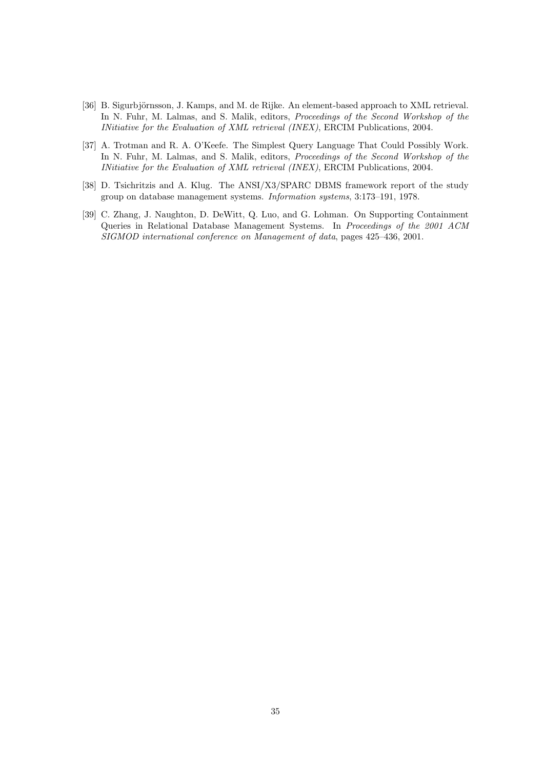[36] B. Sigurbjörnsson, J. Kamps, and M. de Rijke. An element-based approach to XML retrieval. In N. Fuhr, M. Lalmas, and S. Malik, editors, *Proceedings of the Second Workshop of the INitiative for the Evaluation of XML retrieval (INEX)*, ERCIM Publications, 2004.

[37] A. Trotman and R. A. O'Keefe. The Simplest Query Language That Could Possibly Work. In N. Fuhr, M. Lalmas, and S. Malik, editors, *Proceedings of the Second Workshop of the INitiative for the Evaluation of XML retrieval (INEX)*, ERCIM Publications, 2004.

[38] D. Tsichritzis and A. Klug. The ANSI/X3/SPARC DBMS framework report of the study group on database management systems. *Information systems*, 3:173–191, 1978.

[39] C. Zhang, J. Naughton, D. DeWitt, Q. Luo, and G. Lohman. On Supporting Containment Queries in Relational Database Management Systems. In *Proceedings of the 2001 ACM SIGMOD international conference on Management of data*, pages 425–436, 2001.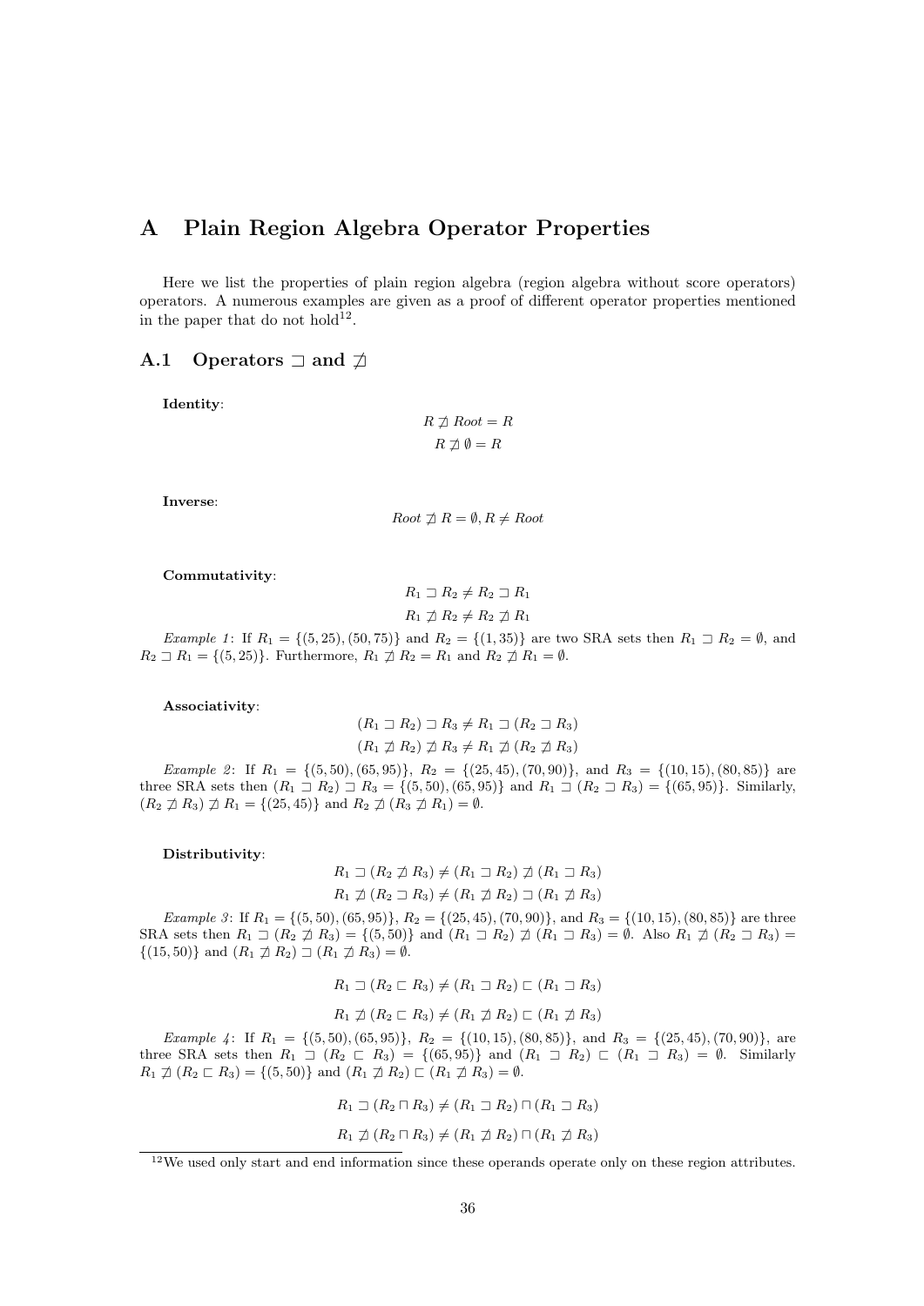## A Plain Region Algebra Operator Properties

Here we list the properties of plain region algebra (region algebra without score operators) operators. A numerous examples are given as a proof of different operator properties mentioned in the paper that do not hold[12].

### A.1 Operators $\sqsupset$ and $\not\sqsupset$

**Identity**:

$$R \not\sqsupset Root = R$$
$$R \not\sqsupset \emptyset = R$$

**Inverse**:

$$Root \not\sqsupset R = \emptyset, R \neq Root$$

**Commutativity**:

$$R_1 \sqsupset R_2 \neq R_2 \sqsupset R_1$$
$$R_1 \not\sqsupset R_2 \neq R_2 \not\sqsupset R_1$$

*Example 1*: If $R_1 = \{(5, 25), (50, 75)\}$ and $R_2 = \{(1, 35)\}$ are two SRA sets then $R_1 \sqsupset R_2 = \emptyset$, and $R_2 \sqsupset R_1 = \{(5, 25)\}$. Furthermore, $R_1 \not\sqsupset R_2 = R_1$ and $R_2 \not\sqsupset R_1 = \emptyset$.

**Associativity**:

$$(R_1 \sqsupset R_2) \sqsupset R_3 \neq R_1 \sqsupset (R_2 \sqsupset R_3)$$
$$(R_1 \not\sqsupset R_2) \not\sqsupset R_3 \neq R_1 \not\sqsupset (R_2 \not\sqsupset R_3)$$

*Example 2*: If $R_1 = \{(5, 50), (65, 95)\}$, $R_2 = \{(25, 45), (70, 90)\}$, and $R_3 = \{(10, 15), (80, 85)\}$ are three SRA sets then $(R_1 \sqsupset R_2) \sqsupset R_3 = \{(5, 50), (65, 95)\}$ and $R_1 \sqsupset (R_2 \sqsupset R_3) = \{(65, 95)\}$. Similarly, $(R_2 \not\sqsupset R_3) \not\sqsupset R_1 = \{(25, 45)\}$ and $R_2 \not\sqsupset (R_3 \not\sqsupset R_1) = \emptyset$.

**Distributivity**:

$$R_1 \sqsupset (R_2 \not\sqsupset R_3) \neq (R_1 \sqsupset R_2) \not\sqsupset (R_1 \sqsupset R_3)$$
$$R_1 \not\sqsupset (R_2 \sqsupset R_3) \neq (R_1 \not\sqsupset R_2) \sqsupset (R_1 \not\sqsupset R_3)$$

*Example 3*: If $R_1 = \{(5, 50), (65, 95)\}$, $R_2 = \{(25, 45), (70, 90)\}$, and $R_3 = \{(10, 15), (80, 85)\}$ are three SRA sets then $R_1 \sqsupset (R_2 \not\sqsupset R_3) = \{(5, 50)\}$ and $(R_1 \sqsupset R_2) \not\sqsupset (R_1 \sqsupset R_3) = \emptyset$. Also $R_1 \not\sqsupset (R_2 \sqsupset R_3) = \{(15, 50)\}$ and $(R_1 \not\sqsupset R_2) \sqsupset (R_1 \not\sqsupset R_3) = \emptyset$.

$$R_1 \sqsupset (R_2 \sqsubset R_3) \neq (R_1 \sqsupset R_2) \sqsubset (R_1 \sqsupset R_3)$$

$$R_1 \not\sqsupset (R_2 \sqsubset R_3) \neq (R_1 \not\sqsupset R_2) \sqsubset (R_1 \not\sqsupset R_3)$$

*Example 4*: If $R_1 = \{(5, 50), (65, 95)\}$, $R_2 = \{(10, 15), (80, 85)\}$, and $R_3 = \{(25, 45), (70, 90)\}$, are three SRA sets then $R_1 \sqsupset (R_2 \sqsubset R_3) = \{(65, 95)\}$ and $(R_1 \sqsupset R_2) \sqsubset (R_1 \sqsupset R_3) = \emptyset$. Similarly $R_1 \not\sqsupset (R_2 \sqsubset R_3) = \{(5, 50)\}$ and $(R_1 \not\sqsupset R_2) \sqsubset (R_1 \not\sqsupset R_3) = \emptyset$.

$$R_1 \sqsupset (R_2 \sqcap R_3) \neq (R_1 \sqsupset R_2) \sqcap (R_1 \sqsupset R_3)$$

$$R_1 \not\sqsupset (R_2 \sqcap R_3) \neq (R_1 \not\sqsupset R_2) \sqcap (R_1 \not\sqsupset R_3)$$

[12] We used only start and end information since these operands operate only on these region attributes.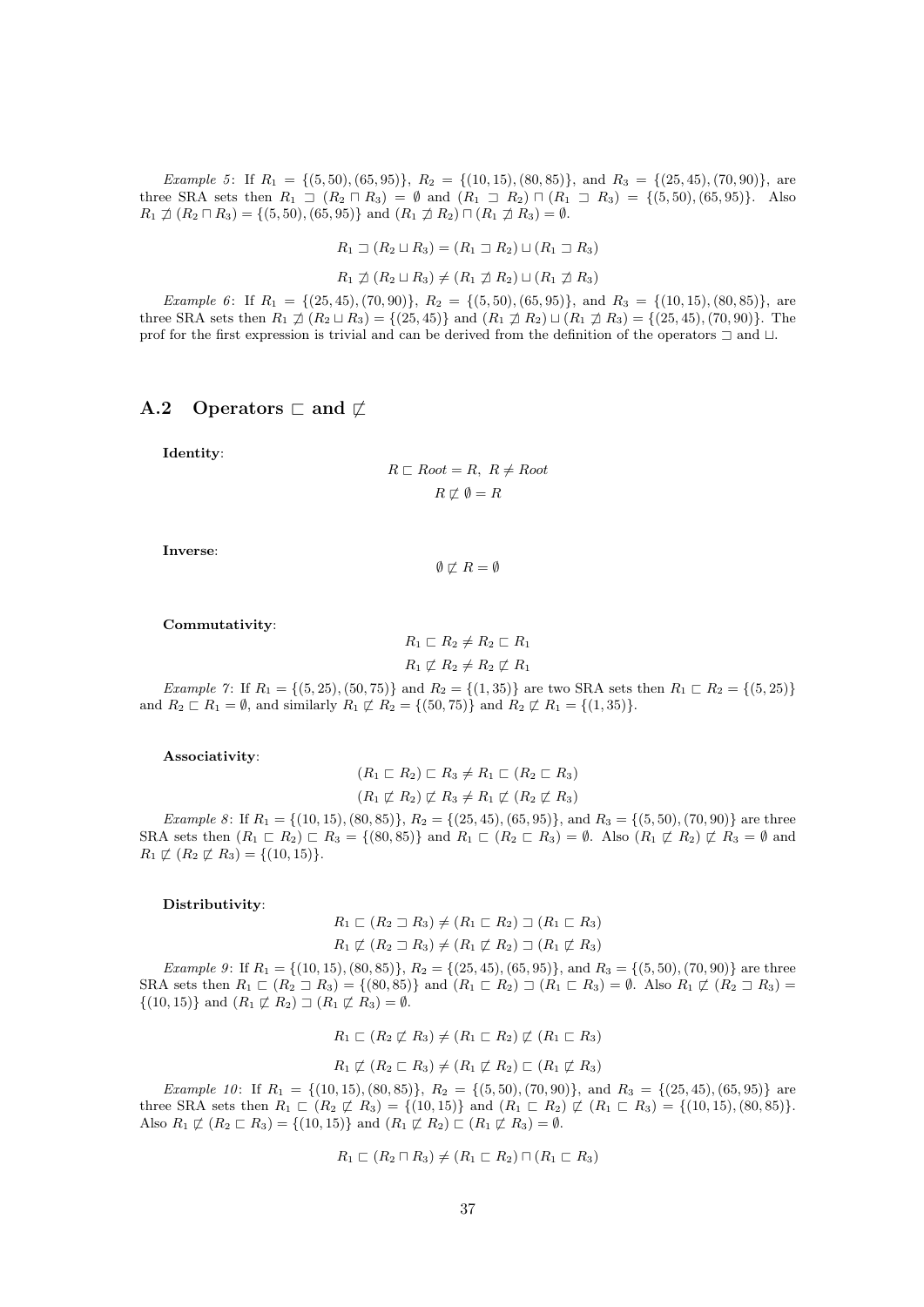*Example 5*: If $R_1 = \{(5,50),(65,95)\}$, $R_2 = \{(10,15),(80,85)\}$, and $R_3 = \{(25,45),(70,90)\}$, are three SRA sets then $R_1 \sqsupset (R_2 \sqcap R_3) = \emptyset$ and $(R_1 \sqsupset R_2) \sqcap (R_1 \sqsupset R_3) = \{(5,50),(65,95)\}$. Also $R_1 \not\sqsupset (R_2 \sqcap R_3) = \{(5,50),(65,95)\}$ and $(R_1 \not\sqsupset R_2) \sqcap (R_1 \not\sqsupset R_3) = \emptyset$.

$$R_1 \sqsupset (R_2 \sqcup R_3) = (R_1 \sqsupset R_2) \sqcup (R_1 \sqsupset R_3)$$

$$R_1 \not\sqsupset (R_2 \sqcup R_3) \neq (R_1 \not\sqsupset R_2) \sqcup (R_1 \not\sqsupset R_3)$$

*Example 6*: If $R_1 = \{(25,45),(70,90)\}$, $R_2 = \{(5,50),(65,95)\}$, and $R_3 = \{(10,15),(80,85)\}$, are three SRA sets then $R_1 \not\sqsupset (R_2 \sqcup R_3) = \{(25,45)\}$ and $(R_1 \not\sqsupset R_2) \sqcup (R_1 \not\sqsupset R_3) = \{(25,45),(70,90)\}$. The prof for the first expression is trivial and can be derived from the definition of the operators $\sqsupset$ and $\sqcup$.

## A.2 Operators $\sqsubset$ and $\not\sqsubset$

**Identity**:

$$R \sqsubset Root = R,\ R \neq Root$$

$$R \not\sqsubset \emptyset = R$$

**Inverse**:

$$\emptyset \not\sqsubset R = \emptyset$$

**Commutativity**:

$$R_1 \sqsubset R_2 \neq R_2 \sqsubset R_1$$

$$R_1 \not\sqsubset R_2 \neq R_2 \not\sqsubset R_1$$

*Example 7*: If $R_1 = \{(5,25),(50,75)\}$ and $R_2 = \{(1,35)\}$ are two SRA sets then $R_1 \sqsubset R_2 = \{(5,25)\}$ and $R_2 \sqsubset R_1 = \emptyset$, and similarly $R_1 \not\sqsubset R_2 = \{(50,75)\}$ and $R_2 \not\sqsubset R_1 = \{(1,35)\}$.

**Associativity**:

$$(R_1 \sqsubset R_2) \sqsubset R_3 \neq R_1 \sqsubset (R_2 \sqsubset R_3)$$

$$(R_1 \not\sqsubset R_2) \not\sqsubset R_3 \neq R_1 \not\sqsubset (R_2 \not\sqsubset R_3)$$

*Example 8*: If $R_1 = \{(10,15),(80,85)\}$, $R_2 = \{(25,45),(65,95)\}$, and $R_3 = \{(5,50),(70,90)\}$ are three SRA sets then $(R_1 \sqsubset R_2) \sqsubset R_3 = \{(80,85)\}$ and $R_1 \sqsubset (R_2 \sqsubset R_3) = \emptyset$. Also $(R_1 \not\sqsubset R_2) \not\sqsubset R_3 = \emptyset$ and $R_1 \not\sqsubset (R_2 \not\sqsubset R_3) = \{(10,15)\}$.

**Distributivity**:

$$R_1 \sqsubset (R_2 \sqsupset R_3) \neq (R_1 \sqsubset R_2) \sqsupset (R_1 \sqsubset R_3)$$

$$R_1 \not\sqsubset (R_2 \sqsupset R_3) \neq (R_1 \not\sqsubset R_2) \sqsupset (R_1 \not\sqsubset R_3)$$

*Example 9*: If $R_1 = \{(10,15),(80,85)\}$, $R_2 = \{(25,45),(65,95)\}$, and $R_3 = \{(5,50),(70,90)\}$ are three SRA sets then $R_1 \sqsubset (R_2 \sqsupset R_3) = \{(80,85)\}$ and $(R_1 \sqsubset R_2) \sqsupset (R_1 \sqsubset R_3) = \emptyset$. Also $R_1 \not\sqsubset (R_2 \sqsupset R_3) = \{(10,15)\}$ and $(R_1 \not\sqsubset R_2) \sqsupset (R_1 \not\sqsubset R_3) = \emptyset$.

$$R_1 \sqsubset (R_2 \not\sqsubset R_3) \neq (R_1 \sqsubset R_2) \not\sqsubset (R_1 \sqsubset R_3)$$

$$R_1 \not\sqsubset (R_2 \sqsubset R_3) \neq (R_1 \not\sqsubset R_2) \sqsubset (R_1 \not\sqsubset R_3)$$

*Example 10*: If $R_1 = \{(10,15),(80,85)\}$, $R_2 = \{(5,50),(70,90)\}$, and $R_3 = \{(25,45),(65,95)\}$ are three SRA sets then $R_1 \sqsubset (R_2 \not\sqsubset R_3) = \{(10,15)\}$ and $(R_1 \sqsubset R_2) \not\sqsubset (R_1 \sqsubset R_3) = \{(10,15),(80,85)\}$. Also $R_1 \not\sqsubset (R_2 \sqsubset R_3) = \{(10,15)\}$ and $(R_1 \not\sqsubset R_2) \sqsubset (R_1 \not\sqsubset R_3) = \emptyset$.

$$R_1 \sqsubset (R_2 \sqcap R_3) \neq (R_1 \sqsubset R_2) \sqcap (R_1 \sqsubset R_3)$$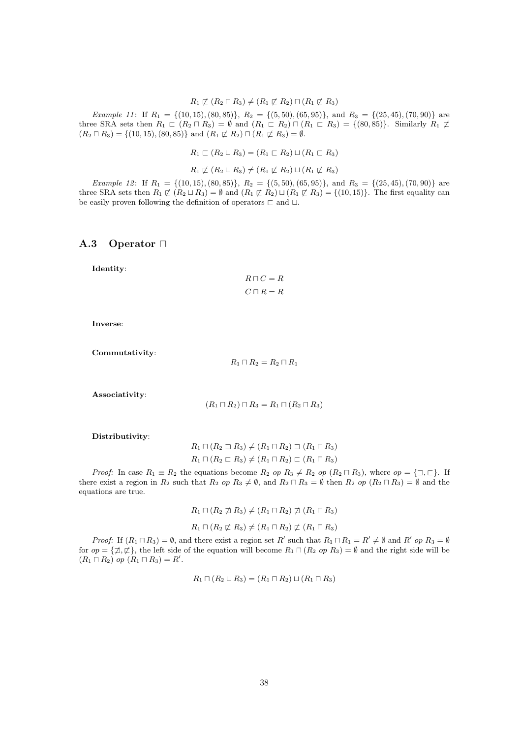$$R_1 \not\sqsubset (R_2 \sqcap R_3) \neq (R_1 \not\sqsubset R_2) \sqcap (R_1 \not\sqsubset R_3)$$

*Example 11*: If $R_1 = \{(10,15),(80,85)\}$, $R_2 = \{(5,50),(65,95)\}$, and $R_3 = \{(25,45),(70,90)\}$ are three SRA sets then $R_1 \sqsubset (R_2 \sqcap R_3) = \emptyset$ and $(R_1 \sqsubset R_2) \sqcap (R_1 \sqsubset R_3) = \{(80,85)\}$. Similarly $R_1 \not\sqsubset (R_2 \sqcap R_3) = \{(10,15),(80,85)\}$ and $(R_1 \not\sqsubset R_2) \sqcap (R_1 \not\sqsubset R_3) = \emptyset$.

$$R_1 \sqsubset (R_2 \sqcup R_3) = (R_1 \sqsubset R_2) \sqcup (R_1 \sqsubset R_3)$$

$$R_1 \not\sqsubset (R_2 \sqcup R_3) \neq (R_1 \not\sqsubset R_2) \sqcup (R_1 \not\sqsubset R_3)$$

*Example 12*: If $R_1 = \{(10,15),(80,85)\}$, $R_2 = \{(5,50),(65,95)\}$, and $R_3 = \{(25,45),(70,90)\}$ are three SRA sets then $R_1 \not\sqsubset (R_2 \sqcup R_3) = \emptyset$ and $(R_1 \not\sqsubset R_2) \sqcup (R_1 \not\sqsubset R_3) = \{(10,15)\}$. The first equality can be easily proven following the definition of operators $\sqsubset$ and $\sqcup$.

## A.3 Operator $\sqcap$

**Identity**:

$$R \sqcap C = R$$

$$C \sqcap R = R$$

**Inverse**:

**Commutativity**:

$$R_1 \sqcap R_2 = R_2 \sqcap R_1$$

**Associativity**:

$$(R_1 \sqcap R_2) \sqcap R_3 = R_1 \sqcap (R_2 \sqcap R_3)$$

**Distributivity**:

$$R_1 \sqcap (R_2 \sqsupset R_3) \neq (R_1 \sqcap R_2) \sqsupset (R_1 \sqcap R_3)$$

$$R_1 \sqcap (R_2 \sqsubset R_3) \neq (R_1 \sqcap R_2) \sqsubset (R_1 \sqcap R_3)$$

*Proof:* In case $R_1 \equiv R_2$ the equations become $R_2 \; op \; R_3 \neq R_2 \; op \; (R_2 \sqcap R_3)$, where $op = \{\sqsupset, \sqsubset\}$. If there exist a region in $R_2$ such that $R_2 \; op \; R_3 \neq \emptyset$, and $R_2 \sqcap R_3 = \emptyset$ then $R_2 \; op \; (R_2 \sqcap R_3) = \emptyset$ and the equations are true.

$$R_1 \sqcap (R_2 \not\sqsupset R_3) \neq (R_1 \sqcap R_2) \not\sqsupset (R_1 \sqcap R_3)$$

$$R_1 \sqcap (R_2 \not\sqsubset R_3) \neq (R_1 \sqcap R_2) \not\sqsubset (R_1 \sqcap R_3)$$

*Proof:* If $(R_1 \sqcap R_3) = \emptyset$, and there exist a region set $R'$ such that $R_1 \sqcap R_1 = R' \neq \emptyset$ and $R' \; op \; R_3 = \emptyset$ for $op = \{\not\sqsupset, \not\sqsubset\}$, the left side of the equation will become $R_1 \sqcap (R_2 \; op \; R_3) = \emptyset$ and the right side will be $(R_1 \sqcap R_2) \; op \; (R_1 \sqcap R_3) = R'$.

$$R_1 \sqcap (R_2 \sqcup R_3) = (R_1 \sqcap R_2) \sqcup (R_1 \sqcap R_3)$$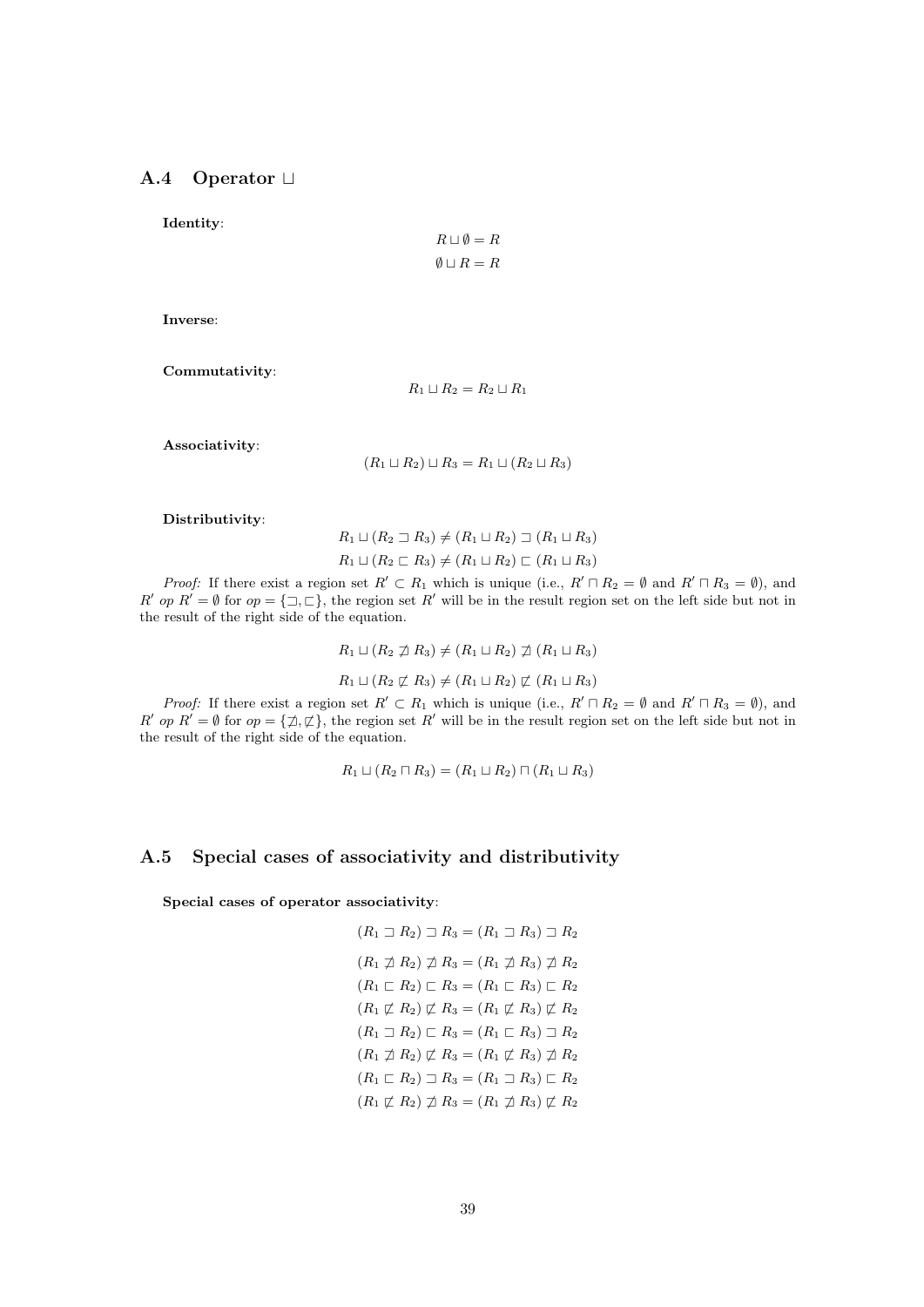### A.4 Operator $\sqcup$

**Identity**:

$$R \sqcup \emptyset = R$$
$$\emptyset \sqcup R = R$$

**Inverse**:

**Commutativity**:

$$R_1 \sqcup R_2 = R_2 \sqcup R_1$$

**Associativity**:

$$(R_1 \sqcup R_2) \sqcup R_3 = R_1 \sqcup (R_2 \sqcup R_3)$$

**Distributivity**:

$$R_1 \sqcup (R_2 \sqsupset R_3) \neq (R_1 \sqcup R_2) \sqsupset (R_1 \sqcup R_3)$$
$$R_1 \sqcup (R_2 \sqsubset R_3) \neq (R_1 \sqcup R_2) \sqsubset (R_1 \sqcup R_3)$$

*Proof:* If there exist a region set $R' \subset R_1$ which is unique (i.e., $R' \sqcap R_2 = \emptyset$ and $R' \sqcap R_3 = \emptyset$), and $R'$ *op* $R' = \emptyset$ for $op = \{\sqsupset, \sqsubset\}$, the region set $R'$ will be in the result region set on the left side but not in the result of the right side of the equation.

$$R_1 \sqcup (R_2 \not\sqsupset R_3) \neq (R_1 \sqcup R_2) \not\sqsupset (R_1 \sqcup R_3)$$

$$R_1 \sqcup (R_2 \not\sqsubset R_3) \neq (R_1 \sqcup R_2) \not\sqsubset (R_1 \sqcup R_3)$$

*Proof:* If there exist a region set $R' \subset R_1$ which is unique (i.e., $R' \sqcap R_2 = \emptyset$ and $R' \sqcap R_3 = \emptyset$), and $R'$ *op* $R' = \emptyset$ for $op = \{\not\sqsupset, \not\sqsubset\}$, the region set $R'$ will be in the result region set on the left side but not in the result of the right side of the equation.

$$R_1 \sqcup (R_2 \sqcap R_3) = (R_1 \sqcup R_2) \sqcap (R_1 \sqcup R_3)$$

### A.5 Special cases of associativity and distributivity

**Special cases of operator associativity**:

$$(R_1 \sqsupset R_2) \sqsupset R_3 = (R_1 \sqsupset R_3) \sqsupset R_2$$
$$(R_1 \not\sqsupset R_2) \not\sqsupset R_3 = (R_1 \not\sqsupset R_3) \not\sqsupset R_2$$
$$(R_1 \sqsubset R_2) \sqsubset R_3 = (R_1 \sqsubset R_3) \sqsubset R_2$$
$$(R_1 \not\sqsubset R_2) \not\sqsubset R_3 = (R_1 \not\sqsubset R_3) \not\sqsubset R_2$$
$$(R_1 \sqsupset R_2) \sqsubset R_3 = (R_1 \sqsubset R_3) \sqsupset R_2$$
$$(R_1 \not\sqsupset R_2) \not\sqsubset R_3 = (R_1 \not\sqsubset R_3) \not\sqsupset R_2$$
$$(R_1 \sqsubset R_2) \sqsupset R_3 = (R_1 \sqsupset R_3) \sqsubset R_2$$
$$(R_1 \not\sqsubset R_2) \not\sqsupset R_3 = (R_1 \not\sqsupset R_3) \not\sqsubset R_2$$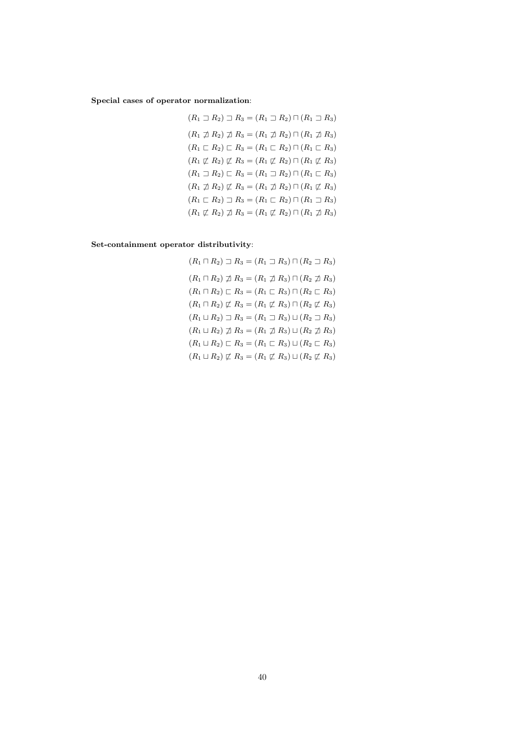**Special cases of operator normalization**:

$$(R_1 \sqsupset R_2) \sqsupset R_3 = (R_1 \sqsupset R_2) \sqcap (R_1 \sqsupset R_3)$$

$$(R_1 \not\sqsupset R_2) \not\sqsupset R_3 = (R_1 \not\sqsupset R_2) \sqcap (R_1 \not\sqsupset R_3)$$

$$(R_1 \sqsubset R_2) \sqsubset R_3 = (R_1 \sqsubset R_2) \sqcap (R_1 \sqsubset R_3)$$

$$(R_1 \not\sqsubset R_2) \not\sqsubset R_3 = (R_1 \not\sqsubset R_2) \sqcap (R_1 \not\sqsubset R_3)$$

$$(R_1 \sqsupset R_2) \sqsubset R_3 = (R_1 \sqsupset R_2) \sqcap (R_1 \sqsubset R_3)$$

$$(R_1 \not\sqsupset R_2) \not\sqsubset R_3 = (R_1 \not\sqsupset R_2) \sqcap (R_1 \not\sqsubset R_3)$$

$$(R_1 \sqsubset R_2) \sqsupset R_3 = (R_1 \sqsubset R_2) \sqcap (R_1 \sqsupset R_3)$$

$$(R_1 \not\sqsubset R_2) \not\sqsupset R_3 = (R_1 \not\sqsubset R_2) \sqcap (R_1 \not\sqsupset R_3)$$

**Set-containment operator distributivity**:

$$(R_1 \sqcap R_2) \sqsupset R_3 = (R_1 \sqsupset R_3) \sqcap (R_2 \sqsupset R_3)$$

$$(R_1 \sqcap R_2) \not\sqsupset R_3 = (R_1 \not\sqsupset R_3) \sqcap (R_2 \not\sqsupset R_3)$$

$$(R_1 \sqcap R_2) \sqsubset R_3 = (R_1 \sqsubset R_3) \sqcap (R_2 \sqsubset R_3)$$

$$(R_1 \sqcap R_2) \not\sqsubset R_3 = (R_1 \not\sqsubset R_3) \sqcap (R_2 \not\sqsubset R_3)$$

$$(R_1 \sqcup R_2) \sqsupset R_3 = (R_1 \sqsupset R_3) \sqcup (R_2 \sqsupset R_3)$$

$$(R_1 \sqcup R_2) \not\sqsupset R_3 = (R_1 \not\sqsupset R_3) \sqcup (R_2 \not\sqsupset R_3)$$

$$(R_1 \sqcup R_2) \sqsubset R_3 = (R_1 \sqsubset R_3) \sqcup (R_2 \sqsubset R_3)$$

$$(R_1 \sqcup R_2) \not\sqsubset R_3 = (R_1 \not\sqsubset R_3) \sqcup (R_2 \not\sqsubset R_3)$$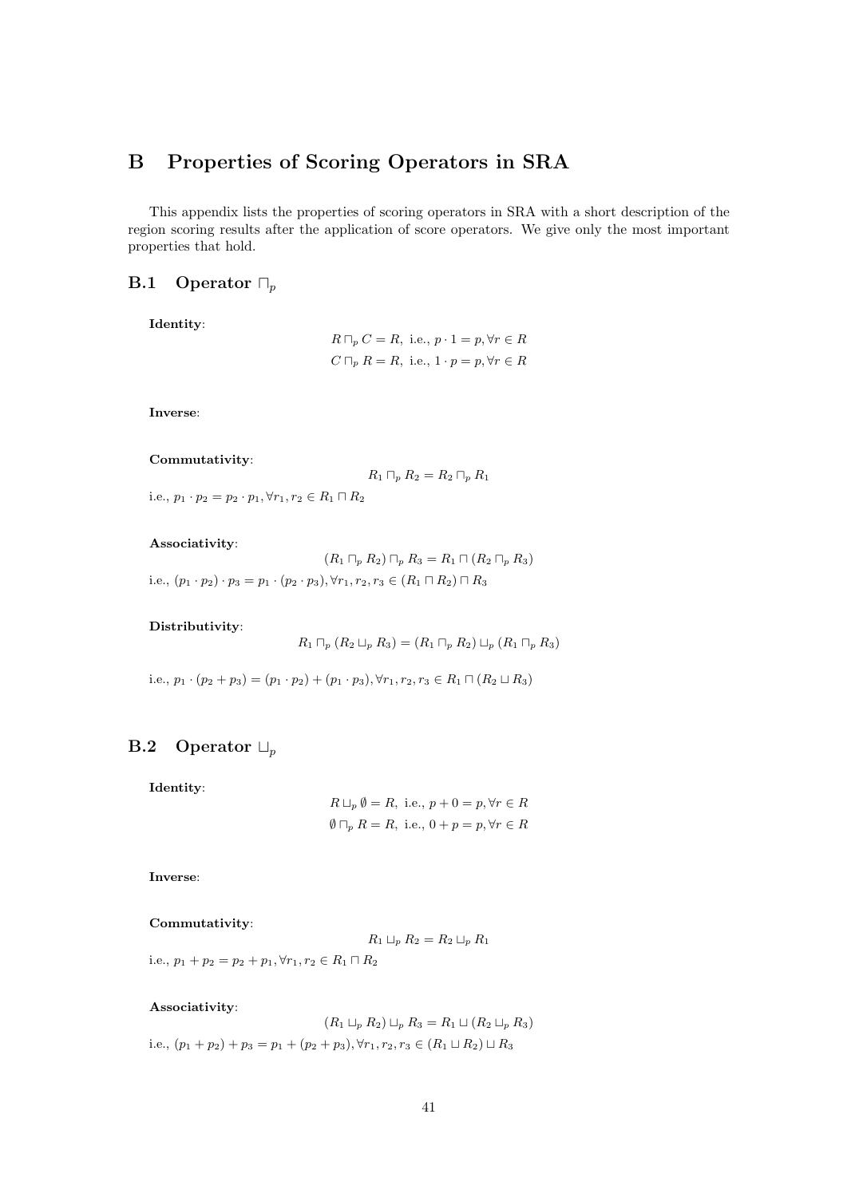# B Properties of Scoring Operators in SRA

This appendix lists the properties of scoring operators in SRA with a short description of the region scoring results after the application of score operators. We give only the most important properties that hold.

## B.1 Operator $\sqcap_p$

**Identity**:

$$R \sqcap_p C = R, \text{ i.e., } p \cdot 1 = p, \forall r \in R$$

$$C \sqcap_p R = R, \text{ i.e., } 1 \cdot p = p, \forall r \in R$$

**Inverse**:

**Commutativity**:

$$R_1 \sqcap_p R_2 = R_2 \sqcap_p R_1$$

i.e., $p_1 \cdot p_2 = p_2 \cdot p_1, \forall r_1, r_2 \in R_1 \sqcap R_2$

**Associativity**:

$$(R_1 \sqcap_p R_2) \sqcap_p R_3 = R_1 \sqcap (R_2 \sqcap_p R_3)$$

i.e., $(p_1 \cdot p_2) \cdot p_3 = p_1 \cdot (p_2 \cdot p_3), \forall r_1, r_2, r_3 \in (R_1 \sqcap R_2) \sqcap R_3$

**Distributivity**:

$$R_1 \sqcap_p (R_2 \sqcup_p R_3) = (R_1 \sqcap_p R_2) \sqcup_p (R_1 \sqcap_p R_3)$$

i.e., $p_1 \cdot (p_2 + p_3) = (p_1 \cdot p_2) + (p_1 \cdot p_3), \forall r_1, r_2, r_3 \in R_1 \sqcap (R_2 \sqcup R_3)$

## B.2 Operator $\sqcup_p$

**Identity**:

$$R \sqcup_p \emptyset = R, \text{ i.e., } p + 0 = p, \forall r \in R$$

$$\emptyset \sqcap_p R = R, \text{ i.e., } 0 + p = p, \forall r \in R$$

**Inverse**:

**Commutativity**:

$$R_1 \sqcup_p R_2 = R_2 \sqcup_p R_1$$

i.e., $p_1 + p_2 = p_2 + p_1, \forall r_1, r_2 \in R_1 \sqcap R_2$

**Associativity**:

$$(R_1 \sqcup_p R_2) \sqcup_p R_3 = R_1 \sqcup (R_2 \sqcup_p R_3)$$

i.e., $(p_1 + p_2) + p_3 = p_1 + (p_2 + p_3), \forall r_1, r_2, r_3 \in (R_1 \sqcup R_2) \sqcup R_3$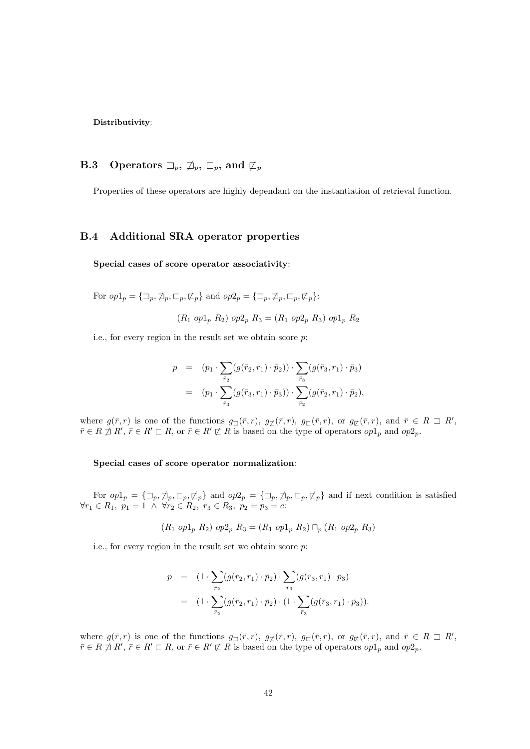**Distributivity**:

## B.3 Operators $\sqsupset_p$, $\not\sqsupset_p$, $\sqsubset_p$, and $\not\sqsubset_p$

Properties of these operators are highly dependant on the instantiation of retrieval function.

## B.4 Additional SRA operator properties

**Special cases of score operator associativity**:

For $op1_p = \{\sqsupset_p, \not\sqsupset_p, \sqsubset_p, \not\sqsubset_p\}$ and $op2_p = \{\sqsupset_p, \not\sqsupset_p, \sqsubset_p, \not\sqsubset_p\}$:

$$(R_1 \; op1_p \; R_2) \; op2_p \; R_3 = (R_1 \; op2_p \; R_3) \; op1_p \; R_2$$

i.e., for every region in the result set we obtain score $p$:

$$\begin{aligned} p &= (p_1 \cdot \sum_{\bar{r}_2} (g(\bar{r}_2, r_1) \cdot \bar{p}_2)) \cdot \sum_{\bar{r}_3} (g(\bar{r}_3, r_1) \cdot \bar{p}_3) \\ &= (p_1 \cdot \sum_{\bar{r}_3} (g(\bar{r}_3, r_1) \cdot \bar{p}_3)) \cdot \sum_{\bar{r}_2} (g(\bar{r}_2, r_1) \cdot \bar{p}_2), \end{aligned}$$

where $g(\bar{r}, r)$ is one of the functions $g_{\sqsupset}(\bar{r}, r)$, $g_{\not\sqsupset}(\bar{r}, r)$, $g_{\sqsubset}(\bar{r}, r)$, or $g_{\not\sqsubset}(\bar{r}, r)$, and $\bar{r} \in R \sqsupset R'$, $\bar{r} \in R \not\sqsupset R'$, $\bar{r} \in R' \sqsubset R$, or $\bar{r} \in R' \not\sqsubset R$ is based on the type of operators $op1_p$ and $op2_p$.

**Special cases of score operator normalization**:

For $op1_p = \{\sqsupset_p, \not\sqsupset_p, \sqsubset_p, \not\sqsubset_p\}$ and $op2_p = \{\sqsupset_p, \not\sqsupset_p, \sqsubset_p, \not\sqsubset_p\}$ and if next condition is satisfied $\forall r_1 \in R_1, \; p_1 = 1 \; \wedge \; \forall r_2 \in R_2, \; r_3 \in R_3, \; p_2 = p_3 = c$:

$$(R_1 \; op1_p \; R_2) \; op2_p \; R_3 = (R_1 \; op1_p \; R_2) \sqcap_p (R_1 \; op2_p \; R_3)$$

i.e., for every region in the result set we obtain score $p$:

$$\begin{aligned} p &= (1 \cdot \sum_{\bar{r}_2} (g(\bar{r}_2, r_1) \cdot \bar{p}_2) \cdot \sum_{\bar{r}_3} (g(\bar{r}_3, r_1) \cdot \bar{p}_3) \\ &= (1 \cdot \sum_{\bar{r}_2} (g(\bar{r}_2, r_1) \cdot \bar{p}_2) \cdot (1 \cdot \sum_{\bar{r}_3} (g(\bar{r}_3, r_1) \cdot \bar{p}_3)). \end{aligned}$$

where $g(\bar{r}, r)$ is one of the functions $g_{\sqsupset}(\bar{r}, r)$, $g_{\not\sqsupset}(\bar{r}, r)$, $g_{\sqsubset}(\bar{r}, r)$, or $g_{\not\sqsubset}(\bar{r}, r)$, and $\bar{r} \in R \sqsupset R'$, $\bar{r} \in R \not\sqsupset R'$, $\bar{r} \in R' \sqsubset R$, or $\bar{r} \in R' \not\sqsubset R$ is based on the type of operators $op1_p$ and $op2_p$.